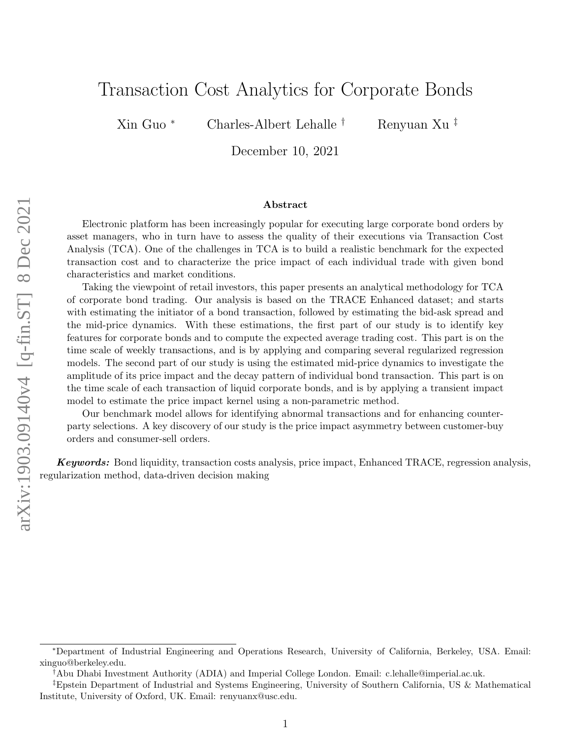# Transaction Cost Analytics for Corporate Bonds

Xin Guo [*] Charles-Albert Lehalle [†] Renyuan Xu [‡]

December 10, 2021

## Abstract

Electronic platform has been increasingly popular for executing large corporate bond orders by asset managers, who in turn have to assess the quality of their executions via Transaction Cost Analysis (TCA). One of the challenges in TCA is to build a realistic benchmark for the expected transaction cost and to characterize the price impact of each individual trade with given bond characteristics and market conditions.

Taking the viewpoint of retail investors, this paper presents an analytical methodology for TCA of corporate bond trading. Our analysis is based on the TRACE Enhanced dataset; and starts with estimating the initiator of a bond transaction, followed by estimating the bid-ask spread and the mid-price dynamics. With these estimations, the first part of our study is to identify key features for corporate bonds and to compute the expected average trading cost. This part is on the time scale of weekly transactions, and is by applying and comparing several regularized regression models. The second part of our study is using the estimated mid-price dynamics to investigate the amplitude of its price impact and the decay pattern of individual bond transaction. This part is on the time scale of each transaction of liquid corporate bonds, and is by applying a transient impact model to estimate the price impact kernel using a non-parametric method.

Our benchmark model allows for identifying abnormal transactions and for enhancing counterparty selections. A key discovery of our study is the price impact asymmetry between customer-buy orders and consumer-sell orders.

***Keywords:*** Bond liquidity, transaction costs analysis, price impact, Enhanced TRACE, regression analysis, regularization method, data-driven decision making

---

[*] Department of Industrial Engineering and Operations Research, University of California, Berkeley, USA. Email: xinguo@berkeley.edu.

[†] Abu Dhabi Investment Authority (ADIA) and Imperial College London. Email: c.lehalle@imperial.ac.uk.

[‡] Epstein Department of Industrial and Systems Engineering, University of Southern California, US & Mathematical Institute, University of Oxford, UK. Email: renyuanx@usc.edu.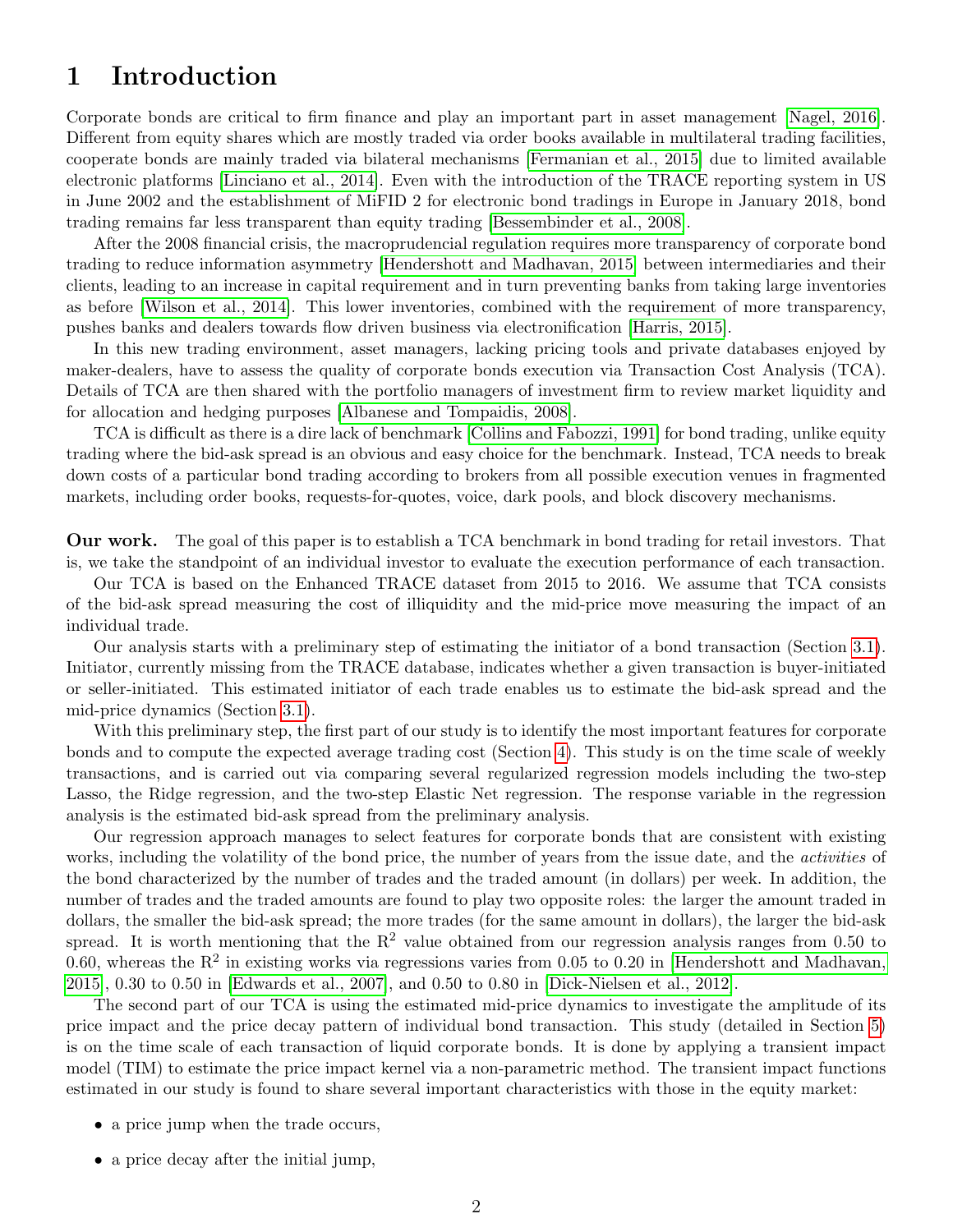# 1 Introduction

Corporate bonds are critical to firm finance and play an important part in asset management [Nagel, 2016]. Different from equity shares which are mostly traded via order books available in multilateral trading facilities, cooperate bonds are mainly traded via bilateral mechanisms [Fermanian et al., 2015] due to limited available electronic platforms [Linciano et al., 2014]. Even with the introduction of the TRACE reporting system in US in June 2002 and the establishment of MiFID 2 for electronic bond tradings in Europe in January 2018, bond trading remains far less transparent than equity trading [Bessembinder et al., 2008].

After the 2008 financial crisis, the macroprudencial regulation requires more transparency of corporate bond trading to reduce information asymmetry [Hendershott and Madhavan, 2015] between intermediaries and their clients, leading to an increase in capital requirement and in turn preventing banks from taking large inventories as before [Wilson et al., 2014]. This lower inventories, combined with the requirement of more transparency, pushes banks and dealers towards flow driven business via electronification [Harris, 2015].

In this new trading environment, asset managers, lacking pricing tools and private databases enjoyed by maker-dealers, have to assess the quality of corporate bonds execution via Transaction Cost Analysis (TCA). Details of TCA are then shared with the portfolio managers of investment firm to review market liquidity and for allocation and hedging purposes [Albanese and Tompaidis, 2008].

TCA is difficult as there is a dire lack of benchmark [Collins and Fabozzi, 1991] for bond trading, unlike equity trading where the bid-ask spread is an obvious and easy choice for the benchmark. Instead, TCA needs to break down costs of a particular bond trading according to brokers from all possible execution venues in fragmented markets, including order books, requests-for-quotes, voice, dark pools, and block discovery mechanisms.

**Our work.** The goal of this paper is to establish a TCA benchmark in bond trading for retail investors. That is, we take the standpoint of an individual investor to evaluate the execution performance of each transaction.

Our TCA is based on the Enhanced TRACE dataset from 2015 to 2016. We assume that TCA consists of the bid-ask spread measuring the cost of illiquidity and the mid-price move measuring the impact of an individual trade.

Our analysis starts with a preliminary step of estimating the initiator of a bond transaction (Section 3.1). Initiator, currently missing from the TRACE database, indicates whether a given transaction is buyer-initiated or seller-initiated. This estimated initiator of each trade enables us to estimate the bid-ask spread and the mid-price dynamics (Section 3.1).

With this preliminary step, the first part of our study is to identify the most important features for corporate bonds and to compute the expected average trading cost (Section 4). This study is on the time scale of weekly transactions, and is carried out via comparing several regularized regression models including the two-step Lasso, the Ridge regression, and the two-step Elastic Net regression. The response variable in the regression analysis is the estimated bid-ask spread from the preliminary analysis.

Our regression approach manages to select features for corporate bonds that are consistent with existing works, including the volatility of the bond price, the number of years from the issue date, and the *activities* of the bond characterized by the number of trades and the traded amount (in dollars) per week. In addition, the number of trades and the traded amounts are found to play two opposite roles: the larger the amount traded in dollars, the smaller the bid-ask spread; the more trades (for the same amount in dollars), the larger the bid-ask spread. It is worth mentioning that the $R^2$ value obtained from our regression analysis ranges from 0.50 to 0.60, whereas the $R^2$ in existing works via regressions varies from 0.05 to 0.20 in [Hendershott and Madhavan, 2015], 0.30 to 0.50 in [Edwards et al., 2007], and 0.50 to 0.80 in [Dick-Nielsen et al., 2012].

The second part of our TCA is using the estimated mid-price dynamics to investigate the amplitude of its price impact and the price decay pattern of individual bond transaction. This study (detailed in Section 5) is on the time scale of each transaction of liquid corporate bonds. It is done by applying a transient impact model (TIM) to estimate the price impact kernel via a non-parametric method. The transient impact functions estimated in our study is found to share several important characteristics with those in the equity market:

- a price jump when the trade occurs,
- a price decay after the initial jump,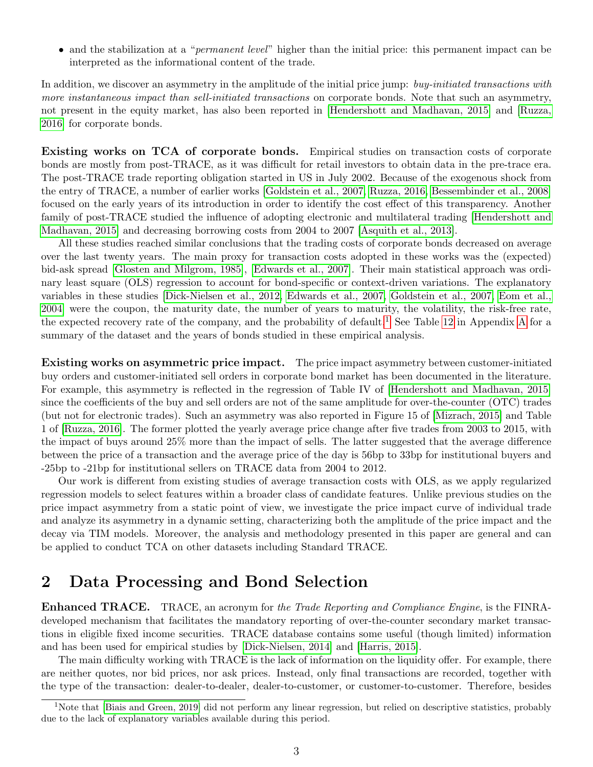- and the stabilization at a "*permanent level*" higher than the initial price: this permanent impact can be interpreted as the informational content of the trade.

In addition, we discover an asymmetry in the amplitude of the initial price jump: *buy-initiated transactions with more instantaneous impact than sell-initiated transactions* on corporate bonds. Note that such an asymmetry, not present in the equity market, has also been reported in [Hendershott and Madhavan, 2015] and [Ruzza, 2016] for corporate bonds.

**Existing works on TCA of corporate bonds.** Empirical studies on transaction costs of corporate bonds are mostly from post-TRACE, as it was difficult for retail investors to obtain data in the pre-trace era. The post-TRACE trade reporting obligation started in US in July 2002. Because of the exogenous shock from the entry of TRACE, a number of earlier works [Goldstein et al., 2007, Ruzza, 2016, Bessembinder et al., 2008] focused on the early years of its introduction in order to identify the cost effect of this transparency. Another family of post-TRACE studied the influence of adopting electronic and multilateral trading [Hendershott and Madhavan, 2015] and decreasing borrowing costs from 2004 to 2007 [Asquith et al., 2013].

All these studies reached similar conclusions that the trading costs of corporate bonds decreased on average over the last twenty years. The main proxy for transaction costs adopted in these works was the (expected) bid-ask spread [Glosten and Milgrom, 1985], [Edwards et al., 2007]. Their main statistical approach was ordinary least square (OLS) regression to account for bond-specific or context-driven variations. The explanatory variables in these studies [Dick-Nielsen et al., 2012, Edwards et al., 2007, Goldstein et al., 2007, Eom et al., 2004] were the coupon, the maturity date, the number of years to maturity, the volatility, the risk-free rate, the expected recovery rate of the company, and the probability of default.[1] See Table 12 in Appendix A for a summary of the dataset and the years of bonds studied in these empirical analysis.

**Existing works on asymmetric price impact.** The price impact asymmetry between customer-initiated buy orders and customer-initiated sell orders in corporate bond market has been documented in the literature. For example, this asymmetry is reflected in the regression of Table IV of [Hendershott and Madhavan, 2015] since the coefficients of the buy and sell orders are not of the same amplitude for over-the-counter (OTC) trades (but not for electronic trades). Such an asymmetry was also reported in Figure 15 of [Mizrach, 2015] and Table 1 of [Ruzza, 2016]. The former plotted the yearly average price change after five trades from 2003 to 2015, with the impact of buys around 25% more than the impact of sells. The latter suggested that the average difference between the price of a transaction and the average price of the day is 56bp to 33bp for institutional buyers and -25bp to -21bp for institutional sellers on TRACE data from 2004 to 2012.

Our work is different from existing studies of average transaction costs with OLS, as we apply regularized regression models to select features within a broader class of candidate features. Unlike previous studies on the price impact asymmetry from a static point of view, we investigate the price impact curve of individual trade and analyze its asymmetry in a dynamic setting, characterizing both the amplitude of the price impact and the decay via TIM models. Moreover, the analysis and methodology presented in this paper are general and can be applied to conduct TCA on other datasets including Standard TRACE.

# 2 Data Processing and Bond Selection

**Enhanced TRACE.** TRACE, an acronym for *the Trade Reporting and Compliance Engine*, is the FINRA-developed mechanism that facilitates the mandatory reporting of over-the-counter secondary market transactions in eligible fixed income securities. TRACE database contains some useful (though limited) information and has been used for empirical studies by [Dick-Nielsen, 2014] and [Harris, 2015].

The main difficulty working with TRACE is the lack of information on the liquidity offer. For example, there are neither quotes, nor bid prices, nor ask prices. Instead, only final transactions are recorded, together with the type of the transaction: dealer-to-dealer, dealer-to-customer, or customer-to-customer. Therefore, besides

[1] Note that [Biais and Green, 2019] did not perform any linear regression, but relied on descriptive statistics, probably due to the lack of explanatory variables available during this period.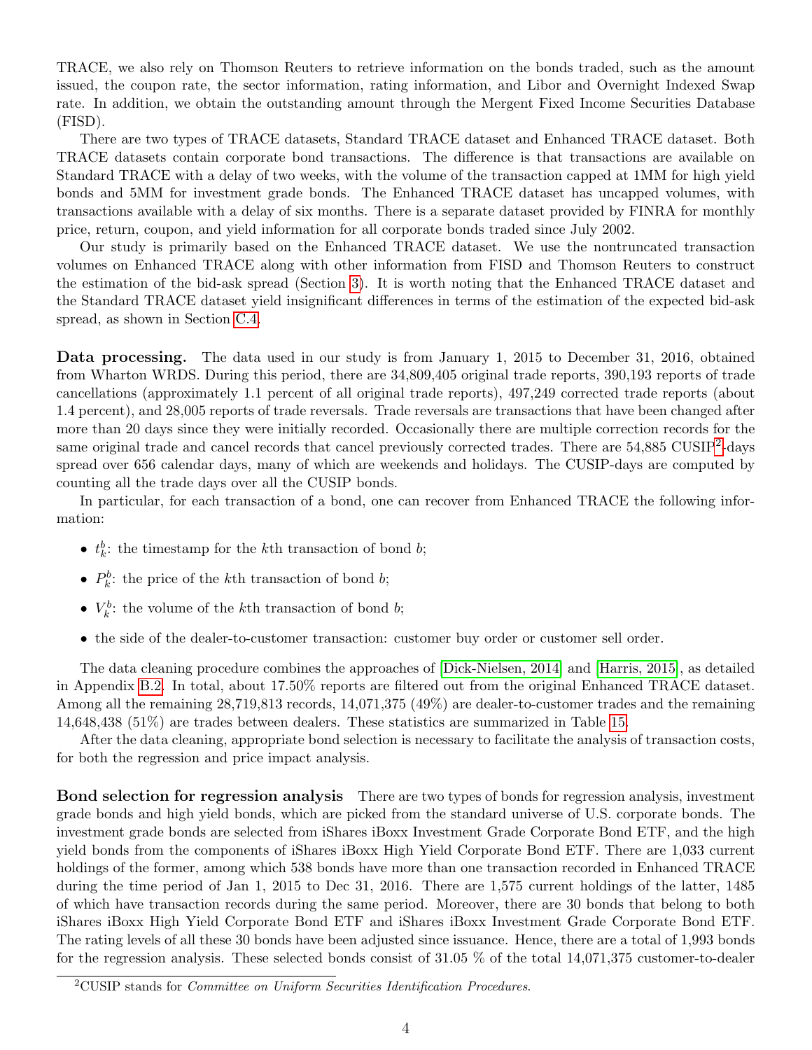TRACE, we also rely on Thomson Reuters to retrieve information on the bonds traded, such as the amount issued, the coupon rate, the sector information, rating information, and Libor and Overnight Indexed Swap rate. In addition, we obtain the outstanding amount through the Mergent Fixed Income Securities Database (FISD).

There are two types of TRACE datasets, Standard TRACE dataset and Enhanced TRACE dataset. Both TRACE datasets contain corporate bond transactions. The difference is that transactions are available on Standard TRACE with a delay of two weeks, with the volume of the transaction capped at 1MM for high yield bonds and 5MM for investment grade bonds. The Enhanced TRACE dataset has uncapped volumes, with transactions available with a delay of six months. There is a separate dataset provided by FINRA for monthly price, return, coupon, and yield information for all corporate bonds traded since July 2002.

Our study is primarily based on the Enhanced TRACE dataset. We use the nontruncated transaction volumes on Enhanced TRACE along with other information from FISD and Thomson Reuters to construct the estimation of the bid-ask spread (Section 3). It is worth noting that the Enhanced TRACE dataset and the Standard TRACE dataset yield insignificant differences in terms of the estimation of the expected bid-ask spread, as shown in Section C.4.

**Data processing.** The data used in our study is from January 1, 2015 to December 31, 2016, obtained from Wharton WRDS. During this period, there are 34,809,405 original trade reports, 390,193 reports of trade cancellations (approximately 1.1 percent of all original trade reports), 497,249 corrected trade reports (about 1.4 percent), and 28,005 reports of trade reversals. Trade reversals are transactions that have been changed after more than 20 days since they were initially recorded. Occasionally there are multiple correction records for the same original trade and cancel records that cancel previously corrected trades. There are 54,885 CUSIP[2]-days spread over 656 calendar days, many of which are weekends and holidays. The CUSIP-days are computed by counting all the trade days over all the CUSIP bonds.

In particular, for each transaction of a bond, one can recover from Enhanced TRACE the following information:

- $t_k^b$: the timestamp for the $k$th transaction of bond $b$;
- $P_k^b$: the price of the $k$th transaction of bond $b$;
- $V_k^b$: the volume of the $k$th transaction of bond $b$;
- the side of the dealer-to-customer transaction: customer buy order or customer sell order.

The data cleaning procedure combines the approaches of [Dick-Nielsen, 2014] and [Harris, 2015], as detailed in Appendix B.2. In total, about 17.50% reports are filtered out from the original Enhanced TRACE dataset. Among all the remaining 28,719,813 records, 14,071,375 (49%) are dealer-to-customer trades and the remaining 14,648,438 (51%) are trades between dealers. These statistics are summarized in Table 15.

After the data cleaning, appropriate bond selection is necessary to facilitate the analysis of transaction costs, for both the regression and price impact analysis.

**Bond selection for regression analysis** There are two types of bonds for regression analysis, investment grade bonds and high yield bonds, which are picked from the standard universe of U.S. corporate bonds. The investment grade bonds are selected from iShares iBoxx Investment Grade Corporate Bond ETF, and the high yield bonds from the components of iShares iBoxx High Yield Corporate Bond ETF. There are 1,033 current holdings of the former, among which 538 bonds have more than one transaction recorded in Enhanced TRACE during the time period of Jan 1, 2015 to Dec 31, 2016. There are 1,575 current holdings of the latter, 1485 of which have transaction records during the same period. Moreover, there are 30 bonds that belong to both iShares iBoxx High Yield Corporate Bond ETF and iShares iBoxx Investment Grade Corporate Bond ETF. The rating levels of all these 30 bonds have been adjusted since issuance. Hence, there are a total of 1,993 bonds for the regression analysis. These selected bonds consist of 31.05 % of the total 14,071,375 customer-to-dealer

[2]CUSIP stands for *Committee on Uniform Securities Identification Procedures*.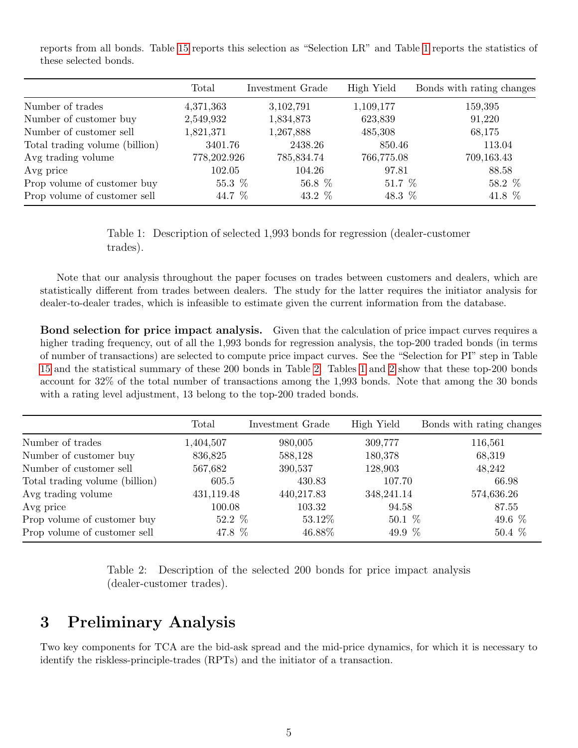reports from all bonds. Table 15 reports this selection as "Selection LR" and Table 1 reports the statistics of these selected bonds.

| | Total | Investment Grade | High Yield | Bonds with rating changes |
|---|---|---|---|---|
| Number of trades | 4,371,363 | 3,102,791 | 1,109,177 | 159,395 |
| Number of customer buy | 2,549,932 | 1,834,873 | 623,839 | 91,220 |
| Number of customer sell | 1,821,371 | 1,267,888 | 485,308 | 68,175 |
| Total trading volume (billion) | 3401.76 | 2438.26 | 850.46 | 113.04 |
| Avg trading volume | 778,202.926 | 785,834.74 | 766,775.08 | 709,163.43 |
| Avg price | 102.05 | 104.26 | 97.81 | 88.58 |
| Prop volume of customer buy | 55.3 % | 56.8 % | 51.7 % | 58.2 % |
| Prop volume of customer sell | 44.7 % | 43.2 % | 48.3 % | 41.8 % |

Table 1: Description of selected 1,993 bonds for regression (dealer-customer trades).

Note that our analysis throughout the paper focuses on trades between customers and dealers, which are statistically different from trades between dealers. The study for the latter requires the initiator analysis for dealer-to-dealer trades, which is infeasible to estimate given the current information from the database.

**Bond selection for price impact analysis.** Given that the calculation of price impact curves requires a higher trading frequency, out of all the 1,993 bonds for regression analysis, the top-200 traded bonds (in terms of number of transactions) are selected to compute price impact curves. See the "Selection for PI" step in Table 15 and the statistical summary of these 200 bonds in Table 2. Tables 1 and 2 show that these top-200 bonds account for 32% of the total number of transactions among the 1,993 bonds. Note that among the 30 bonds with a rating level adjustment, 13 belong to the top-200 traded bonds.

| | Total | Investment Grade | High Yield | Bonds with rating changes |
|---|---|---|---|---|
| Number of trades | 1,404,507 | 980,005 | 309,777 | 116,561 |
| Number of customer buy | 836,825 | 588,128 | 180,378 | 68,319 |
| Number of customer sell | 567,682 | 390,537 | 128,903 | 48,242 |
| Total trading volume (billion) | 605.5 | 430.83 | 107.70 | 66.98 |
| Avg trading volume | 431,119.48 | 440,217.83 | 348,241.14 | 574,636.26 |
| Avg price | 100.08 | 103.32 | 94.58 | 87.55 |
| Prop volume of customer buy | 52.2 % | 53.12% | 50.1 % | 49.6 % |
| Prop volume of customer sell | 47.8 % | 46.88% | 49.9 % | 50.4 % |

Table 2: Description of the selected 200 bonds for price impact analysis (dealer-customer trades).

# 3 Preliminary Analysis

Two key components for TCA are the bid-ask spread and the mid-price dynamics, for which it is necessary to identify the riskless-principle-trades (RPTs) and the initiator of a transaction.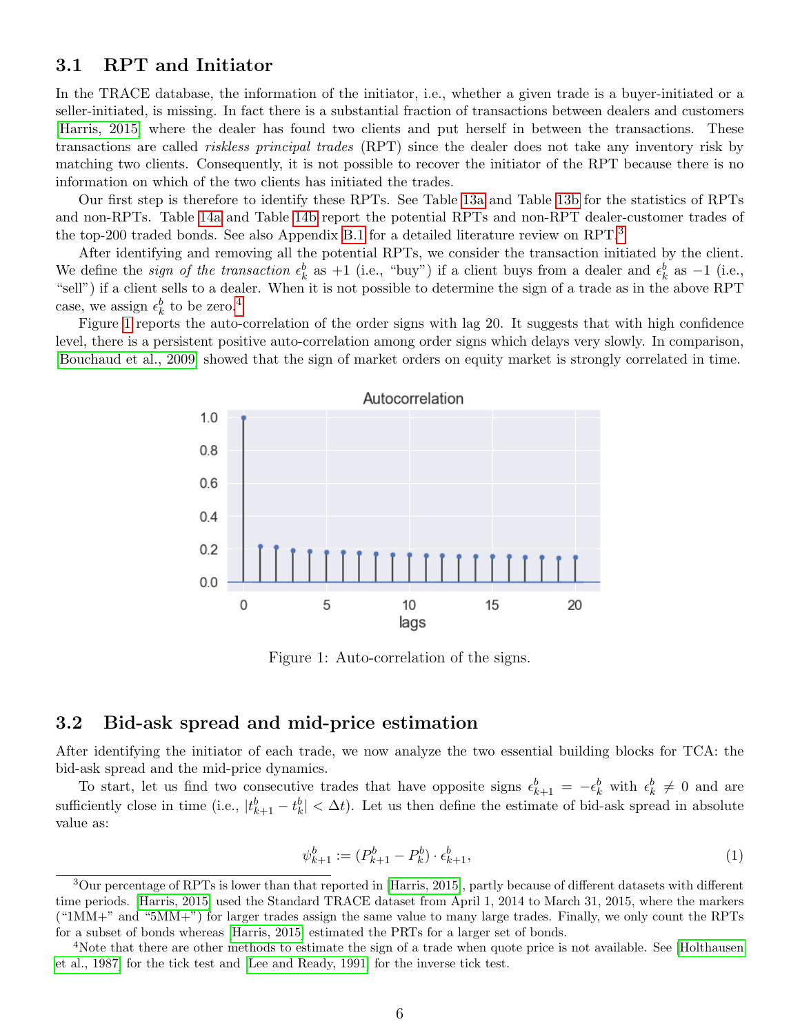### 3.1 RPT and Initiator

In the TRACE database, the information of the initiator, i.e., whether a given trade is a buyer-initiated or a seller-initiated, is missing. In fact there is a substantial fraction of transactions between dealers and customers [Harris, 2015] where the dealer has found two clients and put herself in between the transactions. These transactions are called *riskless principal trades* (RPT) since the dealer does not take any inventory risk by matching two clients. Consequently, it is not possible to recover the initiator of the RPT because there is no information on which of the two clients has initiated the trades.

Our first step is therefore to identify these RPTs. See Table 13a and Table 13b for the statistics of RPTs and non-RPTs. Table 14a and Table 14b report the potential RPTs and non-RPT dealer-customer trades of the top-200 traded bonds. See also Appendix B.1 for a detailed literature review on RPT.[3]

After identifying and removing all the potential RPTs, we consider the transaction initiated by the client. We define the *sign of the transaction* $\epsilon_k^b$ as $+1$ (i.e., "buy") if a client buys from a dealer and $\epsilon_k^b$ as $-1$ (i.e., "sell") if a client sells to a dealer. When it is not possible to determine the sign of a trade as in the above RPT case, we assign $\epsilon_k^b$ to be zero.[4]

Figure 1 reports the auto-correlation of the order signs with lag 20. It suggests that with high confidence level, there is a persistent positive auto-correlation among order signs which delays very slowly. In comparison, [Bouchaud et al., 2009] showed that the sign of market orders on equity market is strongly correlated in time.

Figure 1: Auto-correlation of the signs.

### 3.2 Bid-ask spread and mid-price estimation

After identifying the initiator of each trade, we now analyze the two essential building blocks for TCA: the bid-ask spread and the mid-price dynamics.

To start, let us find two consecutive trades that have opposite signs $\epsilon_{k+1}^b = -\epsilon_k^b$ with $\epsilon_k^b \neq 0$ and are sufficiently close in time (i.e., $|t_{k+1}^b - t_k^b| < \Delta t$). Let us then define the estimate of bid-ask spread in absolute value as:

$$\psi_{k+1}^b := (P_{k+1}^b - P_k^b) \cdot \epsilon_{k+1}^b, \tag{1}$$

[3] Our percentage of RPTs is lower than that reported in [Harris, 2015], partly because of different datasets with different time periods. [Harris, 2015] used the Standard TRACE dataset from April 1, 2014 to March 31, 2015, where the markers ("1MM+" and "5MM+") for larger trades assign the same value to many large trades. Finally, we only count the RPTs for a subset of bonds whereas [Harris, 2015] estimated the PRTs for a larger set of bonds.

[4] Note that there are other methods to estimate the sign of a trade when quote price is not available. See [Holthausen et al., 1987] for the tick test and [Lee and Ready, 1991] for the inverse tick test.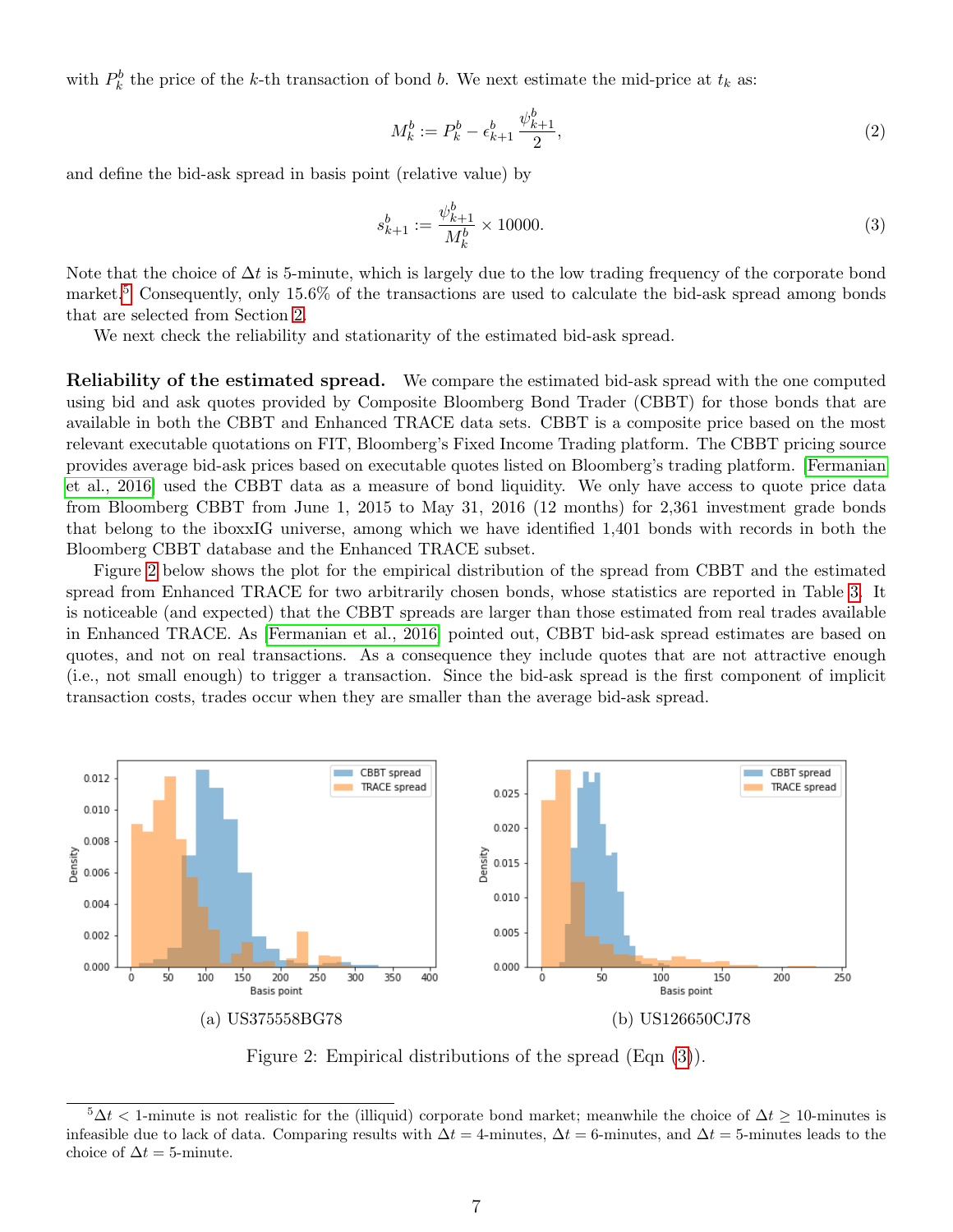with $P_k^b$ the price of the $k$-th transaction of bond $b$. We next estimate the mid-price at $t_k$ as:

$$M_k^b := P_k^b - \epsilon_{k+1}^b \frac{\psi_{k+1}^b}{2}, \tag{2}$$

and define the bid-ask spread in basis point (relative value) by

$$s_{k+1}^b := \frac{\psi_{k+1}^b}{M_k^b} \times 10000. \tag{3}$$

Note that the choice of $\Delta t$ is 5-minute, which is largely due to the low trading frequency of the corporate bond market.[5] Consequently, only 15.6% of the transactions are used to calculate the bid-ask spread among bonds that are selected from Section 2.

We next check the reliability and stationarity of the estimated bid-ask spread.

**Reliability of the estimated spread.** We compare the estimated bid-ask spread with the one computed using bid and ask quotes provided by Composite Bloomberg Bond Trader (CBBT) for those bonds that are available in both the CBBT and Enhanced TRACE data sets. CBBT is a composite price based on the most relevant executable quotations on FIT, Bloomberg's Fixed Income Trading platform. The CBBT pricing source provides average bid-ask prices based on executable quotes listed on Bloomberg's trading platform. [Fermanian et al., 2016] used the CBBT data as a measure of bond liquidity. We only have access to quote price data from Bloomberg CBBT from June 1, 2015 to May 31, 2016 (12 months) for 2,361 investment grade bonds that belong to the iboxxIG universe, among which we have identified 1,401 bonds with records in both the Bloomberg CBBT database and the Enhanced TRACE subset.

Figure 2 below shows the plot for the empirical distribution of the spread from CBBT and the estimated spread from Enhanced TRACE for two arbitrarily chosen bonds, whose statistics are reported in Table 3. It is noticeable (and expected) that the CBBT spreads are larger than those estimated from real trades available in Enhanced TRACE. As [Fermanian et al., 2016] pointed out, CBBT bid-ask spread estimates are based on quotes, and not on real transactions. As a consequence they include quotes that are not attractive enough (i.e., not small enough) to trigger a transaction. Since the bid-ask spread is the first component of implicit transaction costs, trades occur when they are smaller than the average bid-ask spread.

(a) US375558BG78

(b) US126650CJ78

Figure 2: Empirical distributions of the spread (Eqn (3)).

[5] $\Delta t <$ 1-minute is not realistic for the (illiquid) corporate bond market; meanwhile the choice of $\Delta t \geq$ 10-minutes is infeasible due to lack of data. Comparing results with $\Delta t =$ 4-minutes, $\Delta t =$ 6-minutes, and $\Delta t =$ 5-minutes leads to the choice of $\Delta t =$ 5-minute.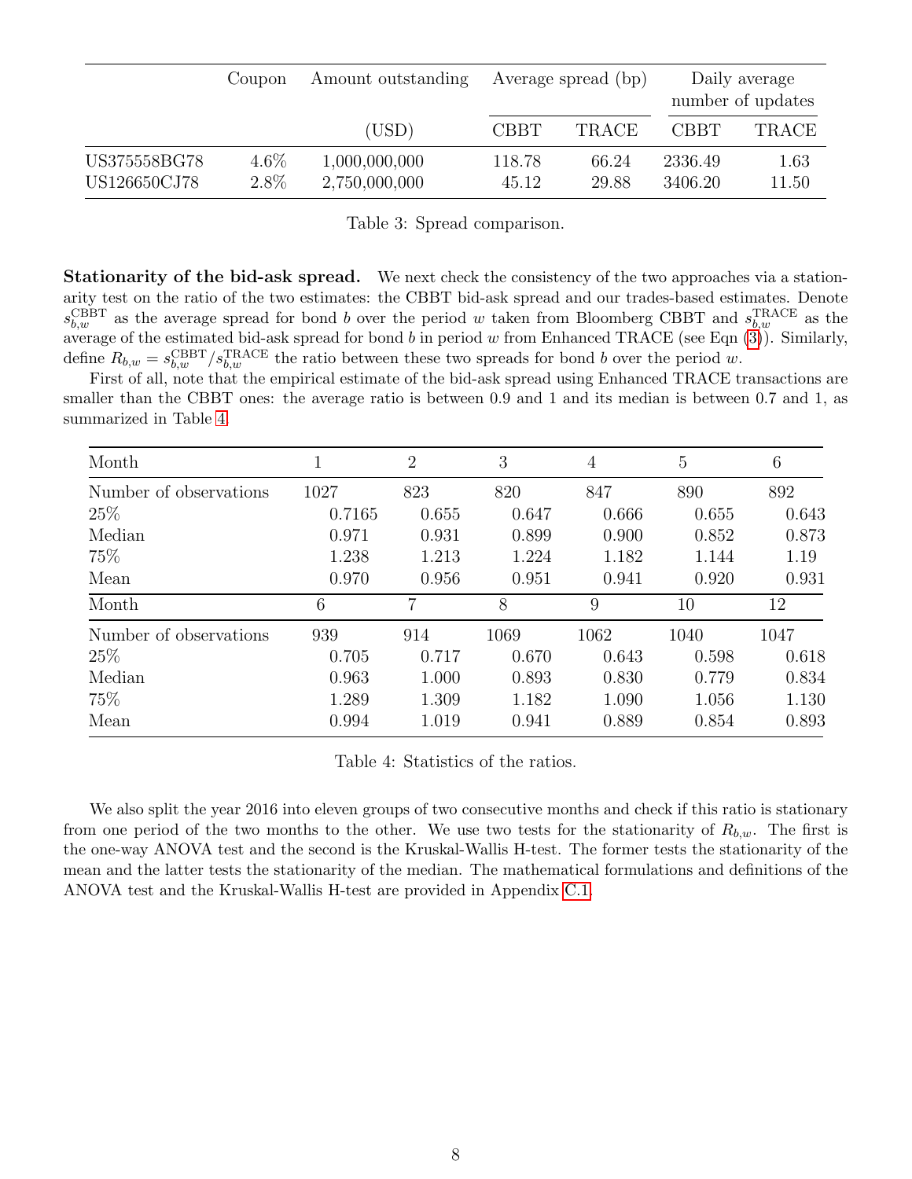| | Coupon | Amount outstanding | Average spread (bp) | | Daily average number of updates | |
|---|---|---|---|---|---|---|
| | | (USD) | CBBT | TRACE | CBBT | TRACE |
| US375558BG78 | 4.6% | 1,000,000,000 | 118.78 | 66.24 | 2336.49 | 1.63 |
| US126650CJ78 | 2.8% | 2,750,000,000 | 45.12 | 29.88 | 3406.20 | 11.50 |

Table 3: Spread comparison.

**Stationarity of the bid-ask spread.** We next check the consistency of the two approaches via a stationarity test on the ratio of the two estimates: the CBBT bid-ask spread and our trades-based estimates. Denote $s_{b,w}^{\text{CBBT}}$ as the average spread for bond $b$ over the period $w$ taken from Bloomberg CBBT and $s_{b,w}^{\text{TRACE}}$ as the average of the estimated bid-ask spread for bond $b$ in period $w$ from Enhanced TRACE (see Eqn (3)). Similarly, define $R_{b,w} = s_{b,w}^{\text{CBBT}}/s_{b,w}^{\text{TRACE}}$ the ratio between these two spreads for bond $b$ over the period $w$.

First of all, note that the empirical estimate of the bid-ask spread using Enhanced TRACE transactions are smaller than the CBBT ones: the average ratio is between 0.9 and 1 and its median is between 0.7 and 1, as summarized in Table 4.

| Month | 1 | 2 | 3 | 4 | 5 | 6 |
|---|---|---|---|---|---|---|
| Number of observations | 1027 | 823 | 820 | 847 | 890 | 892 |
| 25% | 0.7165 | 0.655 | 0.647 | 0.666 | 0.655 | 0.643 |
| Median | 0.971 | 0.931 | 0.899 | 0.900 | 0.852 | 0.873 |
| 75% | 1.238 | 1.213 | 1.224 | 1.182 | 1.144 | 1.19 |
| Mean | 0.970 | 0.956 | 0.951 | 0.941 | 0.920 | 0.931 |
| **Month** | **6** | **7** | **8** | **9** | **10** | **12** |
| Number of observations | 939 | 914 | 1069 | 1062 | 1040 | 1047 |
| 25% | 0.705 | 0.717 | 0.670 | 0.643 | 0.598 | 0.618 |
| Median | 0.963 | 1.000 | 0.893 | 0.830 | 0.779 | 0.834 |
| 75% | 1.289 | 1.309 | 1.182 | 1.090 | 1.056 | 1.130 |
| Mean | 0.994 | 1.019 | 0.941 | 0.889 | 0.854 | 0.893 |

Table 4: Statistics of the ratios.

We also split the year 2016 into eleven groups of two consecutive months and check if this ratio is stationary from one period of the two months to the other. We use two tests for the stationarity of $R_{b,w}$. The first is the one-way ANOVA test and the second is the Kruskal-Wallis H-test. The former tests the stationarity of the mean and the latter tests the stationarity of the median. The mathematical formulations and definitions of the ANOVA test and the Kruskal-Wallis H-test are provided in Appendix C.1.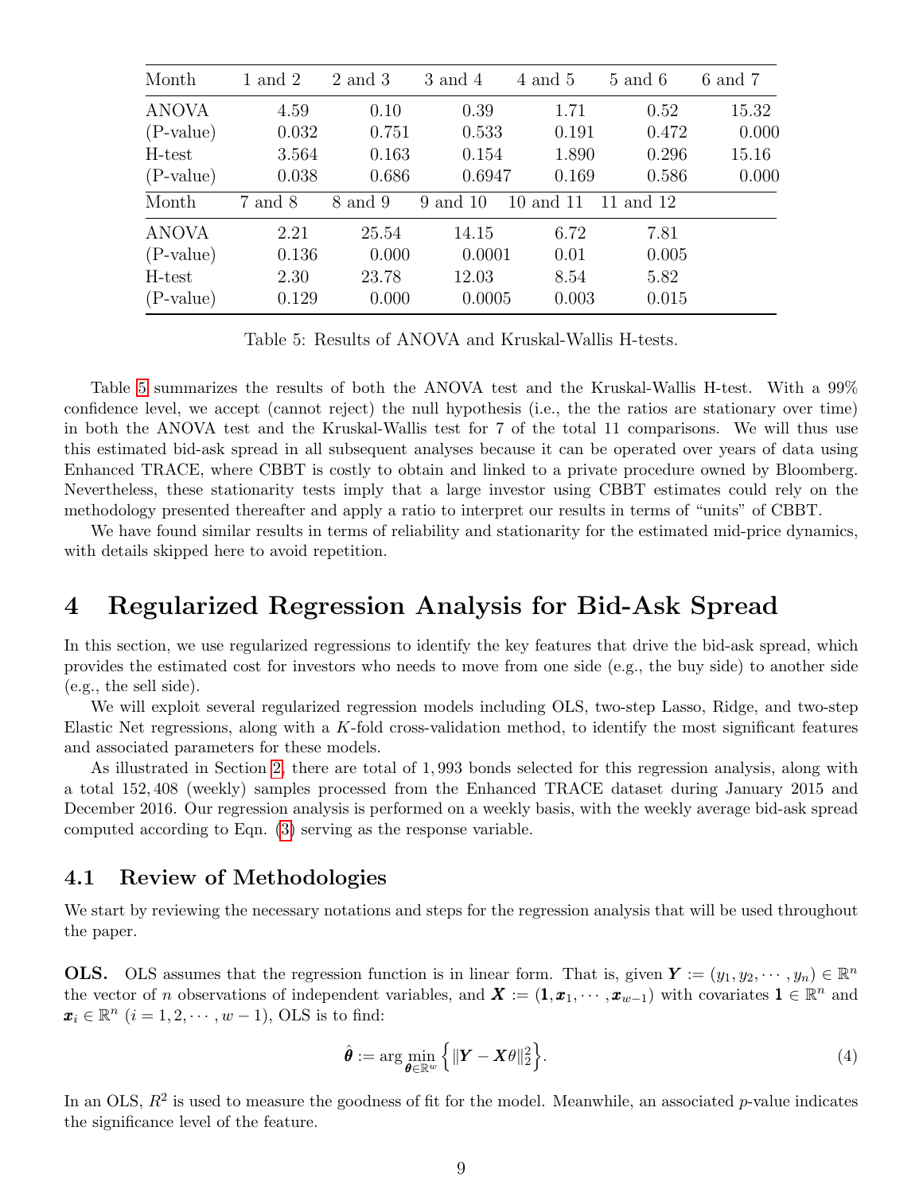| Month | 1 and 2 | 2 and 3 | 3 and 4 | 4 and 5 | 5 and 6 | 6 and 7 |
|---|---|---|---|---|---|---|
| ANOVA | 4.59 | 0.10 | 0.39 | 1.71 | 0.52 | 15.32 |
| (P-value) | 0.032 | 0.751 | 0.533 | 0.191 | 0.472 | 0.000 |
| H-test | 3.564 | 0.163 | 0.154 | 1.890 | 0.296 | 15.16 |
| (P-value) | 0.038 | 0.686 | 0.6947 | 0.169 | 0.586 | 0.000 |
| **Month** | **7 and 8** | **8 and 9** | **9 and 10** | **10 and 11** | **11 and 12** | |
| ANOVA | 2.21 | 25.54 | 14.15 | 6.72 | 7.81 | |
| (P-value) | 0.136 | 0.000 | 0.0001 | 0.01 | 0.005 | |
| H-test | 2.30 | 23.78 | 12.03 | 8.54 | 5.82 | |
| (P-value) | 0.129 | 0.000 | 0.0005 | 0.003 | 0.015 | |

Table 5: Results of ANOVA and Kruskal-Wallis H-tests.

Table 5 summarizes the results of both the ANOVA test and the Kruskal-Wallis H-test. With a 99% confidence level, we accept (cannot reject) the null hypothesis (i.e., the the ratios are stationary over time) in both the ANOVA test and the Kruskal-Wallis test for 7 of the total 11 comparisons. We will thus use this estimated bid-ask spread in all subsequent analyses because it can be operated over years of data using Enhanced TRACE, where CBBT is costly to obtain and linked to a private procedure owned by Bloomberg. Nevertheless, these stationarity tests imply that a large investor using CBBT estimates could rely on the methodology presented thereafter and apply a ratio to interpret our results in terms of "units" of CBBT.

We have found similar results in terms of reliability and stationarity for the estimated mid-price dynamics, with details skipped here to avoid repetition.

# 4 Regularized Regression Analysis for Bid-Ask Spread

In this section, we use regularized regressions to identify the key features that drive the bid-ask spread, which provides the estimated cost for investors who needs to move from one side (e.g., the buy side) to another side (e.g., the sell side).

We will exploit several regularized regression models including OLS, two-step Lasso, Ridge, and two-step Elastic Net regressions, along with a $K$-fold cross-validation method, to identify the most significant features and associated parameters for these models.

As illustrated in Section 2, there are total of 1,993 bonds selected for this regression analysis, along with a total 152,408 (weekly) samples processed from the Enhanced TRACE dataset during January 2015 and December 2016. Our regression analysis is performed on a weekly basis, with the weekly average bid-ask spread computed according to Eqn. (3) serving as the response variable.

## 4.1 Review of Methodologies

We start by reviewing the necessary notations and steps for the regression analysis that will be used throughout the paper.

**OLS.** OLS assumes that the regression function is in linear form. That is, given $\boldsymbol{Y} := (y_1, y_2, \cdots, y_n) \in \mathbb{R}^n$ the vector of $n$ observations of independent variables, and $\boldsymbol{X} := (\boldsymbol{1}, \boldsymbol{x}_1, \cdots, \boldsymbol{x}_{w-1})$ with covariates $\boldsymbol{1} \in \mathbb{R}^n$ and $\boldsymbol{x}_i \in \mathbb{R}^n$ $(i = 1, 2, \cdots, w-1)$, OLS is to find:

$$\hat{\boldsymbol{\theta}} := \arg\min_{\boldsymbol{\theta} \in \mathbb{R}^w} \left\{ \|\boldsymbol{Y} - \boldsymbol{X}\theta\|_2^2 \right\}. \tag{4}$$

In an OLS, $R^2$ is used to measure the goodness of fit for the model. Meanwhile, an associated $p$-value indicates the significance level of the feature.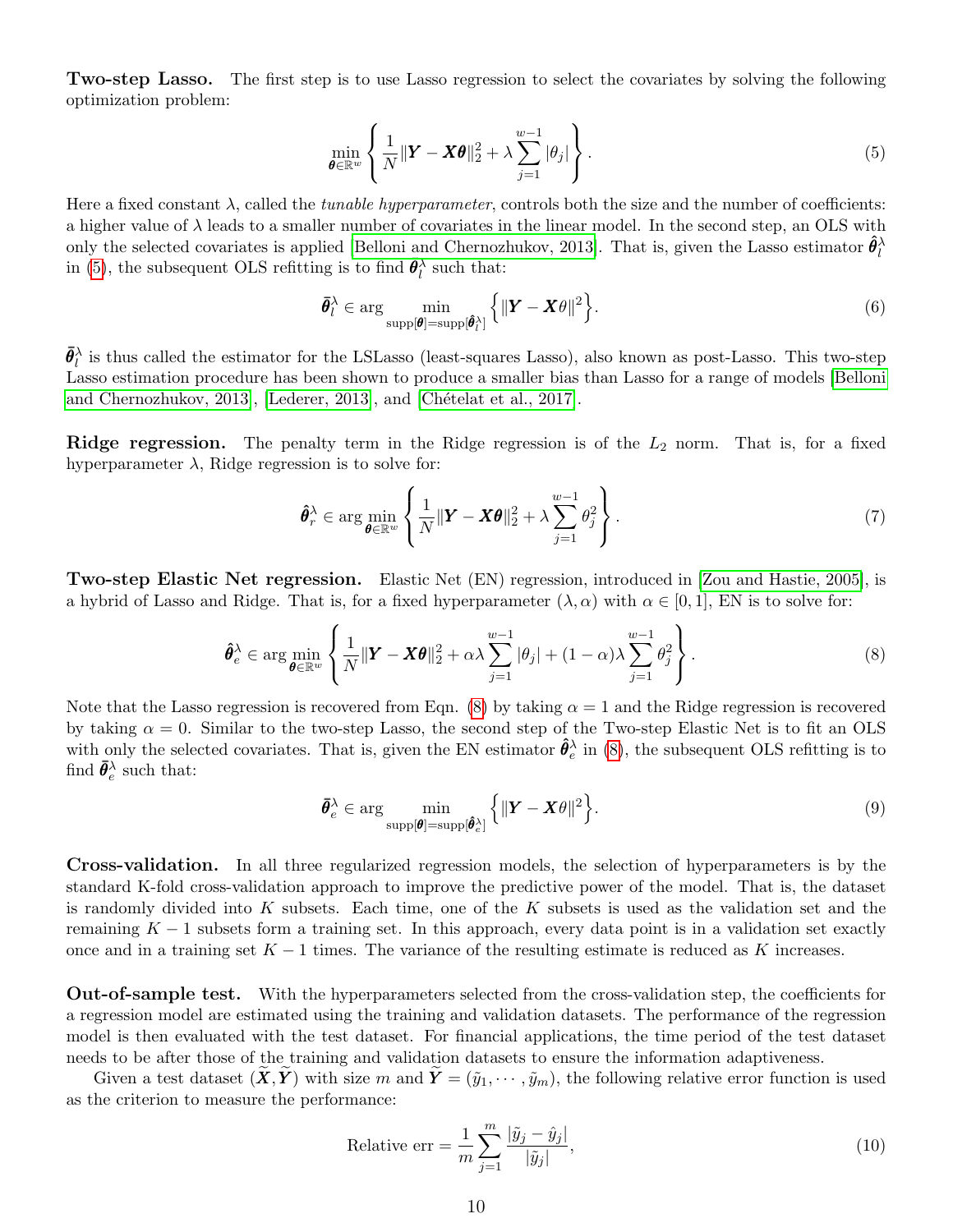**Two-step Lasso.** The first step is to use Lasso regression to select the covariates by solving the following optimization problem:

$$\min_{\boldsymbol{\theta}\in\mathbb{R}^w}\left\{\frac{1}{N}\|\boldsymbol{Y}-\boldsymbol{X}\boldsymbol{\theta}\|_2^2+\lambda\sum_{j=1}^{w-1}|\theta_j|\right\}. \tag{5}$$

Here a fixed constant $\lambda$, called the *tunable hyperparameter*, controls both the size and the number of coefficients: a higher value of $\lambda$ leads to a smaller number of covariates in the linear model. In the second step, an OLS with only the selected covariates is applied [Belloni and Chernozhukov, 2013]. That is, given the Lasso estimator $\hat{\boldsymbol{\theta}}_l^\lambda$ in (5), the subsequent OLS refitting is to find $\bar{\boldsymbol{\theta}}_l^\lambda$ such that:

$$\bar{\boldsymbol{\theta}}_l^\lambda \in \arg\min_{\text{supp}[\boldsymbol{\theta}]=\text{supp}[\hat{\boldsymbol{\theta}}_l^\lambda]}\Big\{\|\boldsymbol{Y}-\boldsymbol{X}\theta\|^2\Big\}. \tag{6}$$

$\bar{\boldsymbol{\theta}}_l^\lambda$ is thus called the estimator for the LSLasso (least-squares Lasso), also known as post-Lasso. This two-step Lasso estimation procedure has been shown to produce a smaller bias than Lasso for a range of models [Belloni and Chernozhukov, 2013], [Lederer, 2013], and [Chételat et al., 2017].

**Ridge regression.** The penalty term in the Ridge regression is of the $L_2$ norm. That is, for a fixed hyperparameter $\lambda$, Ridge regression is to solve for:

$$\hat{\boldsymbol{\theta}}_r^\lambda \in \arg\min_{\boldsymbol{\theta}\in\mathbb{R}^w}\left\{\frac{1}{N}\|\boldsymbol{Y}-\boldsymbol{X}\boldsymbol{\theta}\|_2^2+\lambda\sum_{j=1}^{w-1}\theta_j^2\right\}. \tag{7}$$

**Two-step Elastic Net regression.** Elastic Net (EN) regression, introduced in [Zou and Hastie, 2005], is a hybrid of Lasso and Ridge. That is, for a fixed hyperparameter $(\lambda, \alpha)$ with $\alpha \in [0, 1]$, EN is to solve for:

$$\hat{\boldsymbol{\theta}}_e^\lambda \in \arg\min_{\boldsymbol{\theta}\in\mathbb{R}^w}\left\{\frac{1}{N}\|\boldsymbol{Y}-\boldsymbol{X}\boldsymbol{\theta}\|_2^2+\alpha\lambda\sum_{j=1}^{w-1}|\theta_j|+(1-\alpha)\lambda\sum_{j=1}^{w-1}\theta_j^2\right\}. \tag{8}$$

Note that the Lasso regression is recovered from Eqn. (8) by taking $\alpha = 1$ and the Ridge regression is recovered by taking $\alpha = 0$. Similar to the two-step Lasso, the second step of the Two-step Elastic Net is to fit an OLS with only the selected covariates. That is, given the EN estimator $\hat{\boldsymbol{\theta}}_e^\lambda$ in (8), the subsequent OLS refitting is to find $\bar{\boldsymbol{\theta}}_e^\lambda$ such that:

$$\bar{\boldsymbol{\theta}}_e^\lambda \in \arg\min_{\text{supp}[\boldsymbol{\theta}]=\text{supp}[\hat{\boldsymbol{\theta}}_e^\lambda]}\Big\{\|\boldsymbol{Y}-\boldsymbol{X}\theta\|^2\Big\}. \tag{9}$$

**Cross-validation.** In all three regularized regression models, the selection of hyperparameters is by the standard K-fold cross-validation approach to improve the predictive power of the model. That is, the dataset is randomly divided into $K$ subsets. Each time, one of the $K$ subsets is used as the validation set and the remaining $K-1$ subsets form a training set. In this approach, every data point is in a validation set exactly once and in a training set $K-1$ times. The variance of the resulting estimate is reduced as $K$ increases.

**Out-of-sample test.** With the hyperparameters selected from the cross-validation step, the coefficients for a regression model are estimated using the training and validation datasets. The performance of the regression model is then evaluated with the test dataset. For financial applications, the time period of the test dataset needs to be after those of the training and validation datasets to ensure the information adaptiveness.

Given a test dataset $(\widetilde{\boldsymbol{X}}, \widetilde{\boldsymbol{Y}})$ with size $m$ and $\widetilde{\boldsymbol{Y}} = (\tilde{y}_1, \cdots, \tilde{y}_m)$, the following relative error function is used as the criterion to measure the performance:

$$\text{Relative err} = \frac{1}{m}\sum_{j=1}^{m}\frac{|\tilde{y}_j - \hat{y}_j|}{|\tilde{y}_j|}, \tag{10}$$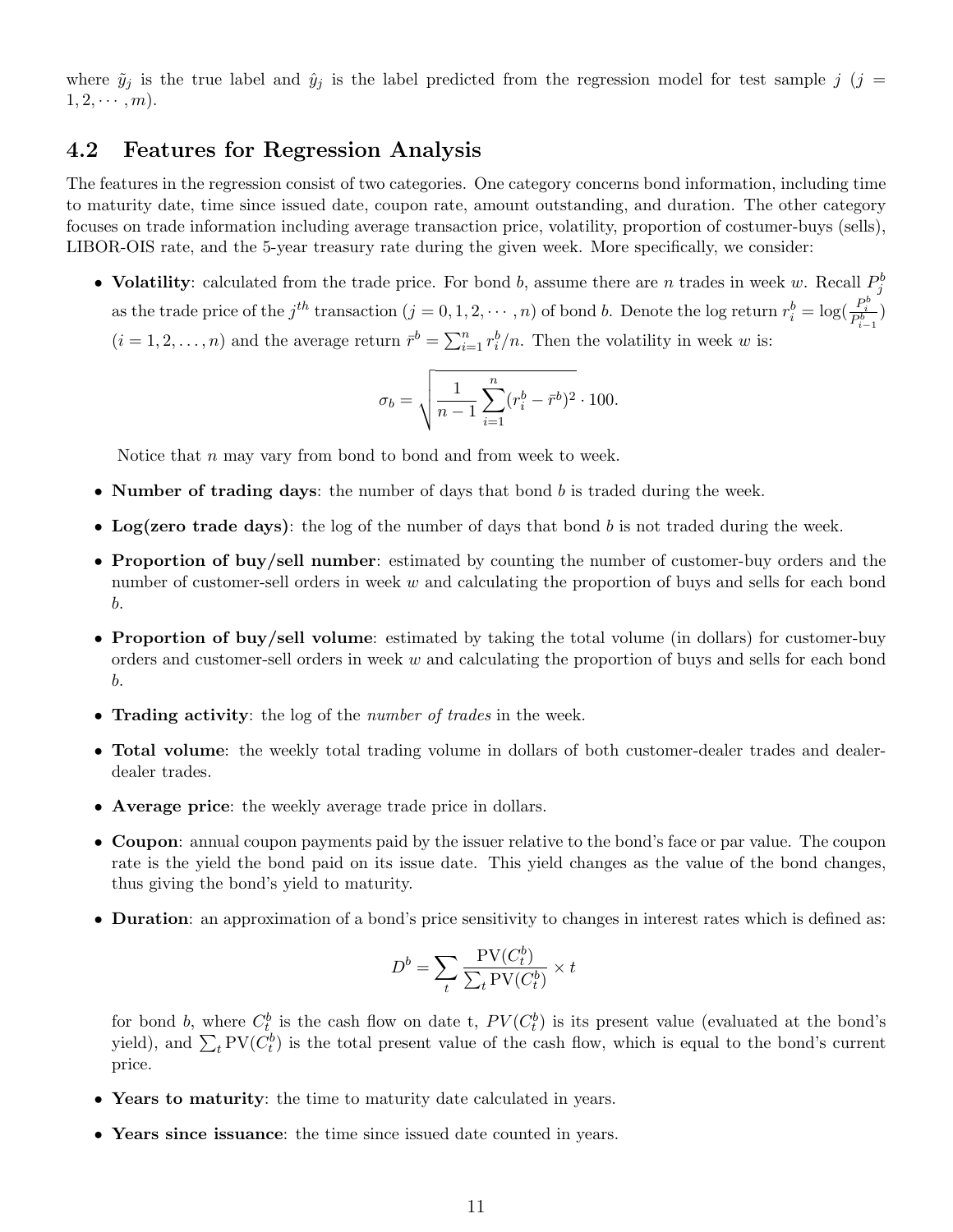where $\tilde{y}_j$ is the true label and $\hat{y}_j$ is the label predicted from the regression model for test sample $j$ ($j = 1, 2, \cdots, m$).

## 4.2 Features for Regression Analysis

The features in the regression consist of two categories. One category concerns bond information, including time to maturity date, time since issued date, coupon rate, amount outstanding, and duration. The other category focuses on trade information including average transaction price, volatility, proportion of costumer-buys (sells), LIBOR-OIS rate, and the 5-year treasury rate during the given week. More specifically, we consider:

- **Volatility**: calculated from the trade price. For bond $b$, assume there are $n$ trades in week $w$. Recall $P_j^b$ as the trade price of the $j^{th}$ transaction ($j = 0, 1, 2, \cdots, n$) of bond $b$. Denote the log return $r_i^b = \log(\frac{P_i^b}{P_{i-1}^b})$ ($i = 1, 2, \ldots, n$) and the average return $\bar{r}^b = \sum_{i=1}^n r_i^b / n$. Then the volatility in week $w$ is:

$$\sigma_b = \sqrt{\frac{1}{n-1} \sum_{i=1}^{n} (r_i^b - \bar{r}^b)^2} \cdot 100.$$

  Notice that $n$ may vary from bond to bond and from week to week.

- **Number of trading days**: the number of days that bond $b$ is traded during the week.

- **Log(zero trade days)**: the log of the number of days that bond $b$ is not traded during the week.

- **Proportion of buy/sell number**: estimated by counting the number of customer-buy orders and the number of customer-sell orders in week $w$ and calculating the proportion of buys and sells for each bond $b$.

- **Proportion of buy/sell volume**: estimated by taking the total volume (in dollars) for customer-buy orders and customer-sell orders in week $w$ and calculating the proportion of buys and sells for each bond $b$.

- **Trading activity**: the log of the *number of trades* in the week.

- **Total volume**: the weekly total trading volume in dollars of both customer-dealer trades and dealer-dealer trades.

- **Average price**: the weekly average trade price in dollars.

- **Coupon**: annual coupon payments paid by the issuer relative to the bond's face or par value. The coupon rate is the yield the bond paid on its issue date. This yield changes as the value of the bond changes, thus giving the bond's yield to maturity.

- **Duration**: an approximation of a bond's price sensitivity to changes in interest rates which is defined as:

$$D^b = \sum_t \frac{\text{PV}(C_t^b)}{\sum_t \text{PV}(C_t^b)} \times t$$

  for bond $b$, where $C_t^b$ is the cash flow on date t, $PV(C_t^b)$ is its present value (evaluated at the bond's yield), and $\sum_t \text{PV}(C_t^b)$ is the total present value of the cash flow, which is equal to the bond's current price.

- **Years to maturity**: the time to maturity date calculated in years.

- **Years since issuance**: the time since issued date counted in years.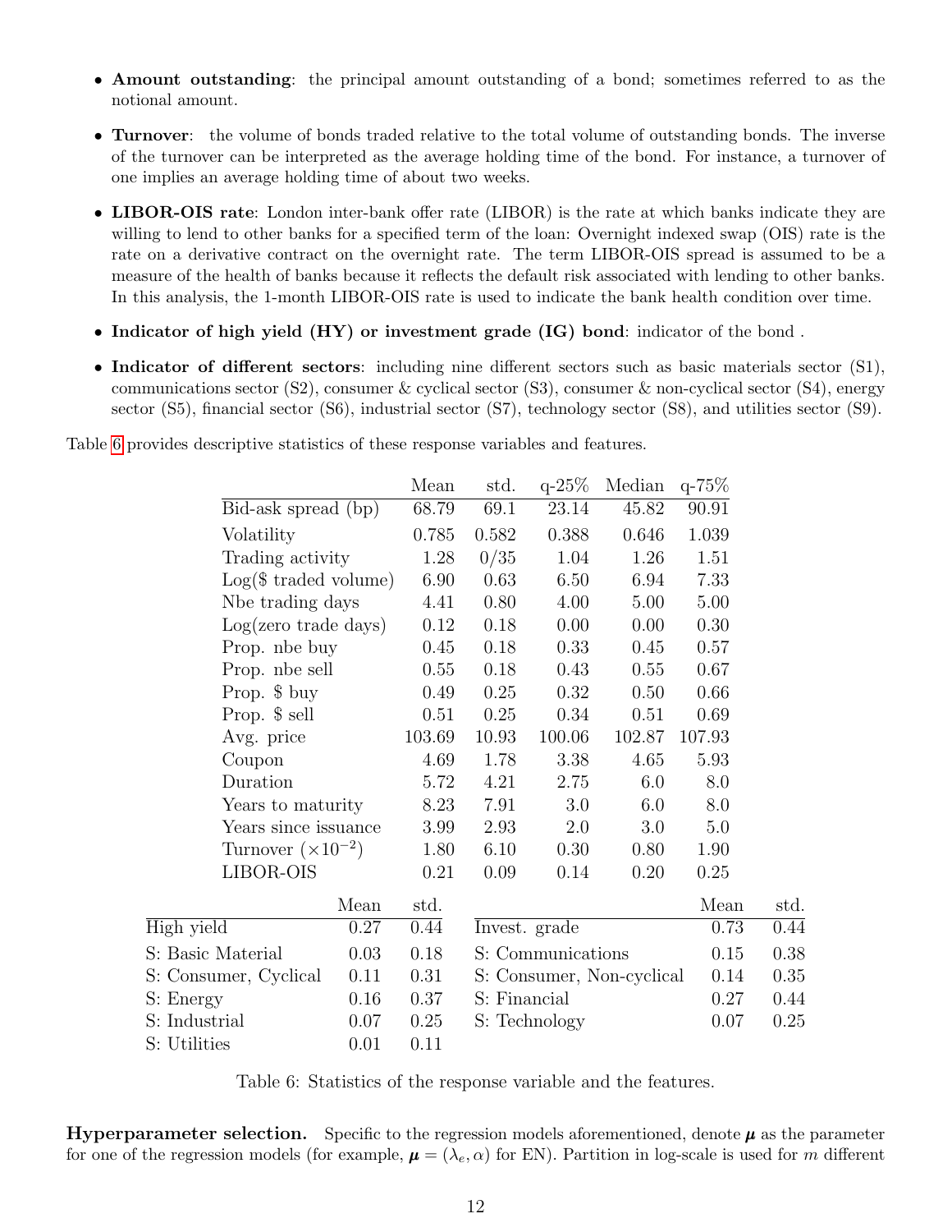- **Amount outstanding**: the principal amount outstanding of a bond; sometimes referred to as the notional amount.
- **Turnover**: the volume of bonds traded relative to the total volume of outstanding bonds. The inverse of the turnover can be interpreted as the average holding time of the bond. For instance, a turnover of one implies an average holding time of about two weeks.
- **LIBOR-OIS rate**: London inter-bank offer rate (LIBOR) is the rate at which banks indicate they are willing to lend to other banks for a specified term of the loan: Overnight indexed swap (OIS) rate is the rate on a derivative contract on the overnight rate. The term LIBOR-OIS spread is assumed to be a measure of the health of banks because it reflects the default risk associated with lending to other banks. In this analysis, the 1-month LIBOR-OIS rate is used to indicate the bank health condition over time.
- **Indicator of high yield (HY) or investment grade (IG) bond**: indicator of the bond .
- **Indicator of different sectors**: including nine different sectors such as basic materials sector (S1), communications sector (S2), consumer & cyclical sector (S3), consumer & non-cyclical sector (S4), energy sector (S5), financial sector (S6), industrial sector (S7), technology sector (S8), and utilities sector (S9).

Table 6 provides descriptive statistics of these response variables and features.

| | Mean | std. | q-25% | Median | q-75% |
|---|---|---|---|---|---|
| Bid-ask spread (bp) | 68.79 | 69.1 | 23.14 | 45.82 | 90.91 |
| Volatility | 0.785 | 0.582 | 0.388 | 0.646 | 1.039 |
| Trading activity | 1.28 | 0/35 | 1.04 | 1.26 | 1.51 |
| Log($ traded volume) | 6.90 | 0.63 | 6.50 | 6.94 | 7.33 |
| Nbe trading days | 4.41 | 0.80 | 4.00 | 5.00 | 5.00 |
| Log(zero trade days) | 0.12 | 0.18 | 0.00 | 0.00 | 0.30 |
| Prop. nbe buy | 0.45 | 0.18 | 0.33 | 0.45 | 0.57 |
| Prop. nbe sell | 0.55 | 0.18 | 0.43 | 0.55 | 0.67 |
| Prop. $ buy | 0.49 | 0.25 | 0.32 | 0.50 | 0.66 |
| Prop. $ sell | 0.51 | 0.25 | 0.34 | 0.51 | 0.69 |
| Avg. price | 103.69 | 10.93 | 100.06 | 102.87 | 107.93 |
| Coupon | 4.69 | 1.78 | 3.38 | 4.65 | 5.93 |
| Duration | 5.72 | 4.21 | 2.75 | 6.0 | 8.0 |
| Years to maturity | 8.23 | 7.91 | 3.0 | 6.0 | 8.0 |
| Years since issuance | 3.99 | 2.93 | 2.0 | 3.0 | 5.0 |
| Turnover ($\times 10^{-2}$) | 1.80 | 6.10 | 0.30 | 0.80 | 1.90 |
| LIBOR-OIS | 0.21 | 0.09 | 0.14 | 0.20 | 0.25 |

| | Mean | std. | | Mean | std. |
|---|---|---|---|---|---|
| High yield | 0.27 | 0.44 | Invest. grade | 0.73 | 0.44 |
| S: Basic Material | 0.03 | 0.18 | S: Communications | 0.15 | 0.38 |
| S: Consumer, Cyclical | 0.11 | 0.31 | S: Consumer, Non-cyclical | 0.14 | 0.35 |
| S: Energy | 0.16 | 0.37 | S: Financial | 0.27 | 0.44 |
| S: Industrial | 0.07 | 0.25 | S: Technology | 0.07 | 0.25 |
| S: Utilities | 0.01 | 0.11 | | | |

Table 6: Statistics of the response variable and the features.

**Hyperparameter selection.** Specific to the regression models aforementioned, denote $\boldsymbol{\mu}$ as the parameter for one of the regression models (for example, $\boldsymbol{\mu} = (\lambda_e, \alpha)$ for EN). Partition in log-scale is used for $m$ different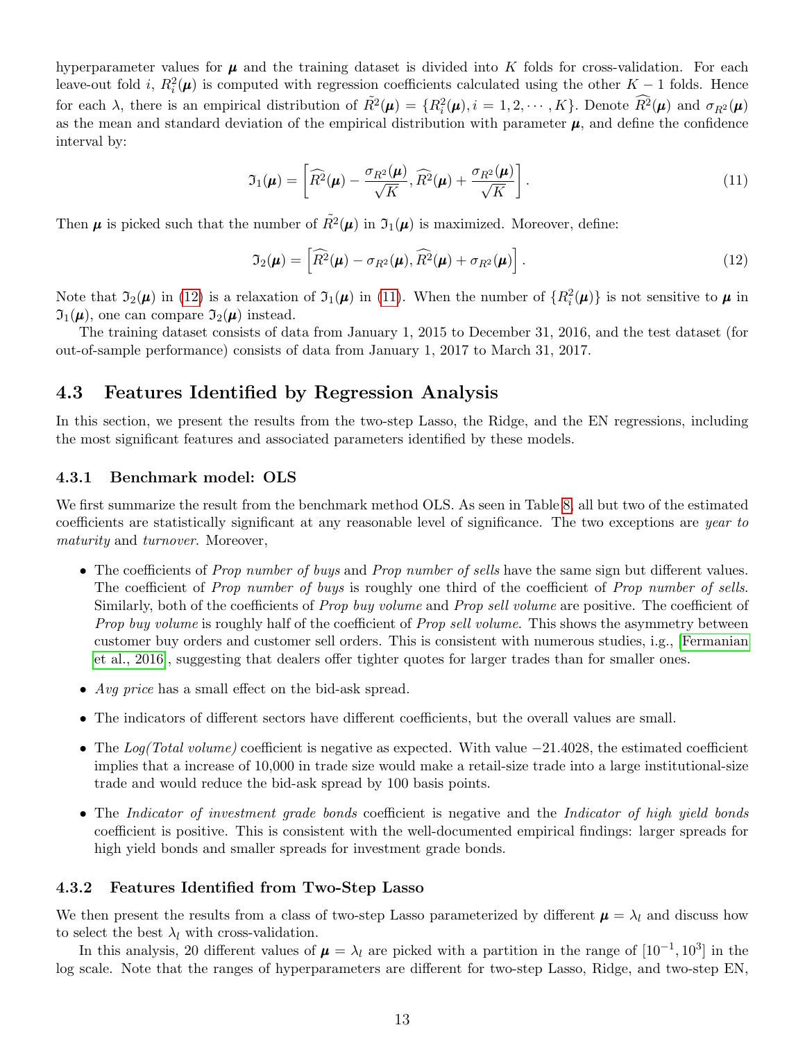hyperparameter values for $\boldsymbol{\mu}$ and the training dataset is divided into $K$ folds for cross-validation. For each leave-out fold $i$, $R_i^2(\boldsymbol{\mu})$ is computed with regression coefficients calculated using the other $K-1$ folds. Hence for each $\lambda$, there is an empirical distribution of $\tilde{R^2}(\boldsymbol{\mu}) = \{R_i^2(\boldsymbol{\mu}), i = 1, 2, \cdots, K\}$. Denote $\widehat{R^2}(\boldsymbol{\mu})$ and $\sigma_{R^2}(\boldsymbol{\mu})$ as the mean and standard deviation of the empirical distribution with parameter $\boldsymbol{\mu}$, and define the confidence interval by:

$$\mathfrak{I}_1(\boldsymbol{\mu}) = \left[\widehat{R^2}(\boldsymbol{\mu}) - \frac{\sigma_{R^2}(\boldsymbol{\mu})}{\sqrt{K}}, \widehat{R^2}(\boldsymbol{\mu}) + \frac{\sigma_{R^2}(\boldsymbol{\mu})}{\sqrt{K}}\right]. \tag{11}$$

Then $\boldsymbol{\mu}$ is picked such that the number of $\tilde{R^2}(\boldsymbol{\mu})$ in $\mathfrak{I}_1(\boldsymbol{\mu})$ is maximized. Moreover, define:

$$\mathfrak{I}_2(\boldsymbol{\mu}) = \left[\widehat{R^2}(\boldsymbol{\mu}) - \sigma_{R^2}(\boldsymbol{\mu}), \widehat{R^2}(\boldsymbol{\mu}) + \sigma_{R^2}(\boldsymbol{\mu})\right]. \tag{12}$$

Note that $\mathfrak{I}_2(\boldsymbol{\mu})$ in (12) is a relaxation of $\mathfrak{I}_1(\boldsymbol{\mu})$ in (11). When the number of $\{R_i^2(\boldsymbol{\mu})\}$ is not sensitive to $\boldsymbol{\mu}$ in $\mathfrak{I}_1(\boldsymbol{\mu})$, one can compare $\mathfrak{I}_2(\boldsymbol{\mu})$ instead.

The training dataset consists of data from January 1, 2015 to December 31, 2016, and the test dataset (for out-of-sample performance) consists of data from January 1, 2017 to March 31, 2017.

## 4.3 Features Identified by Regression Analysis

In this section, we present the results from the two-step Lasso, the Ridge, and the EN regressions, including the most significant features and associated parameters identified by these models.

### 4.3.1 Benchmark model: OLS

We first summarize the result from the benchmark method OLS. As seen in Table 8, all but two of the estimated coefficients are statistically significant at any reasonable level of significance. The two exceptions are *year to maturity* and *turnover*. Moreover,

- The coefficients of *Prop number of buys* and *Prop number of sells* have the same sign but different values. The coefficient of *Prop number of buys* is roughly one third of the coefficient of *Prop number of sells*. Similarly, both of the coefficients of *Prop buy volume* and *Prop sell volume* are positive. The coefficient of *Prop buy volume* is roughly half of the coefficient of *Prop sell volume*. This shows the asymmetry between customer buy orders and customer sell orders. This is consistent with numerous studies, i.g., [Fermanian et al., 2016], suggesting that dealers offer tighter quotes for larger trades than for smaller ones.
- *Avg price* has a small effect on the bid-ask spread.
- The indicators of different sectors have different coefficients, but the overall values are small.
- The *Log(Total volume)* coefficient is negative as expected. With value $-21.4028$, the estimated coefficient implies that a increase of 10,000 in trade size would make a retail-size trade into a large institutional-size trade and would reduce the bid-ask spread by 100 basis points.
- The *Indicator of investment grade bonds* coefficient is negative and the *Indicator of high yield bonds* coefficient is positive. This is consistent with the well-documented empirical findings: larger spreads for high yield bonds and smaller spreads for investment grade bonds.

### 4.3.2 Features Identified from Two-Step Lasso

We then present the results from a class of two-step Lasso parameterized by different $\boldsymbol{\mu} = \lambda_l$ and discuss how to select the best $\lambda_l$ with cross-validation.

In this analysis, 20 different values of $\boldsymbol{\mu} = \lambda_l$ are picked with a partition in the range of $[10^{-1}, 10^3]$ in the log scale. Note that the ranges of hyperparameters are different for two-step Lasso, Ridge, and two-step EN,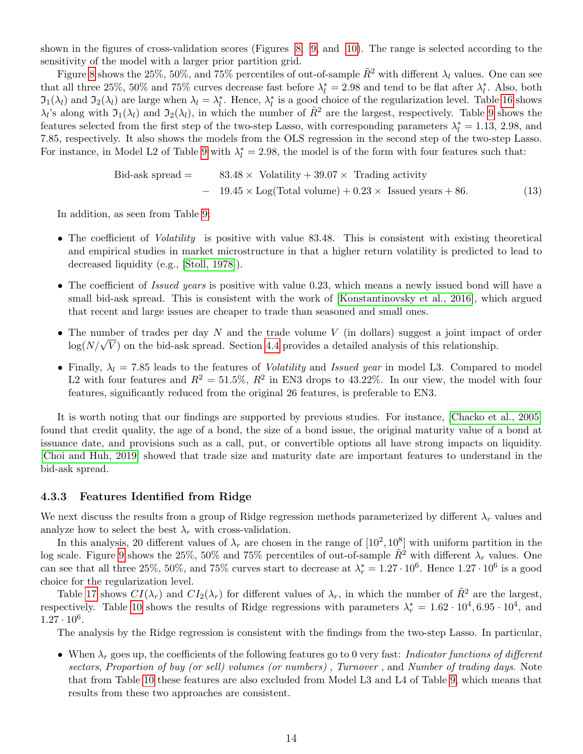shown in the figures of cross-validation scores (Figures 8, 9, and 10). The range is selected according to the sensitivity of the model with a larger prior partition grid.

Figure 8 shows the 25%, 50%, and 75% percentiles of out-of-sample $\tilde{R}^2$ with different $\lambda_l$ values. One can see that all three 25%, 50% and 75% curves decrease fast before $\lambda_l^* = 2.98$ and tend to be flat after $\lambda_l^*$. Also, both $\mathfrak{I}_1(\lambda_l)$ and $\mathfrak{I}_2(\lambda_l)$ are large when $\lambda_l = \lambda_l^*$. Hence, $\lambda_l^*$ is a good choice of the regularization level. Table 16 shows $\lambda_l$'s along with $\mathfrak{I}_1(\lambda_l)$ and $\mathfrak{I}_2(\lambda_l)$, in which the number of $\tilde{R}^2$ are the largest, respectively. Table 9 shows the features selected from the first step of the two-step Lasso, with corresponding parameters $\lambda_l^* = 1.13$, 2.98, and 7.85, respectively. It also shows the models from the OLS regression in the second step of the two-step Lasso. For instance, in Model L2 of Table 9 with $\lambda_l^* = 2.98$, the model is of the form with four features such that:

$$
\begin{aligned}
\text{Bid-ask spread} = \quad & 83.48 \times \text{ Volatility} + 39.07 \times \text{ Trading activity} \\
- \quad & 19.45 \times \text{Log(Total volume)} + 0.23 \times \text{ Issued years} + 86. 
\end{aligned}
\tag{13}
$$

In addition, as seen from Table 9:

- The coefficient of *Volatility* is positive with value 83.48. This is consistent with existing theoretical and empirical studies in market microstructure in that a higher return volatility is predicted to lead to decreased liquidity (e.g., [Stoll, 1978]).
- The coefficient of *Issued years* is positive with value 0.23, which means a newly issued bond will have a small bid-ask spread. This is consistent with the work of [Konstantinovsky et al., 2016], which argued that recent and large issues are cheaper to trade than seasoned and small ones.
- The number of trades per day $N$ and the trade volume $V$ (in dollars) suggest a joint impact of order $\log(N/\sqrt{V})$ on the bid-ask spread. Section 4.4 provides a detailed analysis of this relationship.
- Finally, $\lambda_l = 7.85$ leads to the features of *Volatility* and *Issued year* in model L3. Compared to model L2 with four features and $R^2 = 51.5\%$, $R^2$ in EN3 drops to 43.22%. In our view, the model with four features, significantly reduced from the original 26 features, is preferable to EN3.

It is worth noting that our findings are supported by previous studies. For instance, [Chacko et al., 2005] found that credit quality, the age of a bond, the size of a bond issue, the original maturity value of a bond at issuance date, and provisions such as a call, put, or convertible options all have strong impacts on liquidity. [Choi and Huh, 2019] showed that trade size and maturity date are important features to understand in the bid-ask spread.

### 4.3.3 Features Identified from Ridge

We next discuss the results from a group of Ridge regression methods parameterized by different $\lambda_r$ values and analyze how to select the best $\lambda_r$ with cross-validation.

In this analysis, 20 different values of $\lambda_r$ are chosen in the range of $[10^2, 10^8]$ with uniform partition in the log scale. Figure 9 shows the 25%, 50% and 75% percentiles of out-of-sample $\tilde{R}^2$ with different $\lambda_r$ values. One can see that all three 25%, 50%, and 75% curves start to decrease at $\lambda_r^* = 1.27 \cdot 10^6$. Hence $1.27 \cdot 10^6$ is a good choice for the regularization level.

Table 17 shows $CI(\lambda_r)$ and $CI_2(\lambda_r)$ for different values of $\lambda_r$, in which the number of $\tilde{R}^2$ are the largest, respectively. Table 10 shows the results of Ridge regressions with parameters $\lambda_r^* = 1.62 \cdot 10^4, 6.95 \cdot 10^4$, and $1.27 \cdot 10^6$.

The analysis by the Ridge regression is consistent with the findings from the two-step Lasso. In particular,

- When $\lambda_r$ goes up, the coefficients of the following features go to 0 very fast: *Indicator functions of different sectors*, *Proportion of buy (or sell) volumes (or numbers)* , *Turnover* , and *Number of trading days*. Note that from Table 10 these features are also excluded from Model L3 and L4 of Table 9, which means that results from these two approaches are consistent.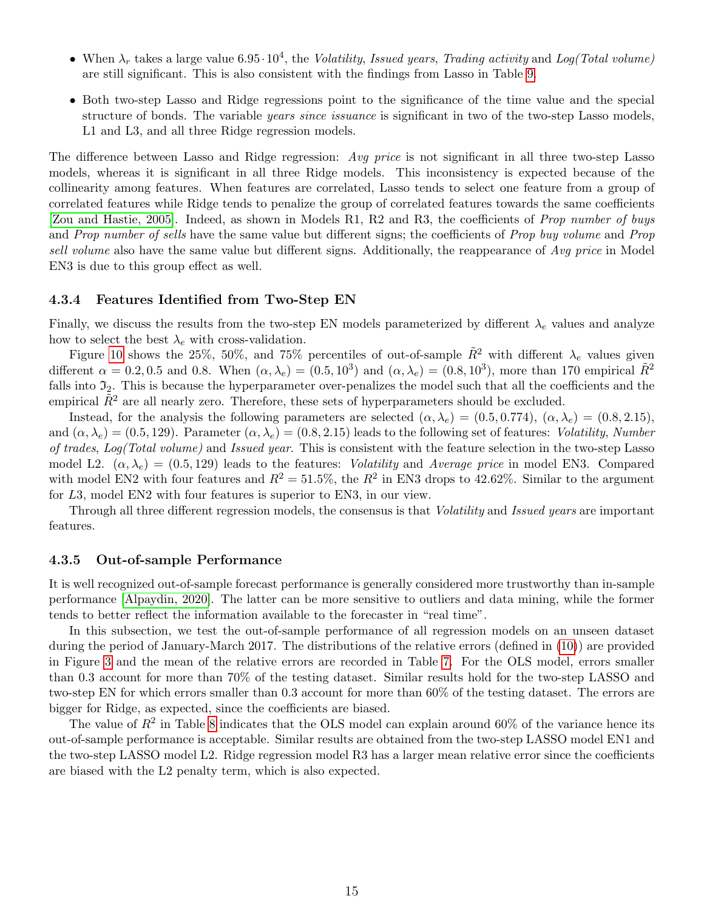- When $\lambda_r$ takes a large value $6.95 \cdot 10^4$, the *Volatility*, *Issued years*, *Trading activity* and *Log(Total volume)* are still significant. This is also consistent with the findings from Lasso in Table 9.
- Both two-step Lasso and Ridge regressions point to the significance of the time value and the special structure of bonds. The variable *years since issuance* is significant in two of the two-step Lasso models, L1 and L3, and all three Ridge regression models.

The difference between Lasso and Ridge regression: *Avg price* is not significant in all three two-step Lasso models, whereas it is significant in all three Ridge models. This inconsistency is expected because of the collinearity among features. When features are correlated, Lasso tends to select one feature from a group of correlated features while Ridge tends to penalize the group of correlated features towards the same coefficients [Zou and Hastie, 2005]. Indeed, as shown in Models R1, R2 and R3, the coefficients of *Prop number of buys* and *Prop number of sells* have the same value but different signs; the coefficients of *Prop buy volume* and *Prop sell volume* also have the same value but different signs. Additionally, the reappearance of *Avg price* in Model EN3 is due to this group effect as well.

### 4.3.4 Features Identified from Two-Step EN

Finally, we discuss the results from the two-step EN models parameterized by different $\lambda_e$ values and analyze how to select the best $\lambda_e$ with cross-validation.

Figure 10 shows the 25%, 50%, and 75% percentiles of out-of-sample $\tilde{R}^2$ with different $\lambda_e$ values given different $\alpha = 0.2, 0.5$ and $0.8$. When $(\alpha, \lambda_e) = (0.5, 10^3)$ and $(\alpha, \lambda_e) = (0.8, 10^3)$, more than 170 empirical $\tilde{R}^2$ falls into $\mathfrak{I}_2$. This is because the hyperparameter over-penalizes the model such that all the coefficients and the empirical $\tilde{R}^2$ are all nearly zero. Therefore, these sets of hyperparameters should be excluded.

Instead, for the analysis the following parameters are selected $(\alpha, \lambda_e) = (0.5, 0.774)$, $(\alpha, \lambda_e) = (0.8, 2.15)$, and $(\alpha, \lambda_e) = (0.5, 129)$. Parameter $(\alpha, \lambda_e) = (0.8, 2.15)$ leads to the following set of features: *Volatility*, *Number of trades*, *Log(Total volume)* and *Issued year*. This is consistent with the feature selection in the two-step Lasso model L2. $(\alpha, \lambda_e) = (0.5, 129)$ leads to the features: *Volatility* and *Average price* in model EN3. Compared with model EN2 with four features and $R^2 = 51.5\%$, the $R^2$ in EN3 drops to 42.62%. Similar to the argument for $L3$, model EN2 with four features is superior to EN3, in our view.

Through all three different regression models, the consensus is that *Volatility* and *Issued years* are important features.

### 4.3.5 Out-of-sample Performance

It is well recognized out-of-sample forecast performance is generally considered more trustworthy than in-sample performance [Alpaydin, 2020]. The latter can be more sensitive to outliers and data mining, while the former tends to better reflect the information available to the forecaster in "real time".

In this subsection, we test the out-of-sample performance of all regression models on an unseen dataset during the period of January-March 2017. The distributions of the relative errors (defined in (10)) are provided in Figure 3 and the mean of the relative errors are recorded in Table 7. For the OLS model, errors smaller than 0.3 account for more than 70% of the testing dataset. Similar results hold for the two-step LASSO and two-step EN for which errors smaller than 0.3 account for more than 60% of the testing dataset. The errors are bigger for Ridge, as expected, since the coefficients are biased.

The value of $R^2$ in Table 8 indicates that the OLS model can explain around 60% of the variance hence its out-of-sample performance is acceptable. Similar results are obtained from the two-step LASSO model EN1 and the two-step LASSO model L2. Ridge regression model R3 has a larger mean relative error since the coefficients are biased with the L2 penalty term, which is also expected.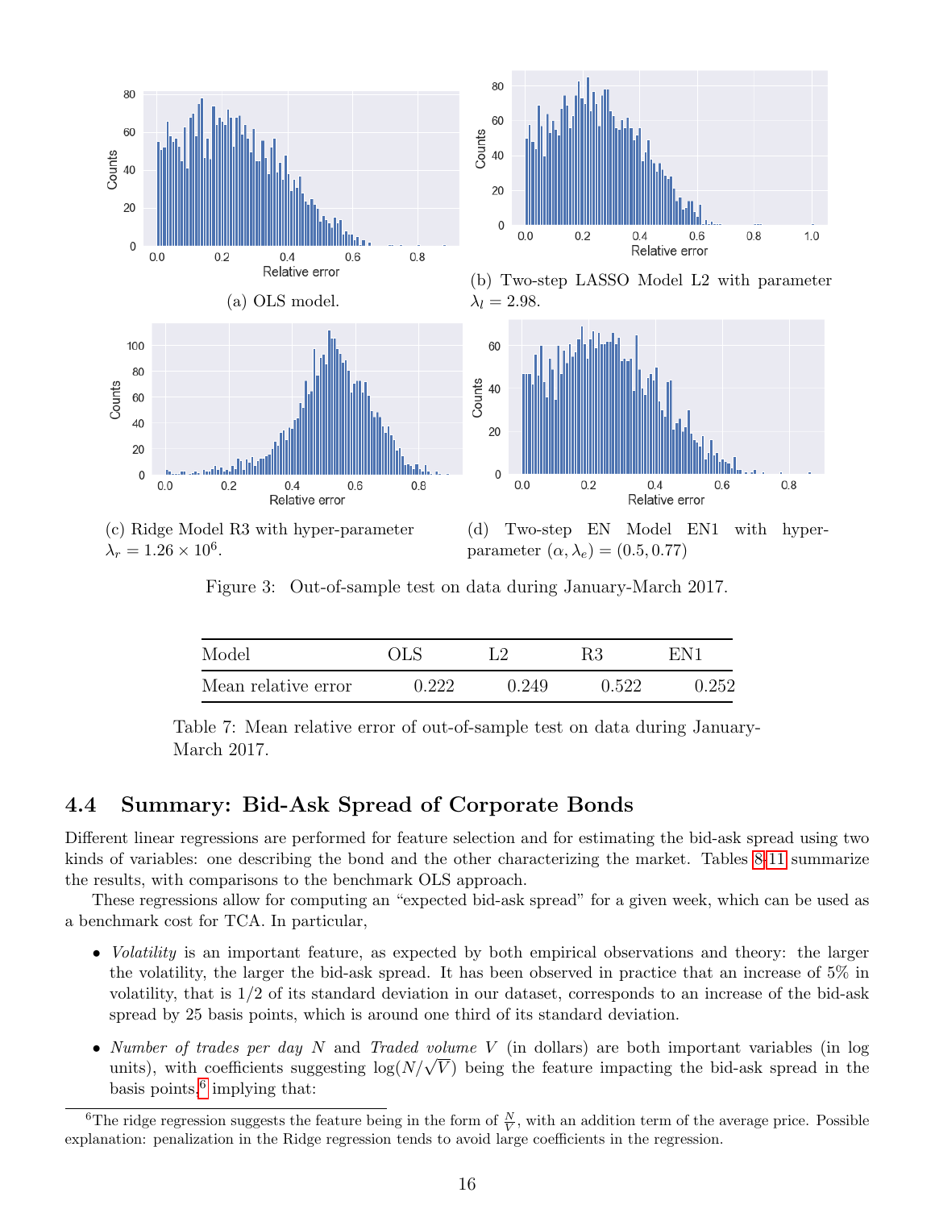(a) OLS model.

(b) Two-step LASSO Model L2 with parameter $\lambda_l = 2.98$.

(c) Ridge Model R3 with hyper-parameter $\lambda_r = 1.26 \times 10^6$.

(d) Two-step EN Model EN1 with hyper-parameter $(\alpha, \lambda_e) = (0.5, 0.77)$

Figure 3: Out-of-sample test on data during January-March 2017.

| Model | OLS | L2 | R3 | EN1 |
|---|---|---|---|---|
| Mean relative error | 0.222 | 0.249 | 0.522 | 0.252 |

Table 7: Mean relative error of out-of-sample test on data during January-March 2017.

## 4.4 Summary: Bid-Ask Spread of Corporate Bonds

Different linear regressions are performed for feature selection and for estimating the bid-ask spread using two kinds of variables: one describing the bond and the other characterizing the market. Tables 8-11 summarize the results, with comparisons to the benchmark OLS approach.

These regressions allow for computing an "expected bid-ask spread" for a given week, which can be used as a benchmark cost for TCA. In particular,

- *Volatility* is an important feature, as expected by both empirical observations and theory: the larger the volatility, the larger the bid-ask spread. It has been observed in practice that an increase of 5% in volatility, that is 1/2 of its standard deviation in our dataset, corresponds to an increase of the bid-ask spread by 25 basis points, which is around one third of its standard deviation.
- *Number of trades per day* $N$ and *Traded volume* $V$ (in dollars) are both important variables (in log units), with coefficients suggesting $\log(N/\sqrt{V})$ being the feature impacting the bid-ask spread in the basis points,[6] implying that:

[6] The ridge regression suggests the feature being in the form of $\frac{N}{V}$, with an addition term of the average price. Possible explanation: penalization in the Ridge regression tends to avoid large coefficients in the regression.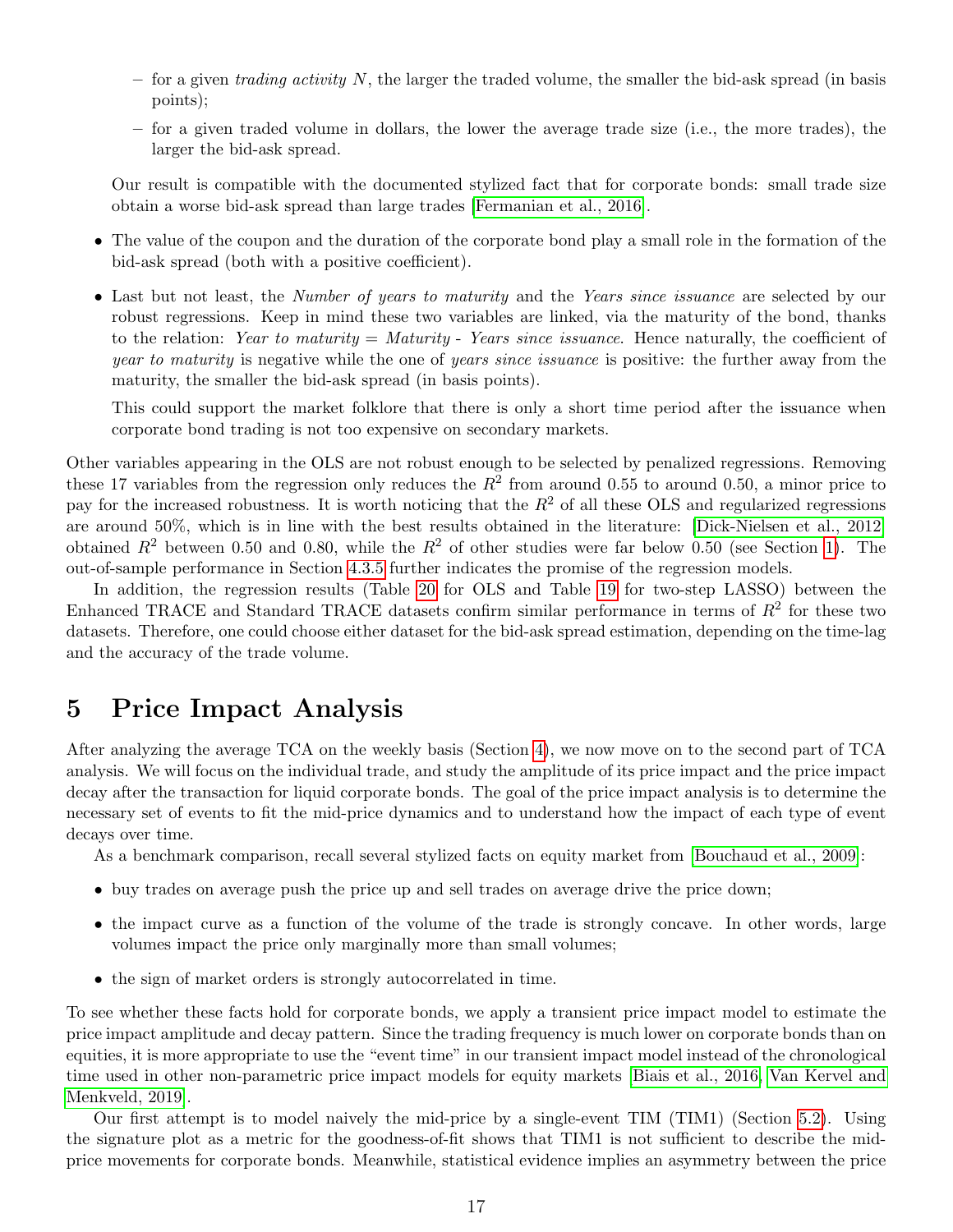- for a given *trading activity* $N$, the larger the traded volume, the smaller the bid-ask spread (in basis points);
  - for a given traded volume in dollars, the lower the average trade size (i.e., the more trades), the larger the bid-ask spread.

  Our result is compatible with the documented stylized fact that for corporate bonds: small trade size obtain a worse bid-ask spread than large trades [Fermanian et al., 2016].

- The value of the coupon and the duration of the corporate bond play a small role in the formation of the bid-ask spread (both with a positive coefficient).
- Last but not least, the *Number of years to maturity* and the *Years since issuance* are selected by our robust regressions. Keep in mind these two variables are linked, via the maturity of the bond, thanks to the relation: *Year to maturity* = *Maturity* - *Years since issuance*. Hence naturally, the coefficient of *year to maturity* is negative while the one of *years since issuance* is positive: the further away from the maturity, the smaller the bid-ask spread (in basis points).

  This could support the market folklore that there is only a short time period after the issuance when corporate bond trading is not too expensive on secondary markets.

Other variables appearing in the OLS are not robust enough to be selected by penalized regressions. Removing these 17 variables from the regression only reduces the $R^2$ from around 0.55 to around 0.50, a minor price to pay for the increased robustness. It is worth noticing that the $R^2$ of all these OLS and regularized regressions are around 50%, which is in line with the best results obtained in the literature: [Dick-Nielsen et al., 2012] obtained $R^2$ between 0.50 and 0.80, while the $R^2$ of other studies were far below 0.50 (see Section 1). The out-of-sample performance in Section 4.3.5 further indicates the promise of the regression models.

In addition, the regression results (Table 20 for OLS and Table 19 for two-step LASSO) between the Enhanced TRACE and Standard TRACE datasets confirm similar performance in terms of $R^2$ for these two datasets. Therefore, one could choose either dataset for the bid-ask spread estimation, depending on the time-lag and the accuracy of the trade volume.

# 5 Price Impact Analysis

After analyzing the average TCA on the weekly basis (Section 4), we now move on to the second part of TCA analysis. We will focus on the individual trade, and study the amplitude of its price impact and the price impact decay after the transaction for liquid corporate bonds. The goal of the price impact analysis is to determine the necessary set of events to fit the mid-price dynamics and to understand how the impact of each type of event decays over time.

As a benchmark comparison, recall several stylized facts on equity market from [Bouchaud et al., 2009]:

- buy trades on average push the price up and sell trades on average drive the price down;
- the impact curve as a function of the volume of the trade is strongly concave. In other words, large volumes impact the price only marginally more than small volumes;
- the sign of market orders is strongly autocorrelated in time.

To see whether these facts hold for corporate bonds, we apply a transient price impact model to estimate the price impact amplitude and decay pattern. Since the trading frequency is much lower on corporate bonds than on equities, it is more appropriate to use the "event time" in our transient impact model instead of the chronological time used in other non-parametric price impact models for equity markets [Biais et al., 2016, Van Kervel and Menkveld, 2019].

Our first attempt is to model naively the mid-price by a single-event TIM (TIM1) (Section 5.2). Using the signature plot as a metric for the goodness-of-fit shows that TIM1 is not sufficient to describe the mid-price movements for corporate bonds. Meanwhile, statistical evidence implies an asymmetry between the price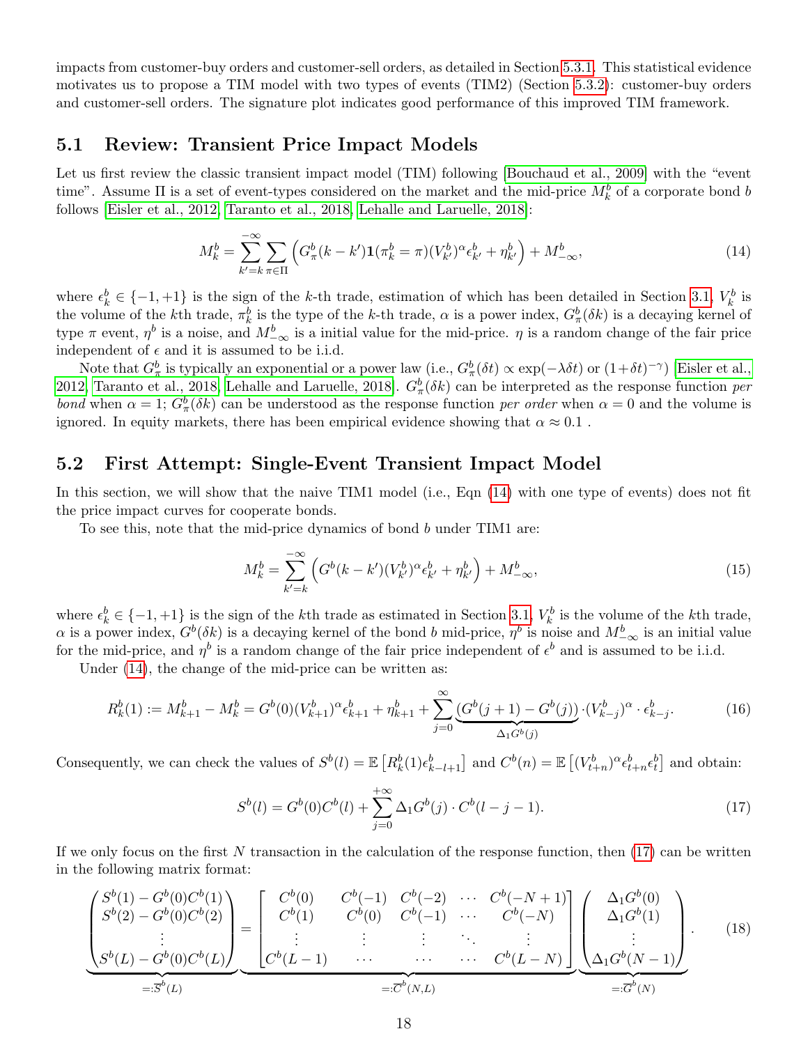impacts from customer-buy orders and customer-sell orders, as detailed in Section 5.3.1. This statistical evidence motivates us to propose a TIM model with two types of events (TIM2) (Section 5.3.2): customer-buy orders and customer-sell orders. The signature plot indicates good performance of this improved TIM framework.

## 5.1 Review: Transient Price Impact Models

Let us first review the classic transient impact model (TIM) following [Bouchaud et al., 2009] with the "event time". Assume $\Pi$ is a set of event-types considered on the market and the mid-price $M_k^b$ of a corporate bond $b$ follows [Eisler et al., 2012, Taranto et al., 2018, Lehalle and Laruelle, 2018]:

$$M_k^b = \sum_{k'=k}^{-\infty} \sum_{\pi \in \Pi} \left( G_\pi^b(k-k') \mathbf{1}(\pi_k^b = \pi)(V_{k'}^b)^\alpha \epsilon_{k'}^b + \eta_{k'}^b \right) + M_{-\infty}^b, \tag{14}$$

where $\epsilon_k^b \in \{-1, +1\}$ is the sign of the $k$-th trade, estimation of which has been detailed in Section 3.1, $V_k^b$ is the volume of the $k$th trade, $\pi_k^b$ is the type of the $k$-th trade, $\alpha$ is a power index, $G_\pi^b(\delta k)$ is a decaying kernel of type $\pi$ event, $\eta^b$ is a noise, and $M_{-\infty}^b$ is a initial value for the mid-price. $\eta$ is a random change of the fair price independent of $\epsilon$ and it is assumed to be i.i.d.

Note that $G_\pi^b$ is typically an exponential or a power law (i.e., $G_\pi^b(\delta t) \propto \exp(-\lambda \delta t)$ or $(1+\delta t)^{-\gamma}$) [Eisler et al., 2012, Taranto et al., 2018, Lehalle and Laruelle, 2018]. $G_\pi^b(\delta k)$ can be interpreted as the response function *per bond* when $\alpha = 1$; $G_\pi^b(\delta k)$ can be understood as the response function *per order* when $\alpha = 0$ and the volume is ignored. In equity markets, there has been empirical evidence showing that $\alpha \approx 0.1$ .

## 5.2 First Attempt: Single-Event Transient Impact Model

In this section, we will show that the naive TIM1 model (i.e., Eqn (14) with one type of events) does not fit the price impact curves for cooperate bonds.

To see this, note that the mid-price dynamics of bond $b$ under TIM1 are:

$$M_k^b = \sum_{k'=k}^{-\infty} \left( G^b(k-k')(V_{k'}^b)^\alpha \epsilon_{k'}^b + \eta_{k'}^b \right) + M_{-\infty}^b, \tag{15}$$

where $\epsilon_k^b \in \{-1, +1\}$ is the sign of the $k$th trade as estimated in Section 3.1, $V_k^b$ is the volume of the $k$th trade, $\alpha$ is a power index, $G^b(\delta k)$ is a decaying kernel of the bond $b$ mid-price, $\eta^b$ is noise and $M_{-\infty}^b$ is an initial value for the mid-price, and $\eta^b$ is a random change of the fair price independent of $\epsilon^b$ and is assumed to be i.i.d.

Under (14), the change of the mid-price can be written as:

$$R_k^b(1) := M_{k+1}^b - M_k^b = G^b(0)(V_{k+1}^b)^\alpha \epsilon_{k+1}^b + \eta_{k+1}^b + \sum_{j=0}^{\infty} \underbrace{(G^b(j+1) - G^b(j))}_{\Delta_1 G^b(j)} \cdot (V_{k-j}^b)^\alpha \cdot \epsilon_{k-j}^b. \tag{16}$$

Consequently, we can check the values of $S^b(l) = \mathbb{E}\left[R_k^b(1)\epsilon_{k-l+1}^b\right]$ and $C^b(n) = \mathbb{E}\left[(V_{t+n}^b)^\alpha \epsilon_{t+n}^b \epsilon_t^b\right]$ and obtain:

$$S^b(l) = G^b(0)C^b(l) + \sum_{j=0}^{+\infty} \Delta_1 G^b(j) \cdot C^b(l-j-1). \tag{17}$$

If we only focus on the first $N$ transaction in the calculation of the response function, then (17) can be written in the following matrix format:

$$\underbrace{\begin{pmatrix} S^b(1) - G^b(0)C^b(1) \\ S^b(2) - G^b(0)C^b(2) \\ \vdots \\ S^b(L) - G^b(0)C^b(L) \end{pmatrix}}_{=:\overline{S}^b(L)} = \underbrace{\begin{bmatrix} C^b(0) & C^b(-1) & C^b(-2) & \cdots & C^b(-N+1) \\ C^b(1) & C^b(0) & C^b(-1) & \cdots & C^b(-N) \\ \vdots & \vdots & \vdots & \ddots & \vdots \\ C^b(L-1) & \cdots & \cdots & \cdots & C^b(L-N) \end{bmatrix}}_{=:\overline{C}^b(N,L)} \underbrace{\begin{pmatrix} \Delta_1 G^b(0) \\ \Delta_1 G^b(1) \\ \vdots \\ \Delta_1 G^b(N-1) \end{pmatrix}}_{=:\overline{G}^b(N)}. \tag{18}$$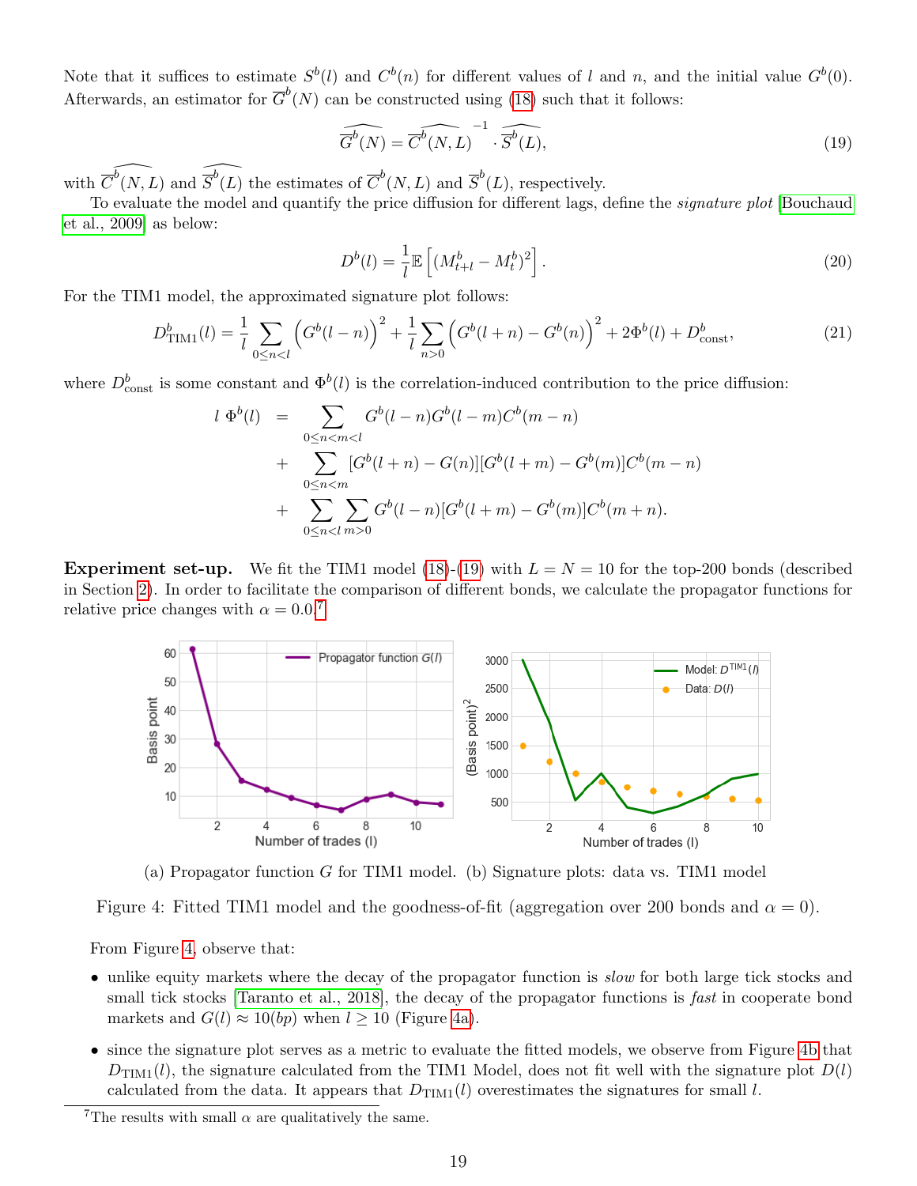Note that it suffices to estimate $S^b(l)$ and $C^b(n)$ for different values of $l$ and $n$, and the initial value $G^b(0)$. Afterwards, an estimator for $\overline{G}^b(N)$ can be constructed using (18) such that it follows:

$$\widehat{\overline{G}^b}(N) = \widehat{\overline{C}^b}(N, L)^{-1} \cdot \widehat{\overline{S}^b}(L), \tag{19}$$

with $\widehat{\overline{C}^b}(N, L)$ and $\widehat{\overline{S}^b}(L)$ the estimates of $\overline{C}^b(N, L)$ and $\overline{S}^b(L)$, respectively.

To evaluate the model and quantify the price diffusion for different lags, define the *signature plot* [Bouchaud et al., 2009] as below:

$$D^b(l) = \frac{1}{l}\mathbb{E}\left[(M^b_{t+l} - M^b_t)^2\right]. \tag{20}$$

For the TIM1 model, the approximated signature plot follows:

$$D^b_{\text{TIM1}}(l) = \frac{1}{l}\sum_{0\le n<l}\Big(G^b(l-n)\Big)^2 + \frac{1}{l}\sum_{n>0}\Big(G^b(l+n) - G^b(n)\Big)^2 + 2\Phi^b(l) + D^b_{\text{const}}, \tag{21}$$

where $D^b_{\text{const}}$ is some constant and $\Phi^b(l)$ is the correlation-induced contribution to the price diffusion:

$$\begin{aligned} l\ \Phi^b(l) \ &= \sum_{0\le n<m<l} G^b(l-n)G^b(l-m)C^b(m-n) \\ &+ \sum_{0\le n<m} [G^b(l+n) - G(n)][G^b(l+m) - G^b(m)]C^b(m-n) \\ &+ \sum_{0\le n<l}\sum_{m>0} G^b(l-n)[G^b(l+m) - G^b(m)]C^b(m+n). \end{aligned}$$

**Experiment set-up.** We fit the TIM1 model (18)-(19) with $L = N = 10$ for the top-200 bonds (described in Section 2). In order to facilitate the comparison of different bonds, we calculate the propagator functions for relative price changes with $\alpha = 0.0$.[7]

(a) Propagator function $G$ for TIM1 model. (b) Signature plots: data vs. TIM1 model

Figure 4: Fitted TIM1 model and the goodness-of-fit (aggregation over 200 bonds and $\alpha = 0$).

From Figure 4, observe that:

- unlike equity markets where the decay of the propagator function is *slow* for both large tick stocks and small tick stocks [Taranto et al., 2018], the decay of the propagator functions is *fast* in cooperate bond markets and $G(l) \approx 10(bp)$ when $l \ge 10$ (Figure 4a).
- since the signature plot serves as a metric to evaluate the fitted models, we observe from Figure 4b that $D_{\text{TIM1}}(l)$, the signature calculated from the TIM1 Model, does not fit well with the signature plot $D(l)$ calculated from the data. It appears that $D_{\text{TIM1}}(l)$ overestimates the signatures for small $l$.

[7] The results with small $\alpha$ are qualitatively the same.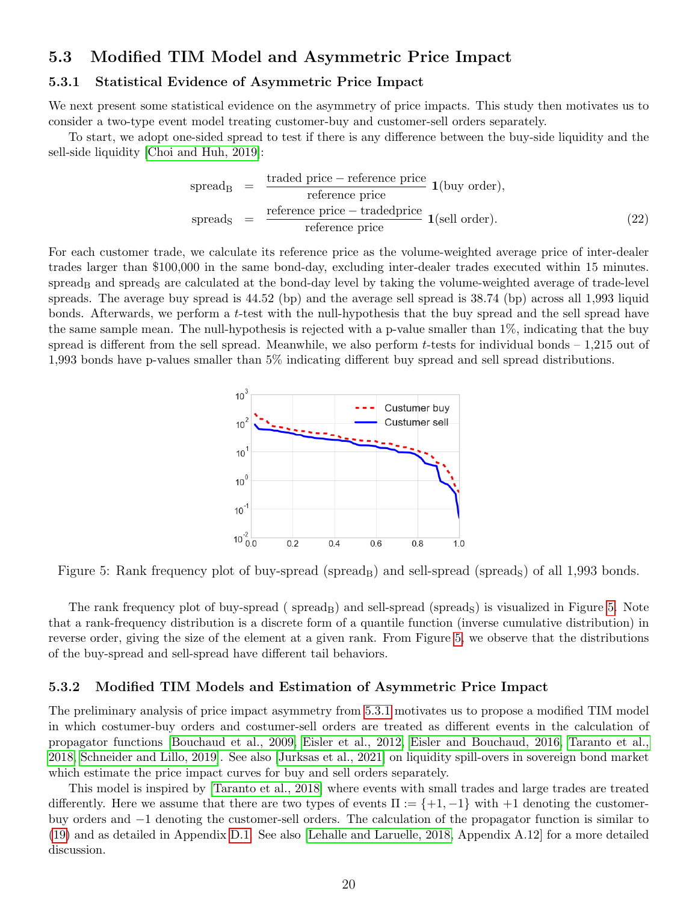## 5.3 Modified TIM Model and Asymmetric Price Impact

### 5.3.1 Statistical Evidence of Asymmetric Price Impact

We next present some statistical evidence on the asymmetry of price impacts. This study then motivates us to consider a two-type event model treating customer-buy and customer-sell orders separately.

To start, we adopt one-sided spread to test if there is any difference between the buy-side liquidity and the sell-side liquidity [Choi and Huh, 2019]:

$$
\begin{aligned}
\text{spread}_\text{B} &= \frac{\text{traded price} - \text{reference price}}{\text{reference price}} \, \mathbf{1}(\text{buy order}), \\
\text{spread}_\text{S} &= \frac{\text{reference price} - \text{tradedprice}}{\text{reference price}} \, \mathbf{1}(\text{sell order}).
\end{aligned} \tag{22}
$$

For each customer trade, we calculate its reference price as the volume-weighted average price of inter-dealer trades larger than \$100,000 in the same bond-day, excluding inter-dealer trades executed within 15 minutes. $\text{spread}_\text{B}$ and $\text{spread}_\text{S}$ are calculated at the bond-day level by taking the volume-weighted average of trade-level spreads. The average buy spread is 44.52 (bp) and the average sell spread is 38.74 (bp) across all 1,993 liquid bonds. Afterwards, we perform a $t$-test with the null-hypothesis that the buy spread and the sell spread have the same sample mean. The null-hypothesis is rejected with a p-value smaller than 1%, indicating that the buy spread is different from the sell spread. Meanwhile, we also perform $t$-tests for individual bonds – 1,215 out of 1,993 bonds have p-values smaller than 5% indicating different buy spread and sell spread distributions.

Figure 5: Rank frequency plot of buy-spread ($\text{spread}_\text{B}$) and sell-spread ($\text{spread}_\text{S}$) of all 1,993 bonds.

The rank frequency plot of buy-spread ( $\text{spread}_\text{B}$) and sell-spread ($\text{spread}_\text{S}$) is visualized in Figure 5. Note that a rank-frequency distribution is a discrete form of a quantile function (inverse cumulative distribution) in reverse order, giving the size of the element at a given rank. From Figure 5, we observe that the distributions of the buy-spread and sell-spread have different tail behaviors.

### 5.3.2 Modified TIM Models and Estimation of Asymmetric Price Impact

The preliminary analysis of price impact asymmetry from 5.3.1 motivates us to propose a modified TIM model in which costumer-buy orders and costumer-sell orders are treated as different events in the calculation of propagator functions [Bouchaud et al., 2009, Eisler et al., 2012, Eisler and Bouchaud, 2016, Taranto et al., 2018, Schneider and Lillo, 2019]. See also [Jurksas et al., 2021] on liquidity spill-overs in sovereign bond market which estimate the price impact curves for buy and sell orders separately.

This model is inspired by [Taranto et al., 2018] where events with small trades and large trades are treated differently. Here we assume that there are two types of events $\Pi := \{+1, -1\}$ with $+1$ denoting the customer-buy orders and $-1$ denoting the customer-sell orders. The calculation of the propagator function is similar to (19) and as detailed in Appendix D.1. See also [Lehalle and Laruelle, 2018, Appendix A.12] for a more detailed discussion.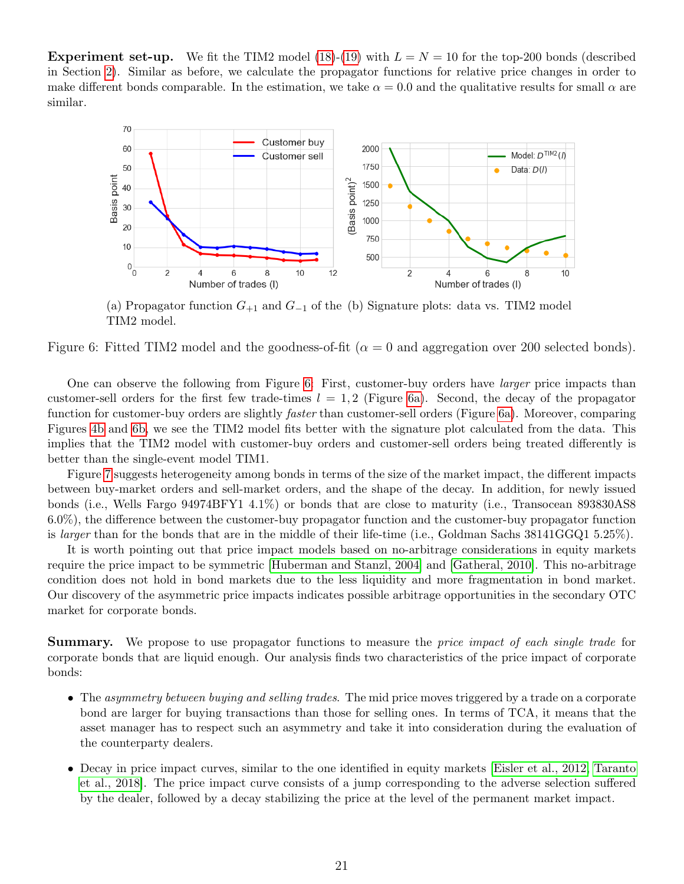**Experiment set-up.** We fit the TIM2 model (18)-(19) with $L = N = 10$ for the top-200 bonds (described in Section 2). Similar as before, we calculate the propagator functions for relative price changes in order to make different bonds comparable. In the estimation, we take $\alpha = 0.0$ and the qualitative results for small $\alpha$ are similar.

(a) Propagator function $G_{+1}$ and $G_{-1}$ of the TIM2 model.

(b) Signature plots: data vs. TIM2 model

Figure 6: Fitted TIM2 model and the goodness-of-fit ($\alpha = 0$ and aggregation over 200 selected bonds).

One can observe the following from Figure 6. First, customer-buy orders have *larger* price impacts than customer-sell orders for the first few trade-times $l = 1, 2$ (Figure 6a). Second, the decay of the propagator function for customer-buy orders are slightly *faster* than customer-sell orders (Figure 6a). Moreover, comparing Figures 4b and 6b, we see the TIM2 model fits better with the signature plot calculated from the data. This implies that the TIM2 model with customer-buy orders and customer-sell orders being treated differently is better than the single-event model TIM1.

Figure 7 suggests heterogeneity among bonds in terms of the size of the market impact, the different impacts between buy-market orders and sell-market orders, and the shape of the decay. In addition, for newly issued bonds (i.e., Wells Fargo 94974BFY1 4.1%) or bonds that are close to maturity (i.e., Transocean 893830AS8 6.0%), the difference between the customer-buy propagator function and the customer-buy propagator function is *larger* than for the bonds that are in the middle of their life-time (i.e., Goldman Sachs 38141GGQ1 5.25%).

It is worth pointing out that price impact models based on no-arbitrage considerations in equity markets require the price impact to be symmetric [Huberman and Stanzl, 2004] and [Gatheral, 2010]. This no-arbitrage condition does not hold in bond markets due to the less liquidity and more fragmentation in bond market. Our discovery of the asymmetric price impacts indicates possible arbitrage opportunities in the secondary OTC market for corporate bonds.

**Summary.** We propose to use propagator functions to measure the *price impact of each single trade* for corporate bonds that are liquid enough. Our analysis finds two characteristics of the price impact of corporate bonds:

- The *asymmetry between buying and selling trades*. The mid price moves triggered by a trade on a corporate bond are larger for buying transactions than those for selling ones. In terms of TCA, it means that the asset manager has to respect such an asymmetry and take it into consideration during the evaluation of the counterparty dealers.
- Decay in price impact curves, similar to the one identified in equity markets [Eisler et al., 2012, Taranto et al., 2018]. The price impact curve consists of a jump corresponding to the adverse selection suffered by the dealer, followed by a decay stabilizing the price at the level of the permanent market impact.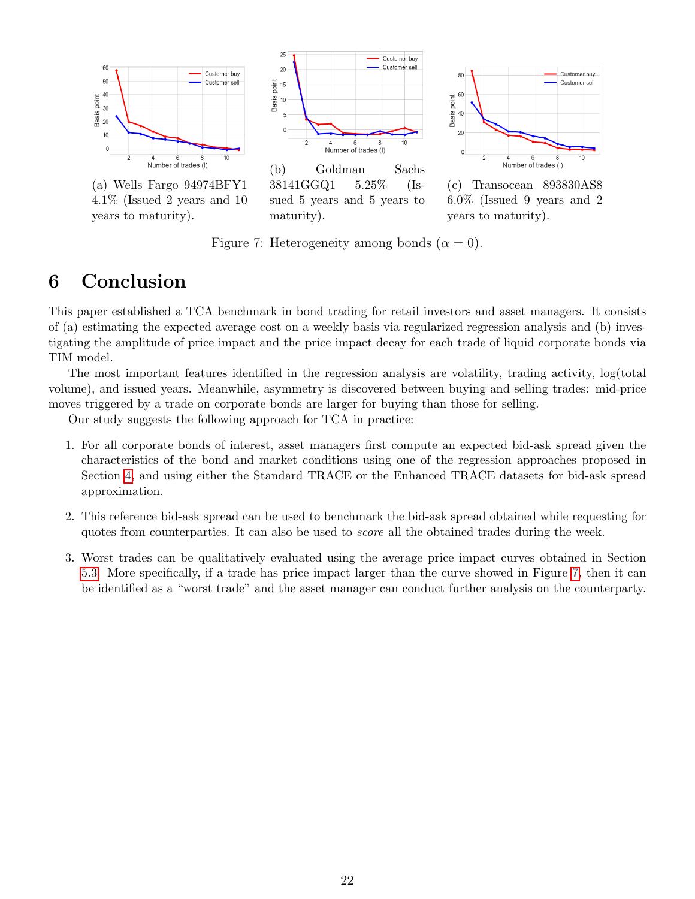(a) Wells Fargo 94974BFY1 4.1% (Issued 2 years and 10 years to maturity).

(b) Goldman Sachs 38141GGQ1 5.25% (Issued 5 years and 5 years to maturity).

(c) Transocean 893830AS8 6.0% (Issued 9 years and 2 years to maturity).

Figure 7: Heterogeneity among bonds ($\alpha = 0$).

# 6 Conclusion

This paper established a TCA benchmark in bond trading for retail investors and asset managers. It consists of (a) estimating the expected average cost on a weekly basis via regularized regression analysis and (b) investigating the amplitude of price impact and the price impact decay for each trade of liquid corporate bonds via TIM model.

The most important features identified in the regression analysis are volatility, trading activity, log(total volume), and issued years. Meanwhile, asymmetry is discovered between buying and selling trades: mid-price moves triggered by a trade on corporate bonds are larger for buying than those for selling.

Our study suggests the following approach for TCA in practice:

1. For all corporate bonds of interest, asset managers first compute an expected bid-ask spread given the characteristics of the bond and market conditions using one of the regression approaches proposed in Section 4, and using either the Standard TRACE or the Enhanced TRACE datasets for bid-ask spread approximation.

2. This reference bid-ask spread can be used to benchmark the bid-ask spread obtained while requesting for quotes from counterparties. It can also be used to *score* all the obtained trades during the week.

3. Worst trades can be qualitatively evaluated using the average price impact curves obtained in Section 5.3. More specifically, if a trade has price impact larger than the curve showed in Figure 7, then it can be identified as a "worst trade" and the asset manager can conduct further analysis on the counterparty.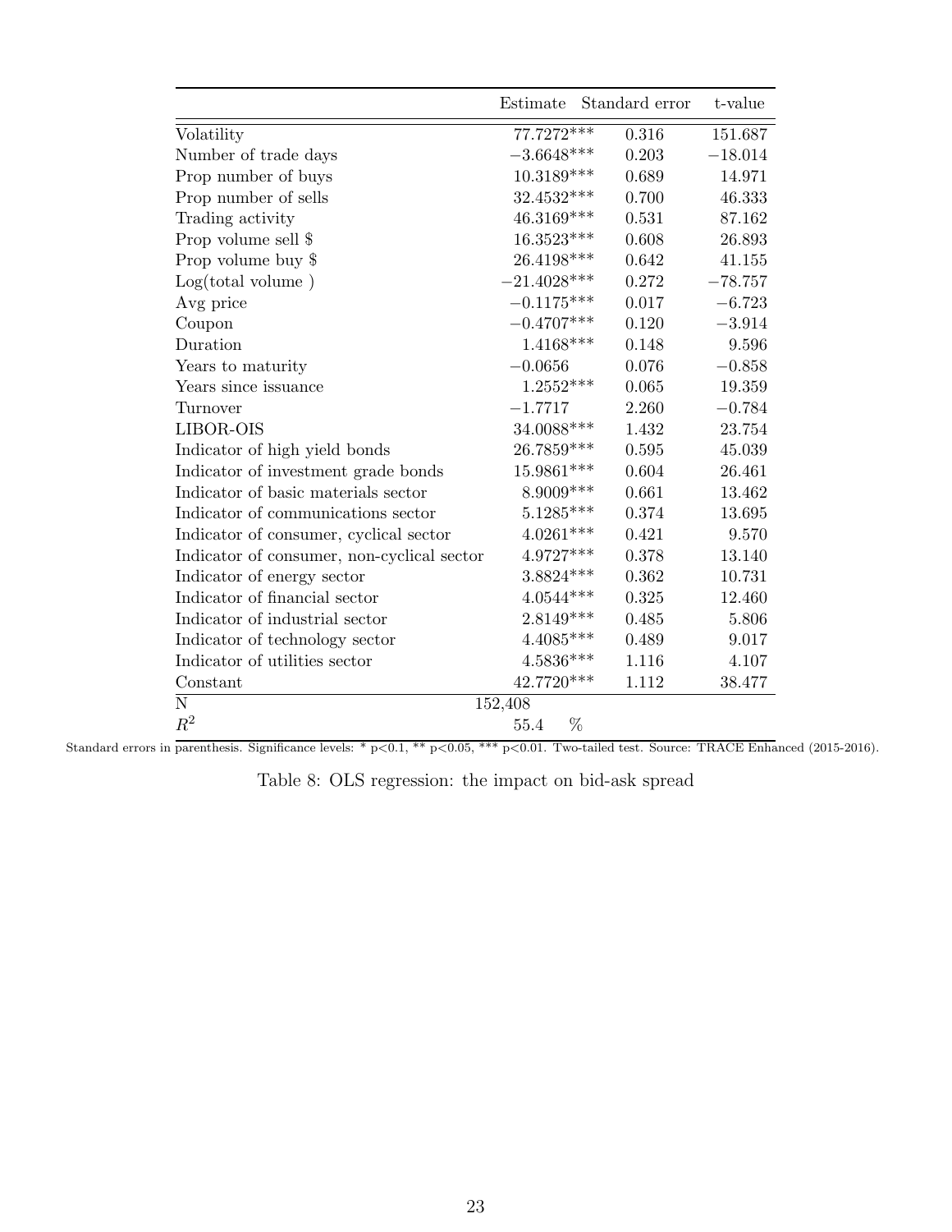| | Estimate | Standard error | t-value |
|---|---|---|---|
| Volatility | 77.7272*** | 0.316 | 151.687 |
| Number of trade days | −3.6648*** | 0.203 | −18.014 |
| Prop number of buys | 10.3189*** | 0.689 | 14.971 |
| Prop number of sells | 32.4532*** | 0.700 | 46.333 |
| Trading activity | 46.3169*** | 0.531 | 87.162 |
| Prop volume sell $ | 16.3523*** | 0.608 | 26.893 |
| Prop volume buy $ | 26.4198*** | 0.642 | 41.155 |
| Log(total volume ) | −21.4028*** | 0.272 | −78.757 |
| Avg price | −0.1175*** | 0.017 | −6.723 |
| Coupon | −0.4707*** | 0.120 | −3.914 |
| Duration | 1.4168*** | 0.148 | 9.596 |
| Years to maturity | −0.0656 | 0.076 | −0.858 |
| Years since issuance | 1.2552*** | 0.065 | 19.359 |
| Turnover | −1.7717 | 2.260 | −0.784 |
| LIBOR-OIS | 34.0088*** | 1.432 | 23.754 |
| Indicator of high yield bonds | 26.7859*** | 0.595 | 45.039 |
| Indicator of investment grade bonds | 15.9861*** | 0.604 | 26.461 |
| Indicator of basic materials sector | 8.9009*** | 0.661 | 13.462 |
| Indicator of communications sector | 5.1285*** | 0.374 | 13.695 |
| Indicator of consumer, cyclical sector | 4.0261*** | 0.421 | 9.570 |
| Indicator of consumer, non-cyclical sector | 4.9727*** | 0.378 | 13.140 |
| Indicator of energy sector | 3.8824*** | 0.362 | 10.731 |
| Indicator of financial sector | 4.0544*** | 0.325 | 12.460 |
| Indicator of industrial sector | 2.8149*** | 0.485 | 5.806 |
| Indicator of technology sector | 4.4085*** | 0.489 | 9.017 |
| Indicator of utilities sector | 4.5836*** | 1.116 | 4.107 |
| Constant | 42.7720*** | 1.112 | 38.477 |
| N | 152,408 | | |
| $R^2$ | 55.4 % | | |

Standard errors in parenthesis. Significance levels: * p<0.1, ** p<0.05, *** p<0.01. Two-tailed test. Source: TRACE Enhanced (2015-2016).

Table 8: OLS regression: the impact on bid-ask spread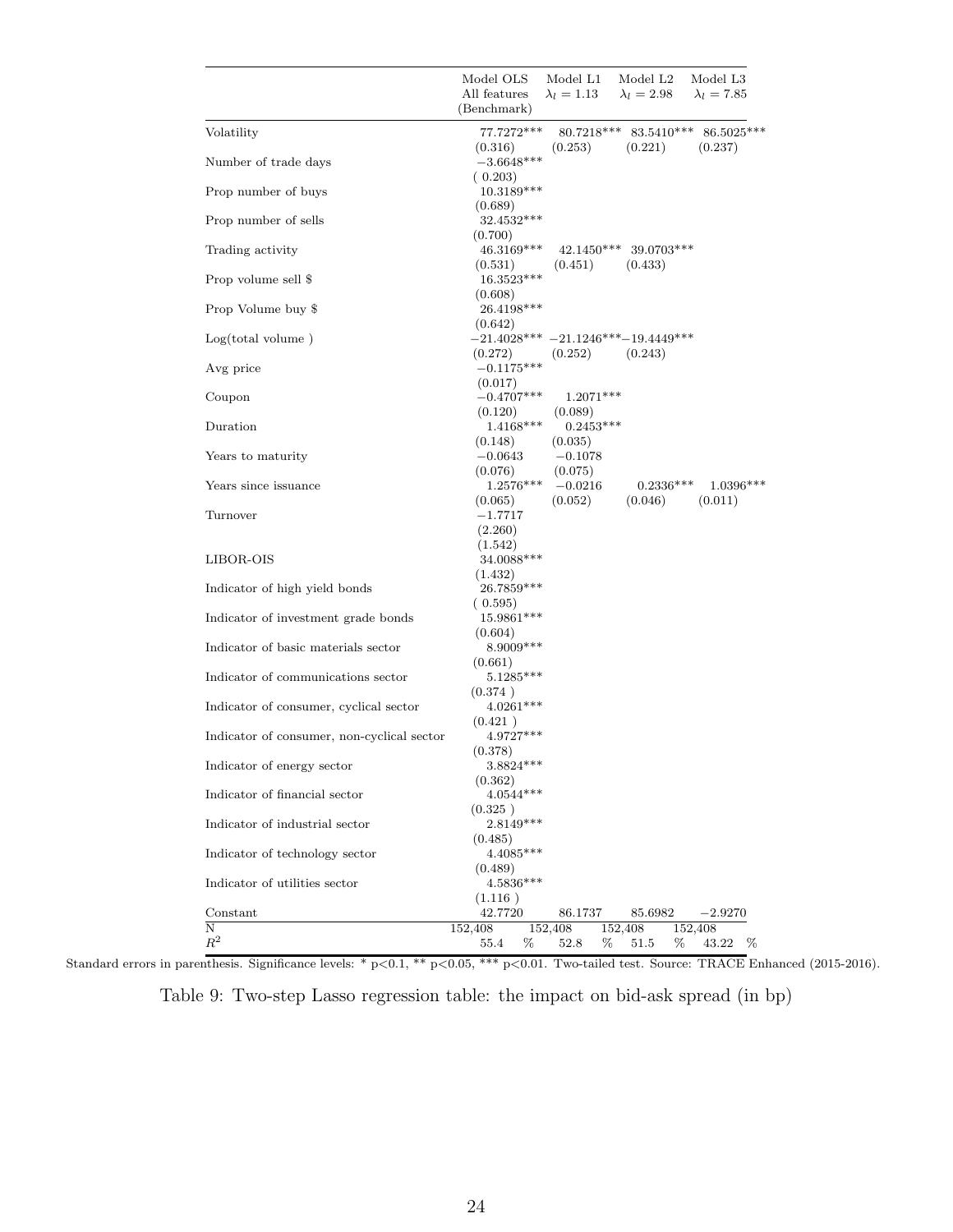| | Model OLS All features (Benchmark) | Model L1 $\lambda_l = 1.13$ | Model L2 $\lambda_l = 2.98$ | Model L3 $\lambda_l = 7.85$ |
|---|---|---|---|---|
| Volatility | 77.7272*** | 80.7218*** | 83.5410*** | 86.5025*** |
| | (0.316) | (0.253) | (0.221) | (0.237) |
| Number of trade days | −3.6648*** | | | |
| | ( 0.203) | | | |
| Prop number of buys | 10.3189*** | | | |
| | (0.689) | | | |
| Prop number of sells | 32.4532*** | | | |
| | (0.700) | | | |
| Trading activity | 46.3169*** | 42.1450*** | 39.0703*** | |
| | (0.531) | (0.451) | (0.433) | |
| Prop volume sell $ | 16.3523*** | | | |
| | (0.608) | | | |
| Prop Volume buy $ | 26.4198*** | | | |
| | (0.642) | | | |
| Log(total volume ) | −21.4028*** | −21.1246*** | −19.4449*** | |
| | (0.272) | (0.252) | (0.243) | |
| Avg price | −0.1175*** | | | |
| | (0.017) | | | |
| Coupon | −0.4707*** | 1.2071*** | | |
| | (0.120) | (0.089) | | |
| Duration | 1.4168*** | 0.2453*** | | |
| | (0.148) | (0.035) | | |
| Years to maturity | −0.0643 | −0.1078 | | |
| | (0.076) | (0.075) | | |
| Years since issuance | 1.2576*** | −0.0216 | 0.2336*** | 1.0396*** |
| | (0.065) | (0.052) | (0.046) | (0.011) |
| Turnover | −1.7717 | | | |
| | (2.260) | | | |
| | (1.542) | | | |
| LIBOR-OIS | 34.0088*** | | | |
| | (1.432) | | | |
| Indicator of high yield bonds | 26.7859*** | | | |
| | ( 0.595) | | | |
| Indicator of investment grade bonds | 15.9861*** | | | |
| | (0.604) | | | |
| Indicator of basic materials sector | 8.9009*** | | | |
| | (0.661) | | | |
| Indicator of communications sector | 5.1285*** | | | |
| | (0.374 ) | | | |
| Indicator of consumer, cyclical sector | 4.0261*** | | | |
| | (0.421 ) | | | |
| Indicator of consumer, non-cyclical sector | 4.9727*** | | | |
| | (0.378) | | | |
| Indicator of energy sector | 3.8824*** | | | |
| | (0.362) | | | |
| Indicator of financial sector | 4.0544*** | | | |
| | (0.325 ) | | | |
| Indicator of industrial sector | 2.8149*** | | | |
| | (0.485) | | | |
| Indicator of technology sector | 4.4085*** | | | |
| | (0.489) | | | |
| Indicator of utilities sector | 4.5836*** | | | |
| | (1.116 ) | | | |
| Constant | 42.7720 | 86.1737 | 85.6982 | −2.9270 |
| N | 152,408 | 152,408 | 152,408 | 152,408 |
| $R^2$ | 55.4 % | 52.8 % | 51.5 % | 43.22 % |

Standard errors in parenthesis. Significance levels: * p<0.1, ** p<0.05, *** p<0.01. Two-tailed test. Source: TRACE Enhanced (2015-2016).

Table 9: Two-step Lasso regression table: the impact on bid-ask spread (in bp)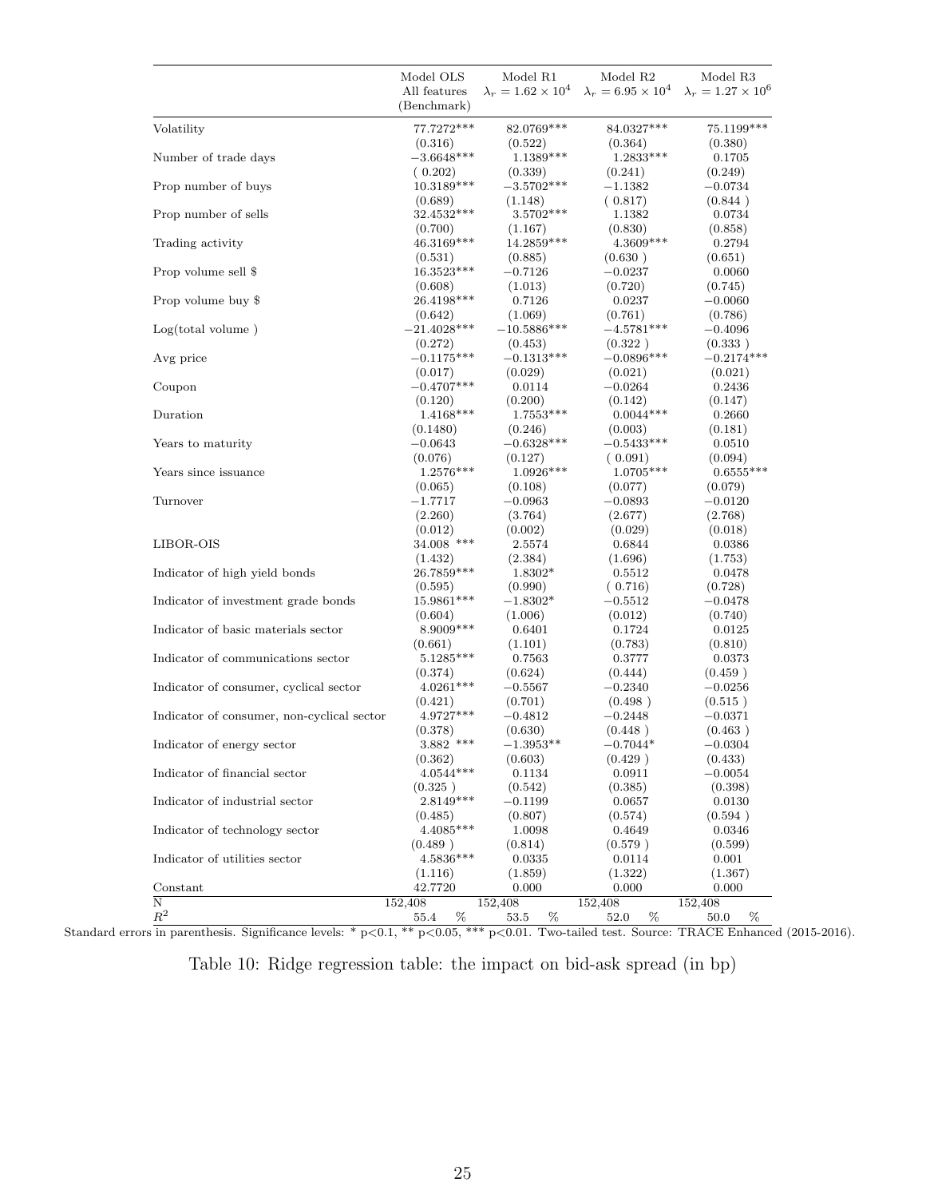| | Model OLS All features (Benchmark) | Model R1 $\lambda_r = 1.62 \times 10^4$ | Model R2 $\lambda_r = 6.95 \times 10^4$ | Model R3 $\lambda_r = 1.27 \times 10^6$ |
|---|---|---|---|---|
| Volatility | 77.7272*** | 82.0769*** | 84.0327*** | 75.1199*** |
| | (0.316) | (0.522) | (0.364) | (0.380) |
| Number of trade days | −3.6648*** | 1.1389*** | 1.2833*** | 0.1705 |
| | ( 0.202) | (0.339) | (0.241) | (0.249) |
| Prop number of buys | 10.3189*** | −3.5702*** | −1.1382 | −0.0734 |
| | (0.689) | (1.148) | ( 0.817) | (0.844 ) |
| Prop number of sells | 32.4532*** | 3.5702*** | 1.1382 | 0.0734 |
| | (0.700) | (1.167) | (0.830) | (0.858) |
| Trading activity | 46.3169*** | 14.2859*** | 4.3609*** | 0.2794 |
| | (0.531) | (0.885) | (0.630 ) | (0.651) |
| Prop volume sell \$ | 16.3523*** | −0.7126 | −0.0237 | 0.0060 |
| | (0.608) | (1.013) | (0.720) | (0.745) |
| Prop volume buy \$ | 26.4198*** | 0.7126 | 0.0237 | −0.0060 |
| | (0.642) | (1.069) | (0.761) | (0.786) |
| Log(total volume ) | −21.4028*** | −10.5886*** | −4.5781*** | −0.4096 |
| | (0.272) | (0.453) | (0.322 ) | (0.333 ) |
| Avg price | −0.1175*** | −0.1313*** | −0.0896*** | −0.2174*** |
| | (0.017) | (0.029) | (0.021) | (0.021) |
| Coupon | −0.4707*** | 0.0114 | −0.0264 | 0.2436 |
| | (0.120) | (0.200) | (0.142) | (0.147) |
| Duration | 1.4168*** | 1.7553*** | 0.0044*** | 0.2660 |
| | (0.1480) | (0.246) | (0.003) | (0.181) |
| Years to maturity | −0.0643 | −0.6328*** | −0.5433*** | 0.0510 |
| | (0.076) | (0.127) | ( 0.091) | (0.094) |
| Years since issuance | 1.2576*** | 1.0926*** | 1.0705*** | 0.6555*** |
| | (0.065) | (0.108) | (0.077) | (0.079) |
| Turnover | −1.7717 | −0.0963 | −0.0893 | −0.0120 |
| | (2.260) | (3.764) | (2.677) | (2.768) |
| | (0.012) | (0.002) | (0.029) | (0.018) |
| LIBOR-OIS | 34.008 *** | 2.5574 | 0.6844 | 0.0386 |
| | (1.432) | (2.384) | (1.696) | (1.753) |
| Indicator of high yield bonds | 26.7859*** | 1.8302* | 0.5512 | 0.0478 |
| | (0.595) | (0.990) | ( 0.716) | (0.728) |
| Indicator of investment grade bonds | 15.9861*** | −1.8302* | −0.5512 | −0.0478 |
| | (0.604) | (1.006) | (0.012) | (0.740) |
| Indicator of basic materials sector | 8.9009*** | 0.6401 | 0.1724 | 0.0125 |
| | (0.661) | (1.101) | (0.783) | (0.810) |
| Indicator of communications sector | 5.1285*** | 0.7563 | 0.3777 | 0.0373 |
| | (0.374) | (0.624) | (0.444) | (0.459 ) |
| Indicator of consumer, cyclical sector | 4.0261*** | −0.5567 | −0.2340 | −0.0256 |
| | (0.421) | (0.701) | (0.498 ) | (0.515 ) |
| Indicator of consumer, non-cyclical sector | 4.9727*** | −0.4812 | −0.2448 | −0.0371 |
| | (0.378) | (0.630) | (0.448 ) | (0.463 ) |
| Indicator of energy sector | 3.882 *** | −1.3953** | −0.7044* | −0.0304 |
| | (0.362) | (0.603) | (0.429 ) | (0.433) |
| Indicator of financial sector | 4.0544*** | 0.1134 | 0.0911 | −0.0054 |
| | (0.325 ) | (0.542) | (0.385) | (0.398) |
| Indicator of industrial sector | 2.8149*** | −0.1199 | 0.0657 | 0.0130 |
| | (0.485) | (0.807) | (0.574) | (0.594 ) |
| Indicator of technology sector | 4.4085*** | 1.0098 | 0.4649 | 0.0346 |
| | (0.489 ) | (0.814) | (0.579 ) | (0.599) |
| Indicator of utilities sector | 4.5836*** | 0.0335 | 0.0114 | 0.001 |
| | (1.116) | (1.859) | (1.322) | (1.367) |
| Constant | 42.7720 | 0.000 | 0.000 | 0.000 |
| N | 152,408 | 152,408 | 152,408 | 152,408 |
| $R^2$ | 55.4 % | 53.5 % | 52.0 % | 50.0 % |

Standard errors in parenthesis. Significance levels: * p<0.1, ** p<0.05, *** p<0.01. Two-tailed test. Source: TRACE Enhanced (2015-2016).

Table 10: Ridge regression table: the impact on bid-ask spread (in bp)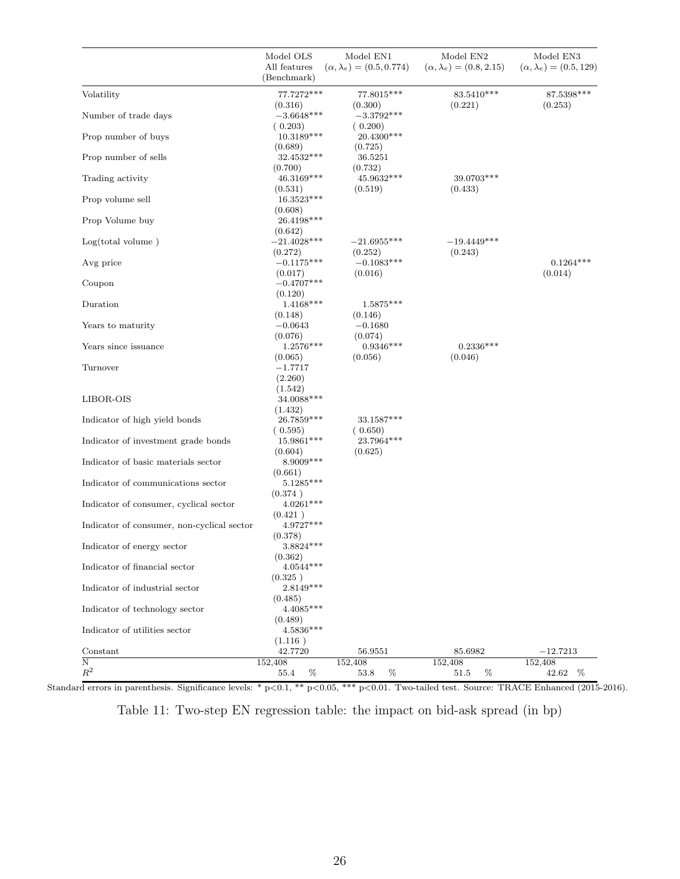| | Model OLS All features (Benchmark) | Model EN1 $(\alpha, \lambda_e) = (0.5, 0.774)$ | Model EN2 $(\alpha, \lambda_e) = (0.8, 2.15)$ | Model EN3 $(\alpha, \lambda_e) = (0.5, 129)$ |
|---|---|---|---|---|
| Volatility | 77.7272*** | 77.8015*** | 83.5410*** | 87.5398*** |
| | (0.316) | (0.300) | (0.221) | (0.253) |
| Number of trade days | −3.6648*** | −3.3792*** | | |
| | ( 0.203) | ( 0.200) | | |
| Prop number of buys | 10.3189*** | 20.4300*** | | |
| | (0.689) | (0.725) | | |
| Prop number of sells | 32.4532*** | 36.5251 | | |
| | (0.700) | (0.732) | | |
| Trading activity | 46.3169*** | 45.9632*** | 39.0703*** | |
| | (0.531) | (0.519) | (0.433) | |
| Prop volume sell | 16.3523*** | | | |
| | (0.608) | | | |
| Prop Volume buy | 26.4198*** | | | |
| | (0.642) | | | |
| Log(total volume ) | −21.4028*** | −21.6955*** | −19.4449*** | |
| | (0.272) | (0.252) | (0.243) | |
| Avg price | −0.1175*** | −0.1083*** | | 0.1264*** |
| | (0.017) | (0.016) | | (0.014) |
| Coupon | −0.4707*** | | | |
| | (0.120) | | | |
| Duration | 1.4168*** | 1.5875*** | | |
| | (0.148) | (0.146) | | |
| Years to maturity | −0.0643 | −0.1680 | | |
| | (0.076) | (0.074) | | |
| Years since issuance | 1.2576*** | 0.9346*** | 0.2336*** | |
| | (0.065) | (0.056) | (0.046) | |
| Turnover | −1.7717 | | | |
| | (2.260) | | | |
| | (1.542) | | | |
| LIBOR-OIS | 34.0088*** | | | |
| | (1.432) | | | |
| Indicator of high yield bonds | 26.7859*** | 33.1587*** | | |
| | ( 0.595) | ( 0.650) | | |
| Indicator of investment grade bonds | 15.9861*** | 23.7964*** | | |
| | (0.604) | (0.625) | | |
| Indicator of basic materials sector | 8.9009*** | | | |
| | (0.661) | | | |
| Indicator of communications sector | 5.1285*** | | | |
| | (0.374 ) | | | |
| Indicator of consumer, cyclical sector | 4.0261*** | | | |
| | (0.421 ) | | | |
| Indicator of consumer, non-cyclical sector | 4.9727*** | | | |
| | (0.378) | | | |
| Indicator of energy sector | 3.8824*** | | | |
| | (0.362) | | | |
| Indicator of financial sector | 4.0544*** | | | |
| | (0.325 ) | | | |
| Indicator of industrial sector | 2.8149*** | | | |
| | (0.485) | | | |
| Indicator of technology sector | 4.4085*** | | | |
| | (0.489) | | | |
| Indicator of utilities sector | 4.5836*** | | | |
| | (1.116 ) | | | |
| Constant | 42.7720 | 56.9551 | 85.6982 | −12.7213 |
| N | 152,408 | 152,408 | 152,408 | 152,408 |
| $R^2$ | 55.4 % | 53.8 % | 51.5 % | 42.62 % |

Standard errors in parenthesis. Significance levels: * p<0.1, ** p<0.05, *** p<0.01. Two-tailed test. Source: TRACE Enhanced (2015-2016).

Table 11: Two-step EN regression table: the impact on bid-ask spread (in bp)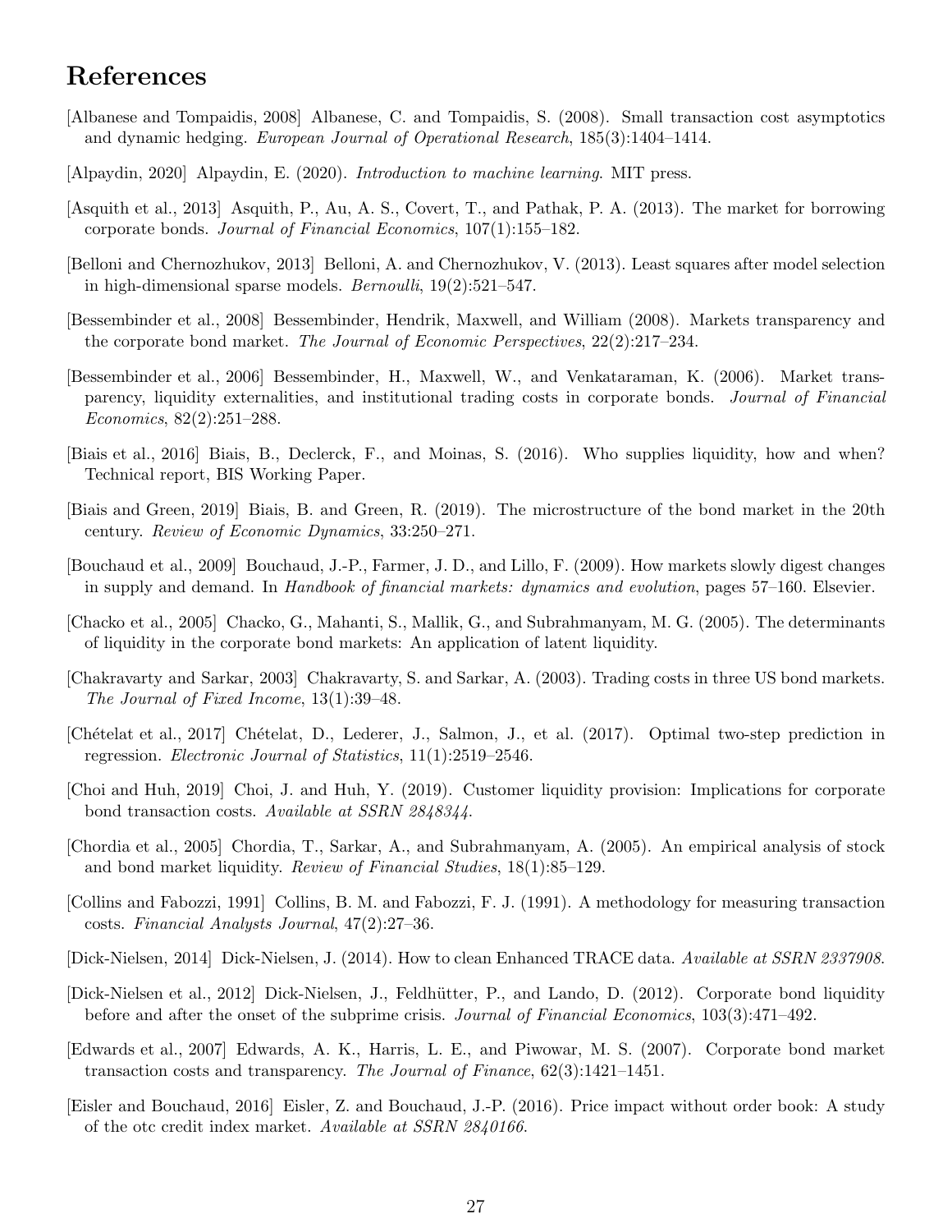# References

[Albanese and Tompaidis, 2008] Albanese, C. and Tompaidis, S. (2008). Small transaction cost asymptotics and dynamic hedging. *European Journal of Operational Research*, 185(3):1404–1414.

[Alpaydin, 2020] Alpaydin, E. (2020). *Introduction to machine learning*. MIT press.

[Asquith et al., 2013] Asquith, P., Au, A. S., Covert, T., and Pathak, P. A. (2013). The market for borrowing corporate bonds. *Journal of Financial Economics*, 107(1):155–182.

[Belloni and Chernozhukov, 2013] Belloni, A. and Chernozhukov, V. (2013). Least squares after model selection in high-dimensional sparse models. *Bernoulli*, 19(2):521–547.

[Bessembinder et al., 2008] Bessembinder, Hendrik, Maxwell, and William (2008). Markets transparency and the corporate bond market. *The Journal of Economic Perspectives*, 22(2):217–234.

[Bessembinder et al., 2006] Bessembinder, H., Maxwell, W., and Venkataraman, K. (2006). Market transparency, liquidity externalities, and institutional trading costs in corporate bonds. *Journal of Financial Economics*, 82(2):251–288.

[Biais et al., 2016] Biais, B., Declerck, F., and Moinas, S. (2016). Who supplies liquidity, how and when? Technical report, BIS Working Paper.

[Biais and Green, 2019] Biais, B. and Green, R. (2019). The microstructure of the bond market in the 20th century. *Review of Economic Dynamics*, 33:250–271.

[Bouchaud et al., 2009] Bouchaud, J.-P., Farmer, J. D., and Lillo, F. (2009). How markets slowly digest changes in supply and demand. In *Handbook of financial markets: dynamics and evolution*, pages 57–160. Elsevier.

[Chacko et al., 2005] Chacko, G., Mahanti, S., Mallik, G., and Subrahmanyam, M. G. (2005). The determinants of liquidity in the corporate bond markets: An application of latent liquidity.

[Chakravarty and Sarkar, 2003] Chakravarty, S. and Sarkar, A. (2003). Trading costs in three US bond markets. *The Journal of Fixed Income*, 13(1):39–48.

[Chételat et al., 2017] Chételat, D., Lederer, J., Salmon, J., et al. (2017). Optimal two-step prediction in regression. *Electronic Journal of Statistics*, 11(1):2519–2546.

[Choi and Huh, 2019] Choi, J. and Huh, Y. (2019). Customer liquidity provision: Implications for corporate bond transaction costs. *Available at SSRN 2848344*.

[Chordia et al., 2005] Chordia, T., Sarkar, A., and Subrahmanyam, A. (2005). An empirical analysis of stock and bond market liquidity. *Review of Financial Studies*, 18(1):85–129.

[Collins and Fabozzi, 1991] Collins, B. M. and Fabozzi, F. J. (1991). A methodology for measuring transaction costs. *Financial Analysts Journal*, 47(2):27–36.

[Dick-Nielsen, 2014] Dick-Nielsen, J. (2014). How to clean Enhanced TRACE data. *Available at SSRN 2337908*.

[Dick-Nielsen et al., 2012] Dick-Nielsen, J., Feldhütter, P., and Lando, D. (2012). Corporate bond liquidity before and after the onset of the subprime crisis. *Journal of Financial Economics*, 103(3):471–492.

[Edwards et al., 2007] Edwards, A. K., Harris, L. E., and Piwowar, M. S. (2007). Corporate bond market transaction costs and transparency. *The Journal of Finance*, 62(3):1421–1451.

[Eisler and Bouchaud, 2016] Eisler, Z. and Bouchaud, J.-P. (2016). Price impact without order book: A study of the otc credit index market. *Available at SSRN 2840166*.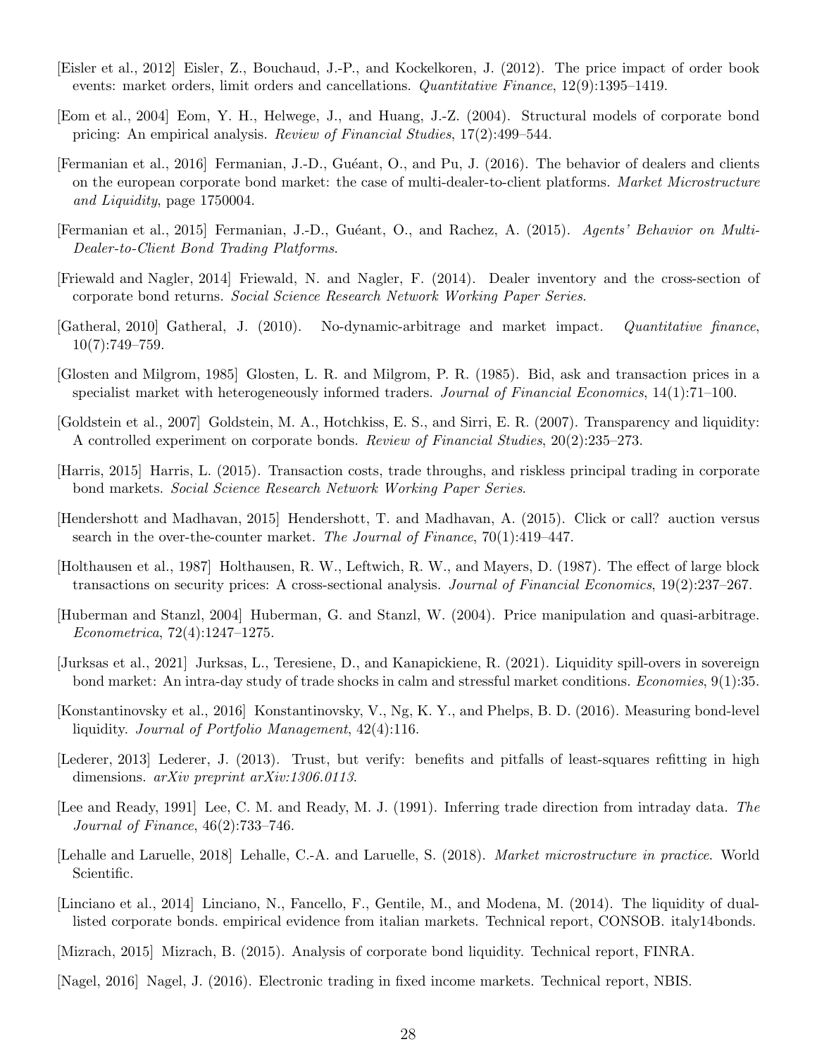[Eisler et al., 2012] Eisler, Z., Bouchaud, J.-P., and Kockelkoren, J. (2012). The price impact of order book events: market orders, limit orders and cancellations. *Quantitative Finance*, 12(9):1395–1419.

[Eom et al., 2004] Eom, Y. H., Helwege, J., and Huang, J.-Z. (2004). Structural models of corporate bond pricing: An empirical analysis. *Review of Financial Studies*, 17(2):499–544.

[Fermanian et al., 2016] Fermanian, J.-D., Guéant, O., and Pu, J. (2016). The behavior of dealers and clients on the european corporate bond market: the case of multi-dealer-to-client platforms. *Market Microstructure and Liquidity*, page 1750004.

[Fermanian et al., 2015] Fermanian, J.-D., Guéant, O., and Rachez, A. (2015). *Agents' Behavior on Multi-Dealer-to-Client Bond Trading Platforms*.

[Friewald and Nagler, 2014] Friewald, N. and Nagler, F. (2014). Dealer inventory and the cross-section of corporate bond returns. *Social Science Research Network Working Paper Series*.

[Gatheral, 2010] Gatheral, J. (2010). No-dynamic-arbitrage and market impact. *Quantitative finance*, 10(7):749–759.

[Glosten and Milgrom, 1985] Glosten, L. R. and Milgrom, P. R. (1985). Bid, ask and transaction prices in a specialist market with heterogeneously informed traders. *Journal of Financial Economics*, 14(1):71–100.

[Goldstein et al., 2007] Goldstein, M. A., Hotchkiss, E. S., and Sirri, E. R. (2007). Transparency and liquidity: A controlled experiment on corporate bonds. *Review of Financial Studies*, 20(2):235–273.

[Harris, 2015] Harris, L. (2015). Transaction costs, trade throughs, and riskless principal trading in corporate bond markets. *Social Science Research Network Working Paper Series*.

[Hendershott and Madhavan, 2015] Hendershott, T. and Madhavan, A. (2015). Click or call? auction versus search in the over-the-counter market. *The Journal of Finance*, 70(1):419–447.

[Holthausen et al., 1987] Holthausen, R. W., Leftwich, R. W., and Mayers, D. (1987). The effect of large block transactions on security prices: A cross-sectional analysis. *Journal of Financial Economics*, 19(2):237–267.

[Huberman and Stanzl, 2004] Huberman, G. and Stanzl, W. (2004). Price manipulation and quasi-arbitrage. *Econometrica*, 72(4):1247–1275.

[Jurksas et al., 2021] Jurksas, L., Teresiene, D., and Kanapickiene, R. (2021). Liquidity spill-overs in sovereign bond market: An intra-day study of trade shocks in calm and stressful market conditions. *Economies*, 9(1):35.

[Konstantinovsky et al., 2016] Konstantinovsky, V., Ng, K. Y., and Phelps, B. D. (2016). Measuring bond-level liquidity. *Journal of Portfolio Management*, 42(4):116.

[Lederer, 2013] Lederer, J. (2013). Trust, but verify: benefits and pitfalls of least-squares refitting in high dimensions. *arXiv preprint arXiv:1306.0113*.

[Lee and Ready, 1991] Lee, C. M. and Ready, M. J. (1991). Inferring trade direction from intraday data. *The Journal of Finance*, 46(2):733–746.

[Lehalle and Laruelle, 2018] Lehalle, C.-A. and Laruelle, S. (2018). *Market microstructure in practice*. World Scientific.

[Linciano et al., 2014] Linciano, N., Fancello, F., Gentile, M., and Modena, M. (2014). The liquidity of dual-listed corporate bonds. empirical evidence from italian markets. Technical report, CONSOB. italy14bonds.

[Mizrach, 2015] Mizrach, B. (2015). Analysis of corporate bond liquidity. Technical report, FINRA.

[Nagel, 2016] Nagel, J. (2016). Electronic trading in fixed income markets. Technical report, NBIS.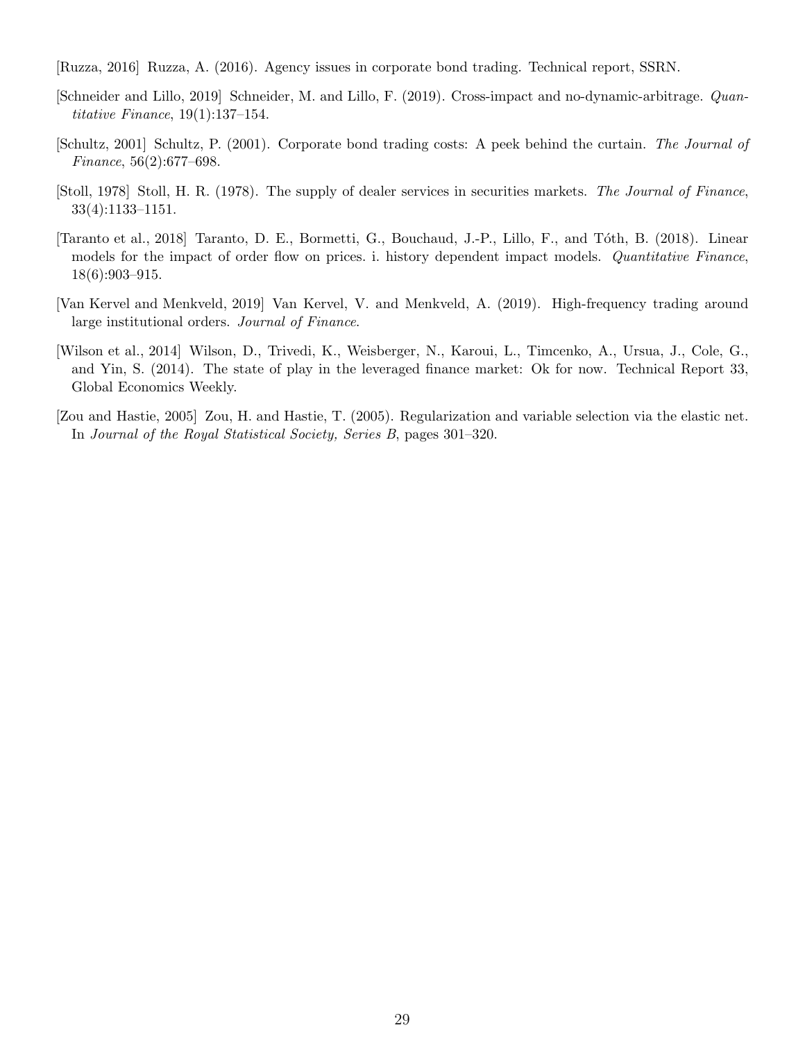[Ruzza, 2016] Ruzza, A. (2016). Agency issues in corporate bond trading. Technical report, SSRN.

[Schneider and Lillo, 2019] Schneider, M. and Lillo, F. (2019). Cross-impact and no-dynamic-arbitrage. *Quantitative Finance*, 19(1):137–154.

[Schultz, 2001] Schultz, P. (2001). Corporate bond trading costs: A peek behind the curtain. *The Journal of Finance*, 56(2):677–698.

[Stoll, 1978] Stoll, H. R. (1978). The supply of dealer services in securities markets. *The Journal of Finance*, 33(4):1133–1151.

[Taranto et al., 2018] Taranto, D. E., Bormetti, G., Bouchaud, J.-P., Lillo, F., and Tóth, B. (2018). Linear models for the impact of order flow on prices. i. history dependent impact models. *Quantitative Finance*, 18(6):903–915.

[Van Kervel and Menkveld, 2019] Van Kervel, V. and Menkveld, A. (2019). High-frequency trading around large institutional orders. *Journal of Finance*.

[Wilson et al., 2014] Wilson, D., Trivedi, K., Weisberger, N., Karoui, L., Timcenko, A., Ursua, J., Cole, G., and Yin, S. (2014). The state of play in the leveraged finance market: Ok for now. Technical Report 33, Global Economics Weekly.

[Zou and Hastie, 2005] Zou, H. and Hastie, T. (2005). Regularization and variable selection via the elastic net. In *Journal of the Royal Statistical Society, Series B*, pages 301–320.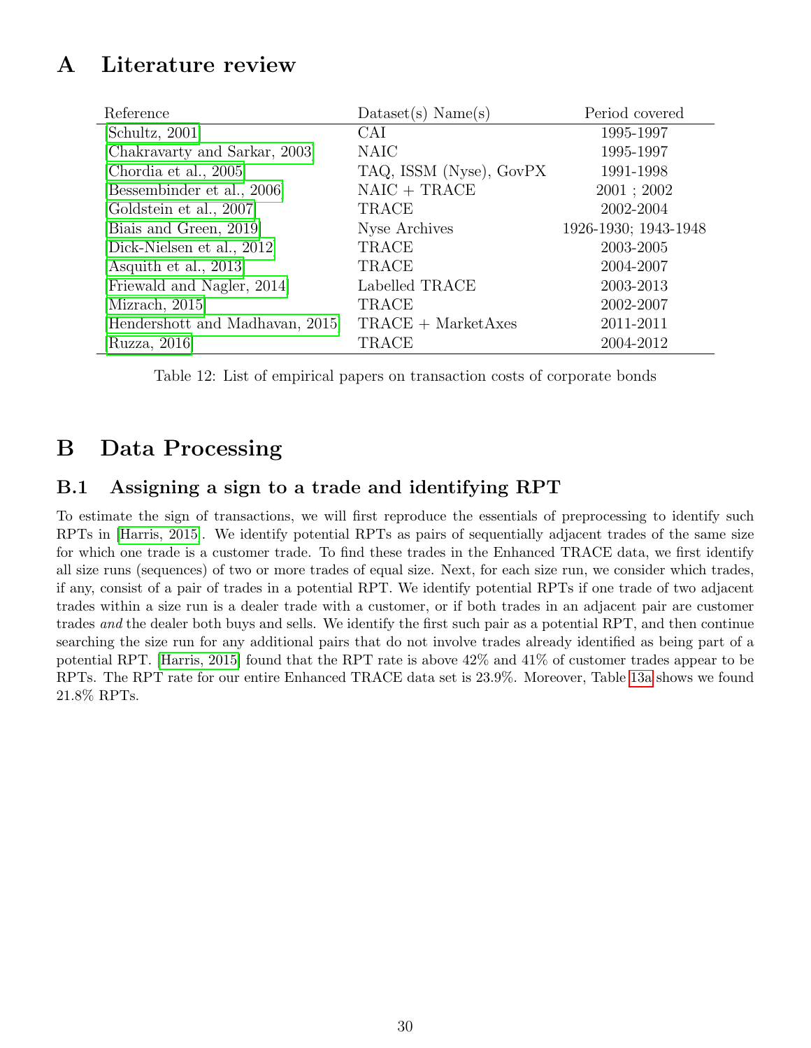# A Literature review

| Reference | Dataset(s) Name(s) | Period covered |
|---|---|---|
| Schultz, 2001 | CAI | 1995-1997 |
| Chakravarty and Sarkar, 2003 | NAIC | 1995-1997 |
| Chordia et al., 2005 | TAQ, ISSM (Nyse), GovPX | 1991-1998 |
| Bessembinder et al., 2006 | NAIC + TRACE | 2001 ; 2002 |
| Goldstein et al., 2007 | TRACE | 2002-2004 |
| Biais and Green, 2019 | Nyse Archives | 1926-1930; 1943-1948 |
| Dick-Nielsen et al., 2012 | TRACE | 2003-2005 |
| Asquith et al., 2013 | TRACE | 2004-2007 |
| Friewald and Nagler, 2014 | Labelled TRACE | 2003-2013 |
| Mizrach, 2015 | TRACE | 2002-2007 |
| Hendershott and Madhavan, 2015 | TRACE + MarketAxes | 2011-2011 |
| Ruzza, 2016 | TRACE | 2004-2012 |

Table 12: List of empirical papers on transaction costs of corporate bonds

# B Data Processing

## B.1 Assigning a sign to a trade and identifying RPT

To estimate the sign of transactions, we will first reproduce the essentials of preprocessing to identify such RPTs in [Harris, 2015]. We identify potential RPTs as pairs of sequentially adjacent trades of the same size for which one trade is a customer trade. To find these trades in the Enhanced TRACE data, we first identify all size runs (sequences) of two or more trades of equal size. Next, for each size run, we consider which trades, if any, consist of a pair of trades in a potential RPT. We identify potential RPTs if one trade of two adjacent trades within a size run is a dealer trade with a customer, or if both trades in an adjacent pair are customer trades *and* the dealer both buys and sells. We identify the first such pair as a potential RPT, and then continue searching the size run for any additional pairs that do not involve trades already identified as being part of a potential RPT. [Harris, 2015] found that the RPT rate is above 42% and 41% of customer trades appear to be RPTs. The RPT rate for our entire Enhanced TRACE data set is 23.9%. Moreover, Table 13a shows we found 21.8% RPTs.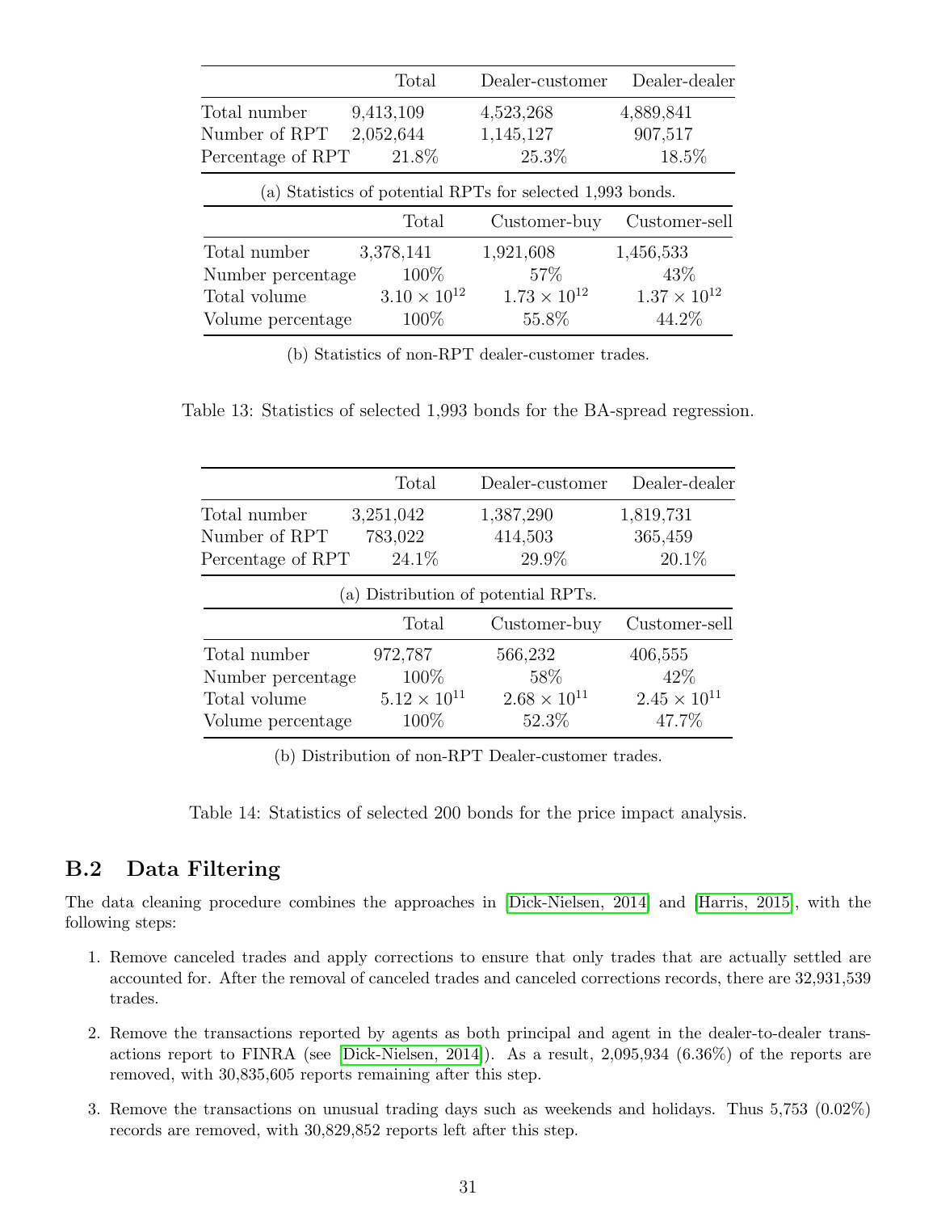|  | Total | Dealer-customer | Dealer-dealer |
|---|---|---|---|
| Total number | 9,413,109 | 4,523,268 | 4,889,841 |
| Number of RPT | 2,052,644 | 1,145,127 | 907,517 |
| Percentage of RPT | 21.8% | 25.3% | 18.5% |

(a) Statistics of potential RPTs for selected 1,993 bonds.

|  | Total | Customer-buy | Customer-sell |
|---|---|---|---|
| Total number | 3,378,141 | 1,921,608 | 1,456,533 |
| Number percentage | 100% | 57% | 43% |
| Total volume | $3.10 \times 10^{12}$ | $1.73 \times 10^{12}$ | $1.37 \times 10^{12}$ |
| Volume percentage | 100% | 55.8% | 44.2% |

(b) Statistics of non-RPT dealer-customer trades.

Table 13: Statistics of selected 1,993 bonds for the BA-spread regression.

|  | Total | Dealer-customer | Dealer-dealer |
|---|---|---|---|
| Total number | 3,251,042 | 1,387,290 | 1,819,731 |
| Number of RPT | 783,022 | 414,503 | 365,459 |
| Percentage of RPT | 24.1% | 29.9% | 20.1% |

(a) Distribution of potential RPTs.

|  | Total | Customer-buy | Customer-sell |
|---|---|---|---|
| Total number | 972,787 | 566,232 | 406,555 |
| Number percentage | 100% | 58% | 42% |
| Total volume | $5.12 \times 10^{11}$ | $2.68 \times 10^{11}$ | $2.45 \times 10^{11}$ |
| Volume percentage | 100% | 52.3% | 47.7% |

(b) Distribution of non-RPT Dealer-customer trades.

Table 14: Statistics of selected 200 bonds for the price impact analysis.

## B.2 Data Filtering

The data cleaning procedure combines the approaches in [Dick-Nielsen, 2014] and [Harris, 2015], with the following steps:

1. Remove canceled trades and apply corrections to ensure that only trades that are actually settled are accounted for. After the removal of canceled trades and canceled corrections records, there are 32,931,539 trades.

2. Remove the transactions reported by agents as both principal and agent in the dealer-to-dealer transactions report to FINRA (see [Dick-Nielsen, 2014]). As a result, 2,095,934 (6.36%) of the reports are removed, with 30,835,605 reports remaining after this step.

3. Remove the transactions on unusual trading days such as weekends and holidays. Thus 5,753 (0.02%) records are removed, with 30,829,852 reports left after this step.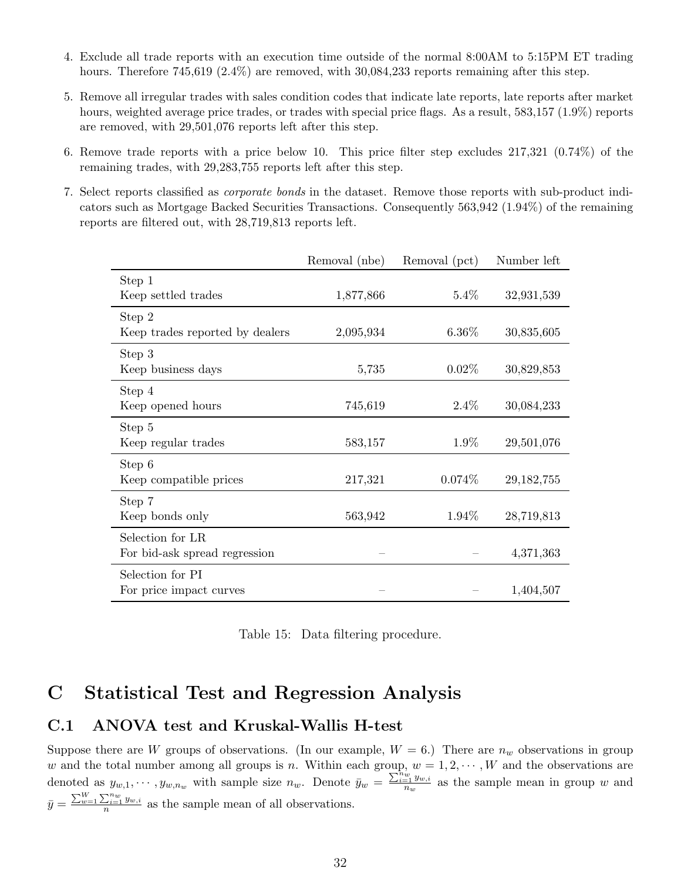4. Exclude all trade reports with an execution time outside of the normal 8:00AM to 5:15PM ET trading hours. Therefore 745,619 (2.4%) are removed, with 30,084,233 reports remaining after this step.

5. Remove all irregular trades with sales condition codes that indicate late reports, late reports after market hours, weighted average price trades, or trades with special price flags. As a result, 583,157 (1.9%) reports are removed, with 29,501,076 reports left after this step.

6. Remove trade reports with a price below 10. This price filter step excludes 217,321 (0.74%) of the remaining trades, with 29,283,755 reports left after this step.

7. Select reports classified as *corporate bonds* in the dataset. Remove those reports with sub-product indicators such as Mortgage Backed Securities Transactions. Consequently 563,942 (1.94%) of the remaining reports are filtered out, with 28,719,813 reports left.

| | Removal (nbe) | Removal (pct) | Number left |
|---|---|---|---|
| Step 1<br>Keep settled trades | 1,877,866 | 5.4% | 32,931,539 |
| Step 2<br>Keep trades reported by dealers | 2,095,934 | 6.36% | 30,835,605 |
| Step 3<br>Keep business days | 5,735 | 0.02% | 30,829,853 |
| Step 4<br>Keep opened hours | 745,619 | 2.4% | 30,084,233 |
| Step 5<br>Keep regular trades | 583,157 | 1.9% | 29,501,076 |
| Step 6<br>Keep compatible prices | 217,321 | 0.074% | 29,182,755 |
| Step 7<br>Keep bonds only | 563,942 | 1.94% | 28,719,813 |
| Selection for LR<br>For bid-ask spread regression | – | – | 4,371,363 |
| Selection for PI<br>For price impact curves | – | – | 1,404,507 |

Table 15: Data filtering procedure.

# C Statistical Test and Regression Analysis

## C.1 ANOVA test and Kruskal-Wallis H-test

Suppose there are $W$ groups of observations. (In our example, $W = 6$.) There are $n_w$ observations in group $w$ and the total number among all groups is $n$. Within each group, $w = 1, 2, \cdots, W$ and the observations are denoted as $y_{w,1}, \cdots, y_{w,n_w}$ with sample size $n_w$. Denote $\bar{y}_w = \frac{\sum_{i=1}^{n_w} y_{w,i}}{n_w}$ as the sample mean in group $w$ and $\bar{y} = \frac{\sum_{w=1}^{W} \sum_{i=1}^{n_w} y_{w,i}}{n}$ as the sample mean of all observations.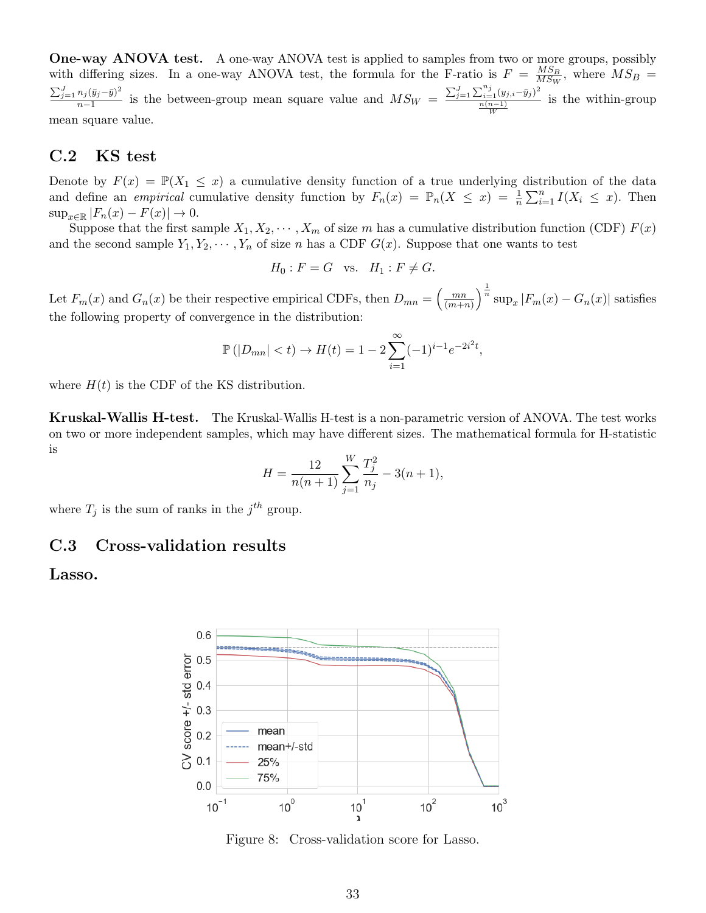**One-way ANOVA test.** A one-way ANOVA test is applied to samples from two or more groups, possibly with differing sizes. In a one-way ANOVA test, the formula for the F-ratio is $F = \frac{MS_B}{MS_W}$, where $MS_B = \frac{\sum_{j=1}^{J} n_j(\bar{y}_j - \bar{y})^2}{n-1}$ is the between-group mean square value and $MS_W = \frac{\sum_{j=1}^{J}\sum_{i=1}^{n_j}(y_{j,i}-\bar{y}_j)^2}{\frac{n(n-1)}{W}}$ is the within-group mean square value.

## C.2 KS test

Denote by $F(x) = \mathbb{P}(X_1 \leq x)$ a cumulative density function of a true underlying distribution of the data and define an *empirical* cumulative density function by $F_n(x) = \mathbb{P}_n(X \leq x) = \frac{1}{n}\sum_{i=1}^{n} I(X_i \leq x)$. Then $\sup_{x\in\mathbb{R}} |F_n(x) - F(x)| \to 0$.

Suppose that the first sample $X_1, X_2, \cdots, X_m$ of size $m$ has a cumulative distribution function (CDF) $F(x)$ and the second sample $Y_1, Y_2, \cdots, Y_n$ of size $n$ has a CDF $G(x)$. Suppose that one wants to test

$$H_0 : F = G \quad \text{vs.} \quad H_1 : F \neq G.$$

Let $F_m(x)$ and $G_n(x)$ be their respective empirical CDFs, then $D_{mn} = \left(\frac{mn}{(m+n)}\right)^{\frac{1}{n}} \sup_x |F_m(x) - G_n(x)|$ satisfies the following property of convergence in the distribution:

$$\mathbb{P}\left(|D_{mn}| < t\right) \to H(t) = 1 - 2\sum_{i=1}^{\infty}(-1)^{i-1}e^{-2i^2t},$$

where $H(t)$ is the CDF of the KS distribution.

**Kruskal-Wallis H-test.** The Kruskal-Wallis H-test is a non-parametric version of ANOVA. The test works on two or more independent samples, which may have different sizes. The mathematical formula for H-statistic is

$$H = \frac{12}{n(n+1)}\sum_{j=1}^{W}\frac{T_j^2}{n_j} - 3(n+1),$$

where $T_j$ is the sum of ranks in the $j^{th}$ group.

## C.3 Cross-validation results

**Lasso.**

Figure 8: Cross-validation score for Lasso.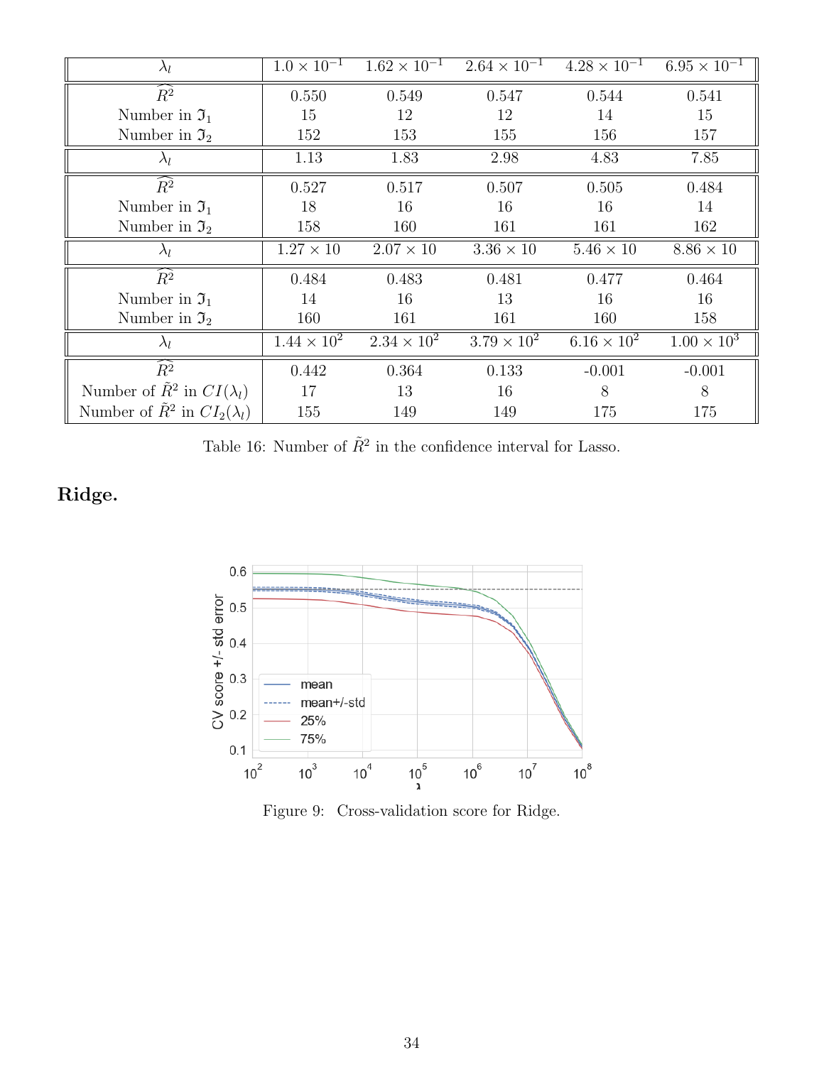| $\lambda_l$ | $1.0 \times 10^{-1}$ | $1.62 \times 10^{-1}$ | $2.64 \times 10^{-1}$ | $4.28 \times 10^{-1}$ | $6.95 \times 10^{-1}$ |
|---|---|---|---|---|---|
| $\widehat{R^2}$ | 0.550 | 0.549 | 0.547 | 0.544 | 0.541 |
| Number in $\mathfrak{I}_1$ | 15 | 12 | 12 | 14 | 15 |
| Number in $\mathfrak{I}_2$ | 152 | 153 | 155 | 156 | 157 |
| $\lambda_l$ | 1.13 | 1.83 | 2.98 | 4.83 | 7.85 |
| $\widehat{R^2}$ | 0.527 | 0.517 | 0.507 | 0.505 | 0.484 |
| Number in $\mathfrak{I}_1$ | 18 | 16 | 16 | 16 | 14 |
| Number in $\mathfrak{I}_2$ | 158 | 160 | 161 | 161 | 162 |
| $\lambda_l$ | $1.27 \times 10$ | $2.07 \times 10$ | $3.36 \times 10$ | $5.46 \times 10$ | $8.86 \times 10$ |
| $\widehat{R^2}$ | 0.484 | 0.483 | 0.481 | 0.477 | 0.464 |
| Number in $\mathfrak{I}_1$ | 14 | 16 | 13 | 16 | 16 |
| Number in $\mathfrak{I}_2$ | 160 | 161 | 161 | 160 | 158 |
| $\lambda_l$ | $1.44 \times 10^2$ | $2.34 \times 10^2$ | $3.79 \times 10^2$ | $6.16 \times 10^2$ | $1.00 \times 10^3$ |
| $\widehat{R^2}$ | 0.442 | 0.364 | 0.133 | -0.001 | -0.001 |
| Number of $\tilde{R}^2$ in $CI(\lambda_l)$ | 17 | 13 | 16 | 8 | 8 |
| Number of $\tilde{R}^2$ in $CI_2(\lambda_l)$ | 155 | 149 | 149 | 175 | 175 |

Table 16: Number of $\tilde{R}^2$ in the confidence interval for Lasso.

## Ridge.

Figure 9: Cross-validation score for Ridge.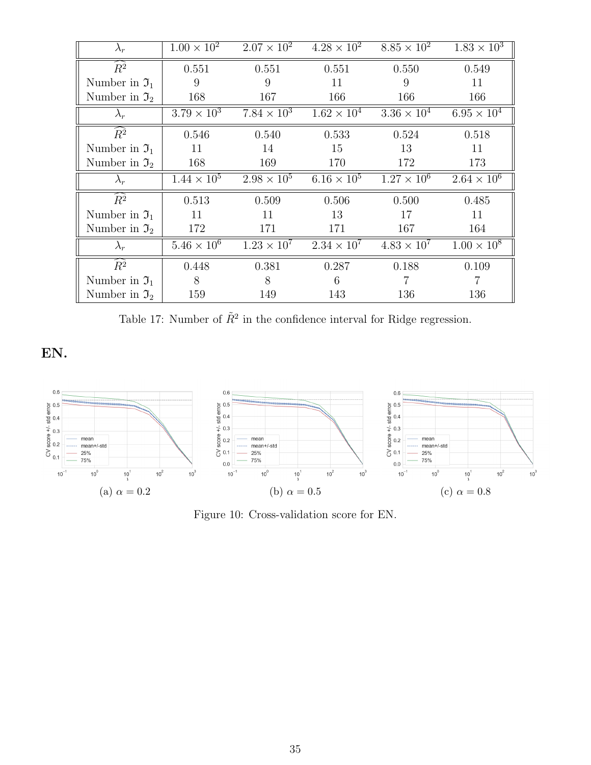| $\lambda_r$ | $1.00 \times 10^2$ | $2.07 \times 10^2$ | $4.28 \times 10^2$ | $8.85 \times 10^2$ | $1.83 \times 10^3$ |
|---|---|---|---|---|---|
| $\widehat{R^2}$ | 0.551 | 0.551 | 0.551 | 0.550 | 0.549 |
| Number in $\mathfrak{I}_1$ | 9 | 9 | 11 | 9 | 11 |
| Number in $\mathfrak{I}_2$ | 168 | 167 | 166 | 166 | 166 |
| $\lambda_r$ | $3.79 \times 10^3$ | $7.84 \times 10^3$ | $1.62 \times 10^4$ | $3.36 \times 10^4$ | $6.95 \times 10^4$ |
| $\widehat{R^2}$ | 0.546 | 0.540 | 0.533 | 0.524 | 0.518 |
| Number in $\mathfrak{I}_1$ | 11 | 14 | 15 | 13 | 11 |
| Number in $\mathfrak{I}_2$ | 168 | 169 | 170 | 172 | 173 |
| $\lambda_r$ | $1.44 \times 10^5$ | $2.98 \times 10^5$ | $6.16 \times 10^5$ | $1.27 \times 10^6$ | $2.64 \times 10^6$ |
| $\widehat{R^2}$ | 0.513 | 0.509 | 0.506 | 0.500 | 0.485 |
| Number in $\mathfrak{I}_1$ | 11 | 11 | 13 | 17 | 11 |
| Number in $\mathfrak{I}_2$ | 172 | 171 | 171 | 167 | 164 |
| $\lambda_r$ | $5.46 \times 10^6$ | $1.23 \times 10^7$ | $2.34 \times 10^7$ | $4.83 \times 10^7$ | $1.00 \times 10^8$ |
| $\widehat{R^2}$ | 0.448 | 0.381 | 0.287 | 0.188 | 0.109 |
| Number in $\mathfrak{I}_1$ | 8 | 8 | 6 | 7 | 7 |
| Number in $\mathfrak{I}_2$ | 159 | 149 | 143 | 136 | 136 |

Table 17: Number of $\tilde{R}^2$ in the confidence interval for Ridge regression.

**EN.**

(a) $\alpha = 0.2$

(b) $\alpha = 0.5$

(c) $\alpha = 0.8$

Figure 10: Cross-validation score for EN.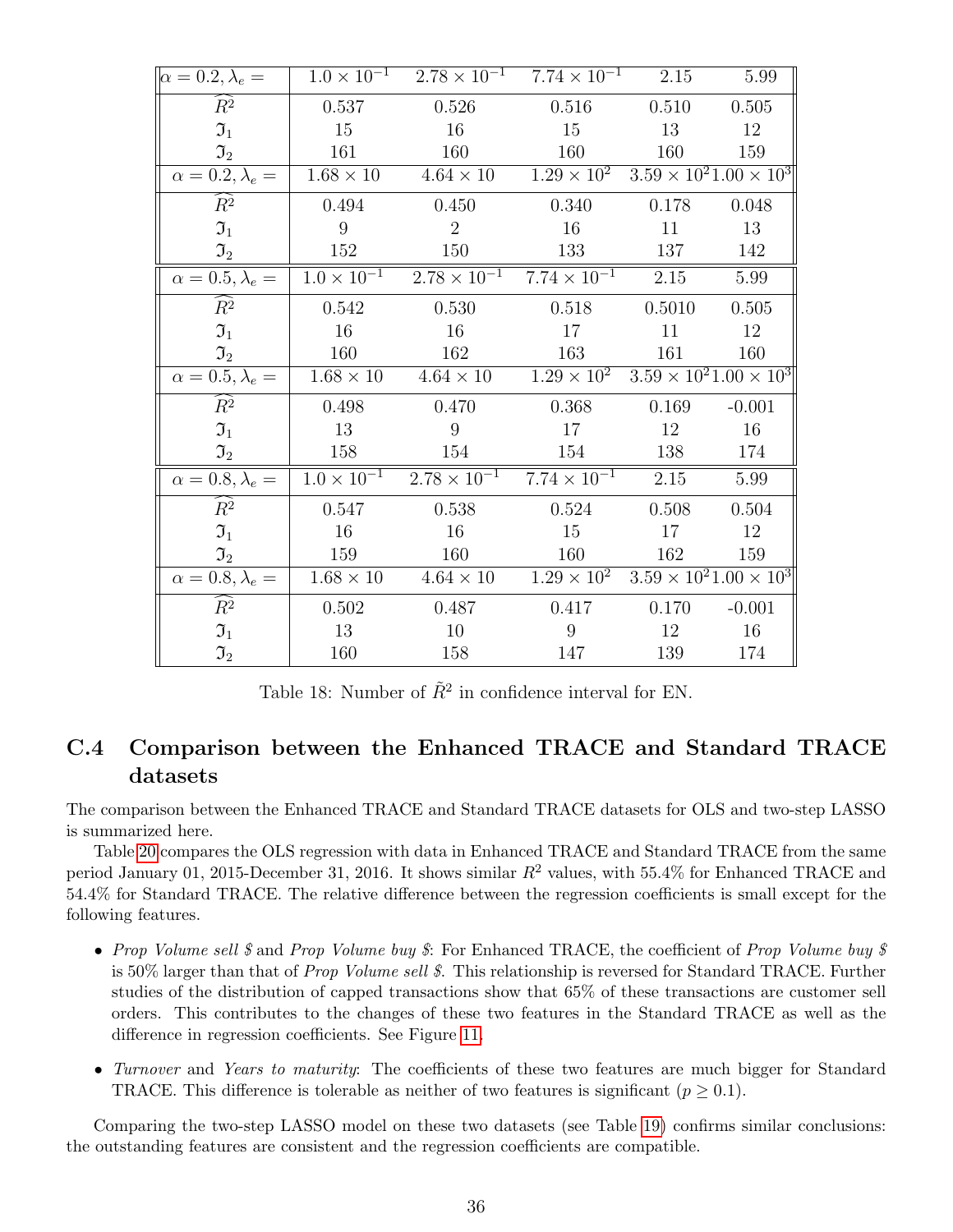| $\alpha = 0.2, \lambda_e =$ | $1.0 \times 10^{-1}$ | $2.78 \times 10^{-1}$ | $7.74 \times 10^{-1}$ | 2.15 | 5.99 |
|---|---|---|---|---|---|
| $\widehat{R^2}$ | 0.537 | 0.526 | 0.516 | 0.510 | 0.505 |
| $\mathfrak{I}_1$ | 15 | 16 | 15 | 13 | 12 |
| $\mathfrak{I}_2$ | 161 | 160 | 160 | 160 | 159 |
| $\alpha = 0.2, \lambda_e =$ | $1.68 \times 10$ | $4.64 \times 10$ | $1.29 \times 10^2$ | $3.59 \times 10^2$ | $1.00 \times 10^3$ |
| $\widehat{R^2}$ | 0.494 | 0.450 | 0.340 | 0.178 | 0.048 |
| $\mathfrak{I}_1$ | 9 | 2 | 16 | 11 | 13 |
| $\mathfrak{I}_2$ | 152 | 150 | 133 | 137 | 142 |
| $\alpha = 0.5, \lambda_e =$ | $1.0 \times 10^{-1}$ | $2.78 \times 10^{-1}$ | $7.74 \times 10^{-1}$ | 2.15 | 5.99 |
| $\widehat{R^2}$ | 0.542 | 0.530 | 0.518 | 0.5010 | 0.505 |
| $\mathfrak{I}_1$ | 16 | 16 | 17 | 11 | 12 |
| $\mathfrak{I}_2$ | 160 | 162 | 163 | 161 | 160 |
| $\alpha = 0.5, \lambda_e =$ | $1.68 \times 10$ | $4.64 \times 10$ | $1.29 \times 10^2$ | $3.59 \times 10^2$ | $1.00 \times 10^3$ |
| $\widehat{R^2}$ | 0.498 | 0.470 | 0.368 | 0.169 | -0.001 |
| $\mathfrak{I}_1$ | 13 | 9 | 17 | 12 | 16 |
| $\mathfrak{I}_2$ | 158 | 154 | 154 | 138 | 174 |
| $\alpha = 0.8, \lambda_e =$ | $1.0 \times 10^{-1}$ | $2.78 \times 10^{-1}$ | $7.74 \times 10^{-1}$ | 2.15 | 5.99 |
| $\widehat{R^2}$ | 0.547 | 0.538 | 0.524 | 0.508 | 0.504 |
| $\mathfrak{I}_1$ | 16 | 16 | 15 | 17 | 12 |
| $\mathfrak{I}_2$ | 159 | 160 | 160 | 162 | 159 |
| $\alpha = 0.8, \lambda_e =$ | $1.68 \times 10$ | $4.64 \times 10$ | $1.29 \times 10^2$ | $3.59 \times 10^2$ | $1.00 \times 10^3$ |
| $\widehat{R^2}$ | 0.502 | 0.487 | 0.417 | 0.170 | -0.001 |
| $\mathfrak{I}_1$ | 13 | 10 | 9 | 12 | 16 |
| $\mathfrak{I}_2$ | 160 | 158 | 147 | 139 | 174 |

Table 18: Number of $\tilde{R}^2$ in confidence interval for EN.

## C.4 Comparison between the Enhanced TRACE and Standard TRACE datasets

The comparison between the Enhanced TRACE and Standard TRACE datasets for OLS and two-step LASSO is summarized here.

Table 20 compares the OLS regression with data in Enhanced TRACE and Standard TRACE from the same period January 01, 2015-December 31, 2016. It shows similar $R^2$ values, with 55.4% for Enhanced TRACE and 54.4% for Standard TRACE. The relative difference between the regression coefficients is small except for the following features.

- *Prop Volume sell \$* and *Prop Volume buy \$*: For Enhanced TRACE, the coefficient of *Prop Volume buy \$* is 50% larger than that of *Prop Volume sell \$*. This relationship is reversed for Standard TRACE. Further studies of the distribution of capped transactions show that 65% of these transactions are customer sell orders. This contributes to the changes of these two features in the Standard TRACE as well as the difference in regression coefficients. See Figure 11.
- *Turnover* and *Years to maturity*: The coefficients of these two features are much bigger for Standard TRACE. This difference is tolerable as neither of two features is significant ($p \geq 0.1$).

Comparing the two-step LASSO model on these two datasets (see Table 19) confirms similar conclusions: the outstanding features are consistent and the regression coefficients are compatible.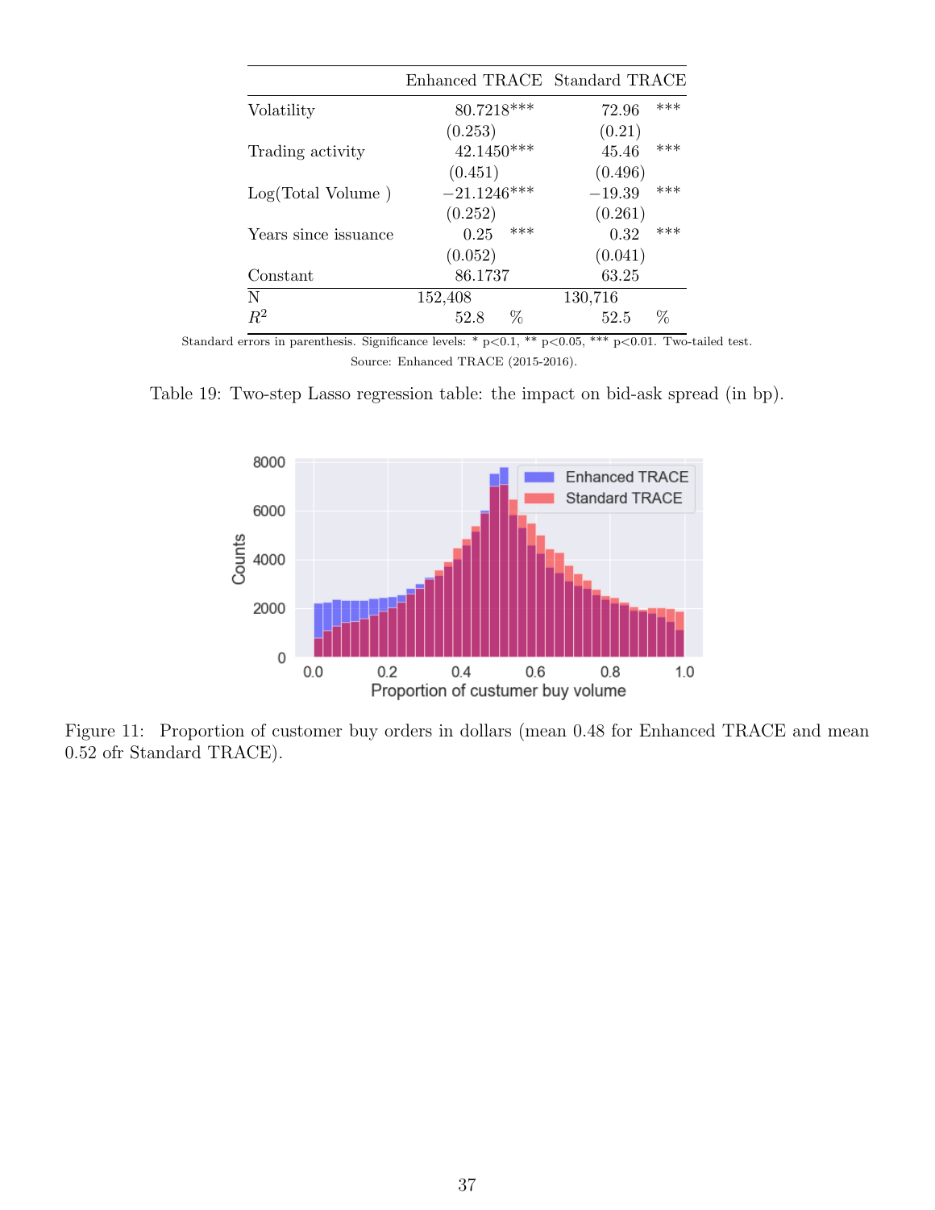| | Enhanced TRACE | Standard TRACE |
|---|---|---|
| Volatility | 80.7218*** | 72.96 *** |
| | (0.253) | (0.21) |
| Trading activity | 42.1450*** | 45.46 *** |
| | (0.451) | (0.496) |
| Log(Total Volume ) | −21.1246*** | −19.39 *** |
| | (0.252) | (0.261) |
| Years since issuance | 0.25 *** | 0.32 *** |
| | (0.052) | (0.041) |
| Constant | 86.1737 | 63.25 |
| N | 152,408 | 130,716 |
| $R^2$ | 52.8 % | 52.5 % |

Standard errors in parenthesis. Significance levels: * p<0.1, ** p<0.05, *** p<0.01. Two-tailed test.

Source: Enhanced TRACE (2015-2016).

Table 19: Two-step Lasso regression table: the impact on bid-ask spread (in bp).

Figure 11: Proportion of customer buy orders in dollars (mean 0.48 for Enhanced TRACE and mean 0.52 ofr Standard TRACE).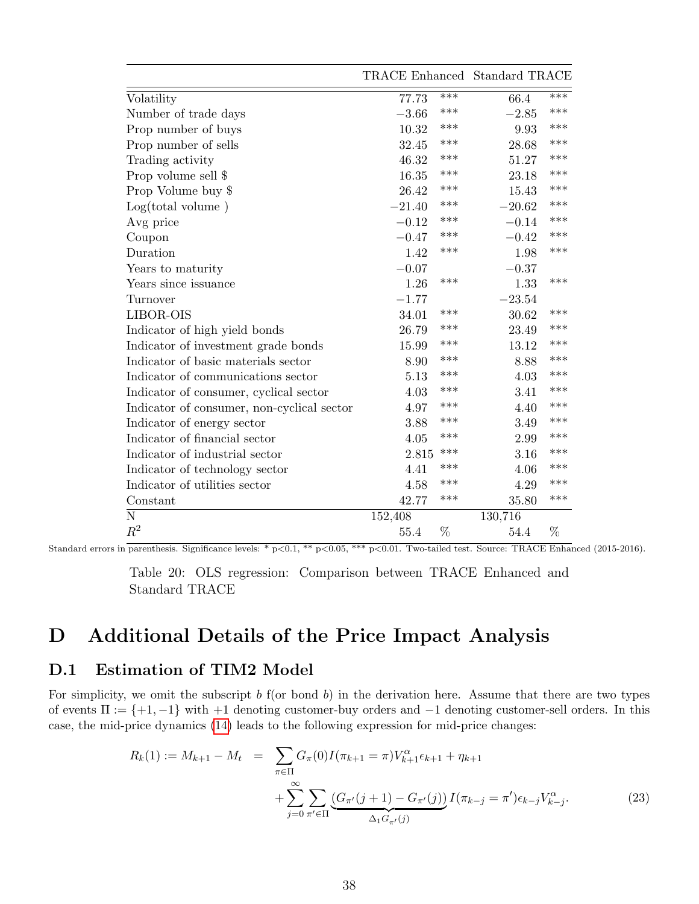| | TRACE Enhanced | | Standard TRACE | |
|---|---|---|---|---|
| Volatility | 77.73 | *** | 66.4 | *** |
| Number of trade days | −3.66 | *** | −2.85 | *** |
| Prop number of buys | 10.32 | *** | 9.93 | *** |
| Prop number of sells | 32.45 | *** | 28.68 | *** |
| Trading activity | 46.32 | *** | 51.27 | *** |
| Prop volume sell $ | 16.35 | *** | 23.18 | *** |
| Prop Volume buy $ | 26.42 | *** | 15.43 | *** |
| Log(total volume ) | −21.40 | *** | −20.62 | *** |
| Avg price | −0.12 | *** | −0.14 | *** |
| Coupon | −0.47 | *** | −0.42 | *** |
| Duration | 1.42 | *** | 1.98 | *** |
| Years to maturity | −0.07 | | −0.37 | |
| Years since issuance | 1.26 | *** | 1.33 | *** |
| Turnover | −1.77 | | −23.54 | |
| LIBOR-OIS | 34.01 | *** | 30.62 | *** |
| Indicator of high yield bonds | 26.79 | *** | 23.49 | *** |
| Indicator of investment grade bonds | 15.99 | *** | 13.12 | *** |
| Indicator of basic materials sector | 8.90 | *** | 8.88 | *** |
| Indicator of communications sector | 5.13 | *** | 4.03 | *** |
| Indicator of consumer, cyclical sector | 4.03 | *** | 3.41 | *** |
| Indicator of consumer, non-cyclical sector | 4.97 | *** | 4.40 | *** |
| Indicator of energy sector | 3.88 | *** | 3.49 | *** |
| Indicator of financial sector | 4.05 | *** | 2.99 | *** |
| Indicator of industrial sector | 2.815 | *** | 3.16 | *** |
| Indicator of technology sector | 4.41 | *** | 4.06 | *** |
| Indicator of utilities sector | 4.58 | *** | 4.29 | *** |
| Constant | 42.77 | *** | 35.80 | *** |
| N | 152,408 | | 130,716 | |
| $R^2$ | 55.4 | % | 54.4 | % |

Standard errors in parenthesis. Significance levels: * p<0.1, ** p<0.05, *** p<0.01. Two-tailed test. Source: TRACE Enhanced (2015-2016).

Table 20: OLS regression: Comparison between TRACE Enhanced and Standard TRACE

# D Additional Details of the Price Impact Analysis

## D.1 Estimation of TIM2 Model

For simplicity, we omit the subscript $b$ f(or bond $b$) in the derivation here. Assume that there are two types of events $\Pi := \{+1, -1\}$ with $+1$ denoting customer-buy orders and $-1$ denoting customer-sell orders. In this case, the mid-price dynamics (14) leads to the following expression for mid-price changes:

$$
\begin{aligned}
R_k(1) := M_{k+1} - M_t \;\; = \;\; & \sum_{\pi \in \Pi} G_{\pi}(0) I(\pi_{k+1} = \pi) V_{k+1}^{\alpha} \epsilon_{k+1} + \eta_{k+1} \\
& + \sum_{j=0}^{\infty} \sum_{\pi' \in \Pi} \underbrace{(G_{\pi'}(j+1) - G_{\pi'}(j))}_{\Delta_1 G_{\pi'}(j)} I(\pi_{k-j} = \pi') \epsilon_{k-j} V_{k-j}^{\alpha}. \qquad (23)
\end{aligned}
$$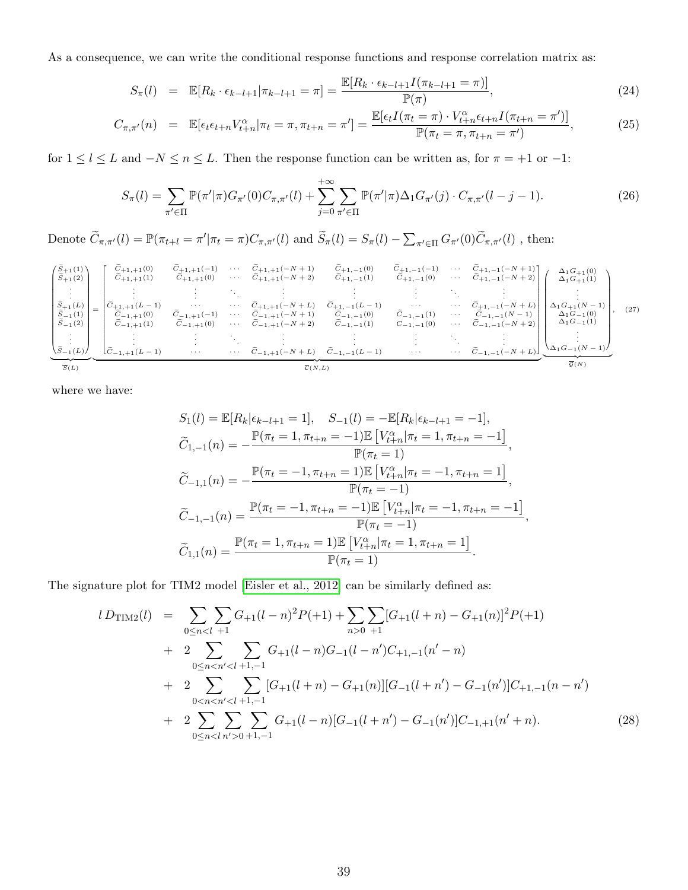As a consequence, we can write the conditional response functions and response correlation matrix as:

$$
\begin{aligned}
S_\pi(l) &= \mathbb{E}[R_k \cdot \epsilon_{k-l+1} | \pi_{k-l+1} = \pi] = \frac{\mathbb{E}[R_k \cdot \epsilon_{k-l+1} I(\pi_{k-l+1} = \pi)]}{\mathbb{P}(\pi)}, &(24)\\
C_{\pi,\pi'}(n) &= \mathbb{E}[\epsilon_t \epsilon_{t+n} V^\alpha_{t+n} | \pi_t = \pi, \pi_{t+n} = \pi'] = \frac{\mathbb{E}[\epsilon_t I(\pi_t = \pi) \cdot V^\alpha_{t+n} \epsilon_{t+n} I(\pi_{t+n} = \pi')]}{\mathbb{P}(\pi_t = \pi, \pi_{t+n} = \pi')}, &(25)
\end{aligned}
$$

for $1 \le l \le L$ and $-N \le n \le L$. Then the response function can be written as, for $\pi = +1$ or $-1$:

$$
S_\pi(l) = \sum_{\pi' \in \Pi} \mathbb{P}(\pi'|\pi) G_{\pi'}(0) C_{\pi,\pi'}(l) + \sum_{j=0}^{+\infty} \sum_{\pi' \in \Pi} \mathbb{P}(\pi'|\pi) \Delta_1 G_{\pi'}(j) \cdot C_{\pi,\pi'}(l - j - 1). \tag{26}
$$

Denote $\widetilde{C}_{\pi,\pi'}(l) = \mathbb{P}(\pi_{t+l} = \pi' | \pi_t = \pi) C_{\pi,\pi'}(l)$ and $\widetilde{S}_\pi(l) = S_\pi(l) - \sum_{\pi' \in \Pi} G_{\pi'}(0) \widetilde{C}_{\pi,\pi'}(l)$ , then:

$$
\underbrace{\begin{pmatrix} \widetilde{S}_{+1}(1) \\ \widetilde{S}_{+1}(2) \\ \vdots \\ \widetilde{S}_{+1}(L) \\ \widetilde{S}_{-1}(1) \\ \widetilde{S}_{-1}(2) \\ \vdots \\ \widetilde{S}_{-1}(L) \end{pmatrix}}_{\overline{S}(L)} = \underbrace{\begin{bmatrix}
\widetilde{C}_{+1,+1}(0) & \widetilde{C}_{+1,+1}(-1) & \cdots & \widetilde{C}_{+1,+1}(-N+1) & \widetilde{C}_{+1,-1}(0) & \widetilde{C}_{+1,-1}(-1) & \cdots & \widetilde{C}_{+1,-1}(-N+1) \\
\widetilde{C}_{+1,+1}(1) & \widetilde{C}_{+1,+1}(0) & \cdots & \widetilde{C}_{+1,+1}(-N+2) & \widetilde{C}_{+1,-1}(1) & \widetilde{C}_{+1,-1}(0) & \cdots & \widetilde{C}_{+1,-1}(-N+2) \\
\vdots & \vdots & \ddots & \vdots & \vdots & \vdots & \ddots & \vdots \\
\widetilde{C}_{+1,+1}(L-1) & \cdots & \cdots & \widetilde{C}_{+1,+1}(-N+L) & \widetilde{C}_{+1,-1}(L-1) & \cdots & \cdots & \widetilde{C}_{+1,-1}(-N+L) \\
\widetilde{C}_{-1,+1}(0) & \widetilde{C}_{-1,+1}(-1) & \cdots & \widetilde{C}_{-1,+1}(-N+1) & \widetilde{C}_{-1,-1}(0) & \widetilde{C}_{-1,-1}(1) & \cdots & \widetilde{C}_{-1,-1}(N-1) \\
\widetilde{C}_{-1,+1}(1) & \widetilde{C}_{-1,+1}(0) & \cdots & \widetilde{C}_{-1,+1}(-N+2) & \widetilde{C}_{-1,-1}(1) & \widetilde{C}_{-1,-1}(0) & \cdots & \widetilde{C}_{-1,-1}(-N+2) \\
\vdots & \vdots & \ddots & \vdots & \vdots & \vdots & \ddots & \vdots \\
\widetilde{C}_{-1,+1}(L-1) & \cdots & \cdots & \widetilde{C}_{-1,+1}(-N+L) & \widetilde{C}_{-1,-1}(L-1) & \cdots & \cdots & \widetilde{C}_{-1,-1}(-N+L)
\end{bmatrix}}_{\overline{C}(N,L)} \underbrace{\begin{pmatrix} \Delta_1 G_{+1}(0) \\ \Delta_1 G_{+1}(1) \\ \vdots \\ \Delta_1 G_{+1}(N-1) \\ \Delta_1 G_{-1}(0) \\ \Delta_1 G_{-1}(1) \\ \vdots \\ \Delta_1 G_{-1}(N-1) \end{pmatrix}}_{\overline{G}(N)}, \tag{27}
$$

where we have:

$$
\begin{aligned}
&S_1(l) = \mathbb{E}[R_k | \epsilon_{k-l+1} = 1], \quad S_{-1}(l) = -\mathbb{E}[R_k | \epsilon_{k-l+1} = -1], \\
&\widetilde{C}_{1,-1}(n) = -\frac{\mathbb{P}(\pi_t = 1, \pi_{t+n} = -1) \mathbb{E}\left[V^\alpha_{t+n} | \pi_t = 1, \pi_{t+n} = -1\right]}{\mathbb{P}(\pi_t = 1)}, \\
&\widetilde{C}_{-1,1}(n) = -\frac{\mathbb{P}(\pi_t = -1, \pi_{t+n} = 1) \mathbb{E}\left[V^\alpha_{t+n} | \pi_t = -1, \pi_{t+n} = 1\right]}{\mathbb{P}(\pi_t = -1)}, \\
&\widetilde{C}_{-1,-1}(n) = \frac{\mathbb{P}(\pi_t = -1, \pi_{t+n} = -1) \mathbb{E}\left[V^\alpha_{t+n} | \pi_t = -1, \pi_{t+n} = -1\right]}{\mathbb{P}(\pi_t = -1)}, \\
&\widetilde{C}_{1,1}(n) = \frac{\mathbb{P}(\pi_t = 1, \pi_{t+n} = 1) \mathbb{E}\left[V^\alpha_{t+n} | \pi_t = 1, \pi_{t+n} = 1\right]}{\mathbb{P}(\pi_t = 1)}.
\end{aligned}
$$

The signature plot for TIM2 model [Eisler et al., 2012] can be similarly defined as:

$$
\begin{aligned}
l\, D_{\mathrm{TIM2}}(l) &= \sum_{0 \le n < l} \sum_{+1} G_{+1}(l-n)^2 P(+1) + \sum_{n>0} \sum_{+1} [G_{+1}(l+n) - G_{+1}(n)]^2 P(+1) \\
&+ 2 \sum_{0 \le n < n' < l} \sum_{+1,-1} G_{+1}(l-n) G_{-1}(l-n') C_{+1,-1}(n'-n) \\
&+ 2 \sum_{0 < n < n' < l} \sum_{+1,-1} [G_{+1}(l+n) - G_{+1}(n)][G_{-1}(l+n') - G_{-1}(n')] C_{+1,-1}(n-n') \\
&+ 2 \sum_{0 \le n < l} \sum_{n'>0} \sum_{+1,-1} G_{+1}(l-n)[G_{-1}(l+n') - G_{-1}(n')] C_{-1,+1}(n'+n). \qquad (28)
\end{aligned}
$$